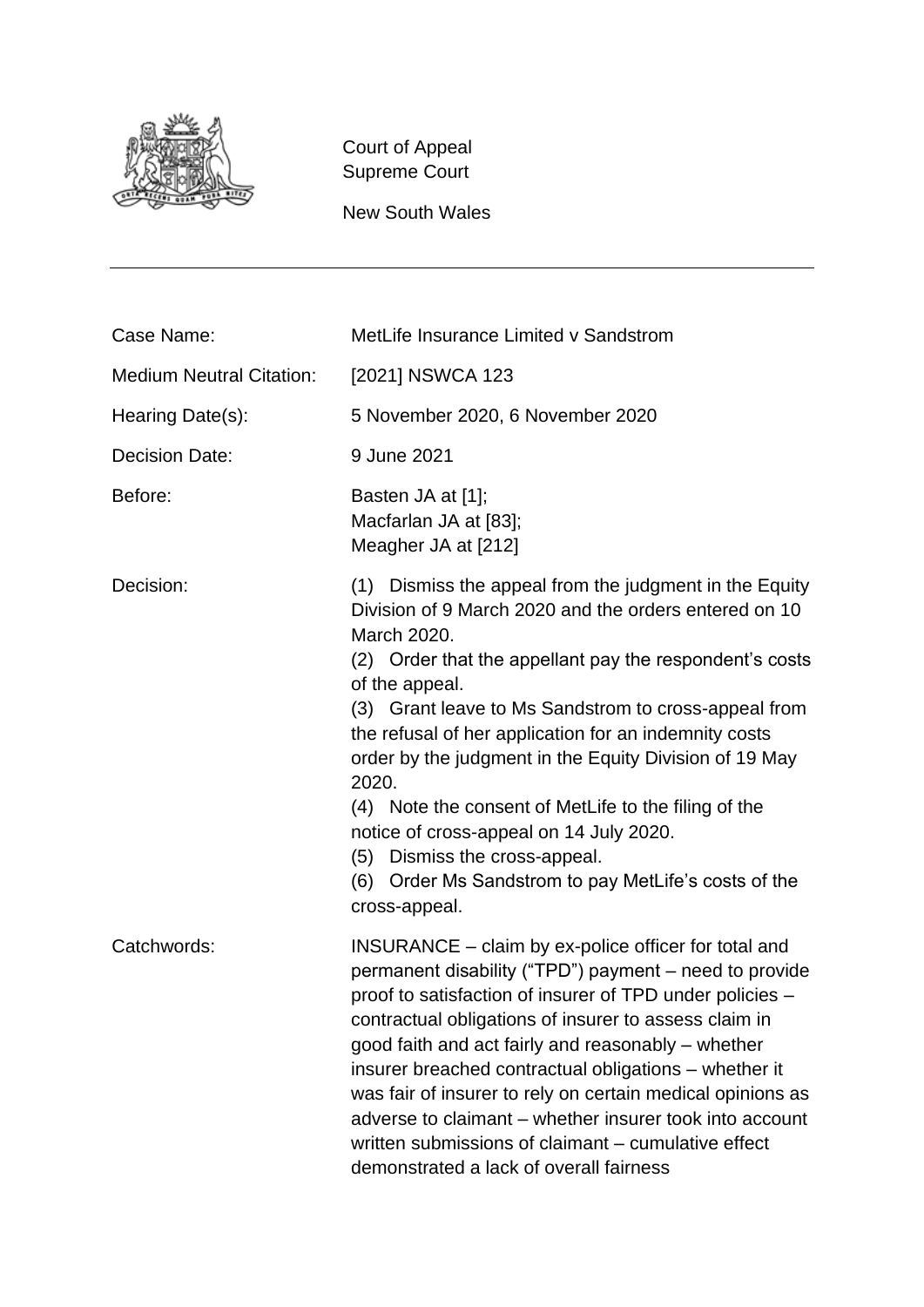Court of Appeal
Supreme Court

New South Wales

---

| | |
|---|---|
| Case Name: | MetLife Insurance Limited v Sandstrom |
| Medium Neutral Citation: | [2021] NSWCA 123 |
| Hearing Date(s): | 5 November 2020, 6 November 2020 |
| Decision Date: | 9 June 2021 |
| Before: | Basten JA at [1];<br>Macfarlan JA at [83];<br>Meagher JA at [212] |
| Decision: | (1) Dismiss the appeal from the judgment in the Equity Division of 9 March 2020 and the orders entered on 10 March 2020.<br>(2) Order that the appellant pay the respondent's costs of the appeal.<br>(3) Grant leave to Ms Sandstrom to cross-appeal from the refusal of her application for an indemnity costs order by the judgment in the Equity Division of 19 May 2020.<br>(4) Note the consent of MetLife to the filing of the notice of cross-appeal on 14 July 2020.<br>(5) Dismiss the cross-appeal.<br>(6) Order Ms Sandstrom to pay MetLife's costs of the cross-appeal. |
| Catchwords: | INSURANCE – claim by ex-police officer for total and permanent disability ("TPD") payment – need to provide proof to satisfaction of insurer of TPD under policies – contractual obligations of insurer to assess claim in good faith and act fairly and reasonably – whether insurer breached contractual obligations – whether it was fair of insurer to rely on certain medical opinions as adverse to claimant – whether insurer took into account written submissions of claimant – cumulative effect demonstrated a lack of overall fairness |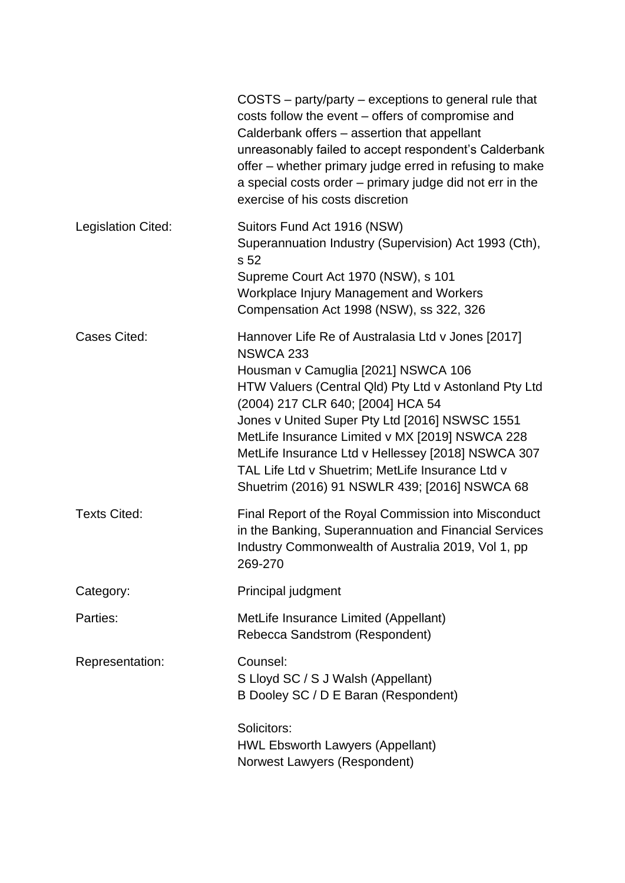| | |
|---|---|
| | COSTS – party/party – exceptions to general rule that costs follow the event – offers of compromise and Calderbank offers – assertion that appellant unreasonably failed to accept respondent's Calderbank offer – whether primary judge erred in refusing to make a special costs order – primary judge did not err in the exercise of his costs discretion |
| Legislation Cited: | Suitors Fund Act 1916 (NSW)<br>Superannuation Industry (Supervision) Act 1993 (Cth), s 52<br>Supreme Court Act 1970 (NSW), s 101<br>Workplace Injury Management and Workers Compensation Act 1998 (NSW), ss 322, 326 |
| Cases Cited: | Hannover Life Re of Australasia Ltd v Jones [2017] NSWCA 233<br>Housman v Camuglia [2021] NSWCA 106<br>HTW Valuers (Central Qld) Pty Ltd v Astonland Pty Ltd (2004) 217 CLR 640; [2004] HCA 54<br>Jones v United Super Pty Ltd [2016] NSWSC 1551<br>MetLife Insurance Limited v MX [2019] NSWCA 228<br>MetLife Insurance Ltd v Hellessey [2018] NSWCA 307<br>TAL Life Ltd v Shuetrim; MetLife Insurance Ltd v Shuetrim (2016) 91 NSWLR 439; [2016] NSWCA 68 |
| Texts Cited: | Final Report of the Royal Commission into Misconduct in the Banking, Superannuation and Financial Services Industry Commonwealth of Australia 2019, Vol 1, pp 269-270 |
| Category: | Principal judgment |
| Parties: | MetLife Insurance Limited (Appellant)<br>Rebecca Sandstrom (Respondent) |
| Representation: | Counsel:<br>S Lloyd SC / S J Walsh (Appellant)<br>B Dooley SC / D E Baran (Respondent)<br><br>Solicitors:<br>HWL Ebsworth Lawyers (Appellant)<br>Norwest Lawyers (Respondent) |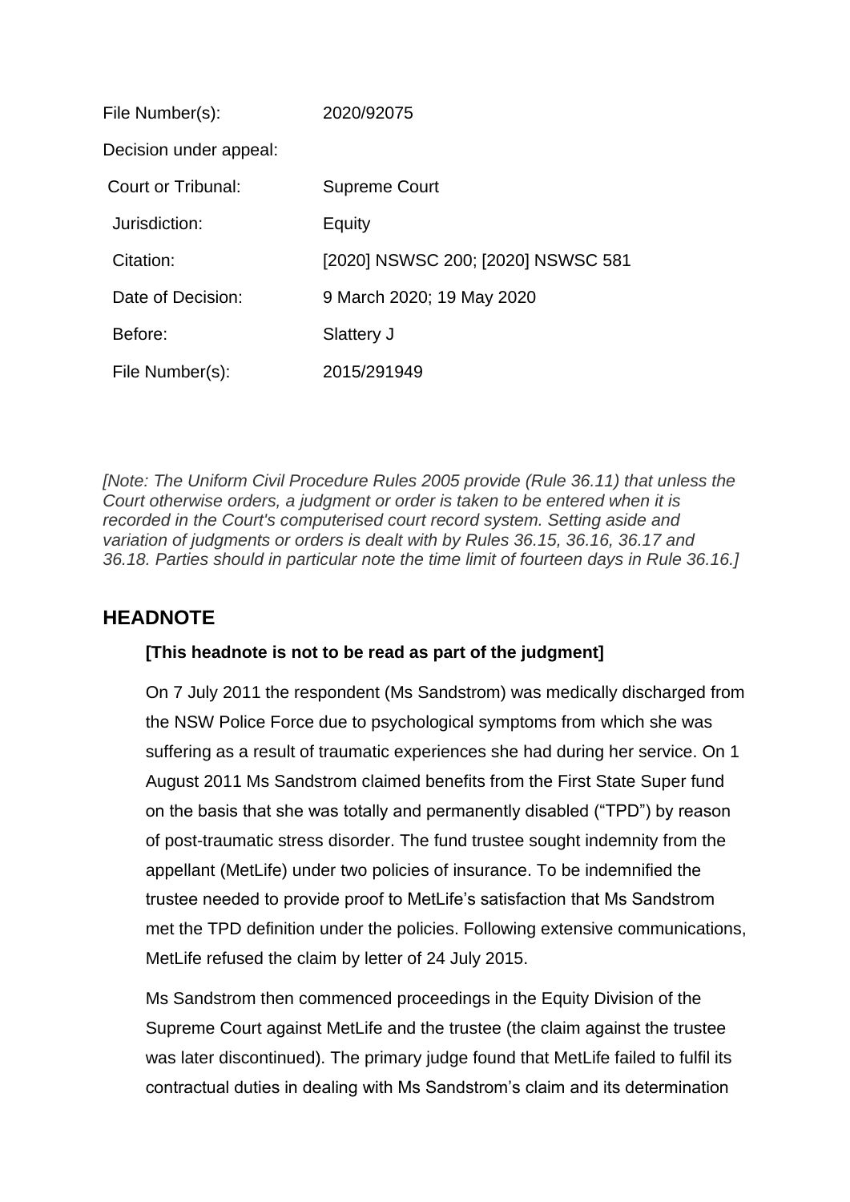| | |
|---|---|
| File Number(s): | 2020/92075 |
| Decision under appeal: | |
| Court or Tribunal: | Supreme Court |
| Jurisdiction: | Equity |
| Citation: | [2020] NSWSC 200; [2020] NSWSC 581 |
| Date of Decision: | 9 March 2020; 19 May 2020 |
| Before: | Slattery J |
| File Number(s): | 2015/291949 |

*[Note: The Uniform Civil Procedure Rules 2005 provide (Rule 36.11) that unless the Court otherwise orders, a judgment or order is taken to be entered when it is recorded in the Court's computerised court record system. Setting aside and variation of judgments or orders is dealt with by Rules 36.15, 36.16, 36.17 and 36.18. Parties should in particular note the time limit of fourteen days in Rule 36.16.]*

## HEADNOTE

**[This headnote is not to be read as part of the judgment]**

On 7 July 2011 the respondent (Ms Sandstrom) was medically discharged from the NSW Police Force due to psychological symptoms from which she was suffering as a result of traumatic experiences she had during her service. On 1 August 2011 Ms Sandstrom claimed benefits from the First State Super fund on the basis that she was totally and permanently disabled ("TPD") by reason of post-traumatic stress disorder. The fund trustee sought indemnity from the appellant (MetLife) under two policies of insurance. To be indemnified the trustee needed to provide proof to MetLife's satisfaction that Ms Sandstrom met the TPD definition under the policies. Following extensive communications, MetLife refused the claim by letter of 24 July 2015.

Ms Sandstrom then commenced proceedings in the Equity Division of the Supreme Court against MetLife and the trustee (the claim against the trustee was later discontinued). The primary judge found that MetLife failed to fulfil its contractual duties in dealing with Ms Sandstrom's claim and its determination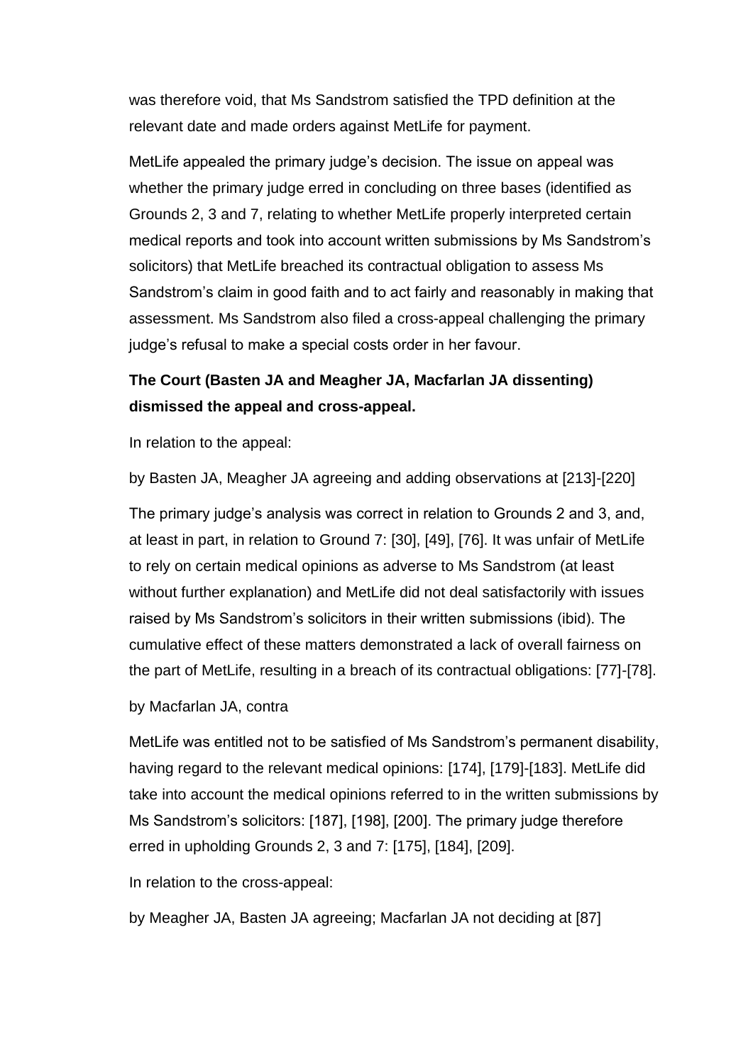was therefore void, that Ms Sandstrom satisfied the TPD definition at the relevant date and made orders against MetLife for payment.

MetLife appealed the primary judge's decision. The issue on appeal was whether the primary judge erred in concluding on three bases (identified as Grounds 2, 3 and 7, relating to whether MetLife properly interpreted certain medical reports and took into account written submissions by Ms Sandstrom's solicitors) that MetLife breached its contractual obligation to assess Ms Sandstrom's claim in good faith and to act fairly and reasonably in making that assessment. Ms Sandstrom also filed a cross-appeal challenging the primary judge's refusal to make a special costs order in her favour.

**The Court (Basten JA and Meagher JA, Macfarlan JA dissenting) dismissed the appeal and cross-appeal.**

In relation to the appeal:

by Basten JA, Meagher JA agreeing and adding observations at [213]-[220]

The primary judge's analysis was correct in relation to Grounds 2 and 3, and, at least in part, in relation to Ground 7: [30], [49], [76]. It was unfair of MetLife to rely on certain medical opinions as adverse to Ms Sandstrom (at least without further explanation) and MetLife did not deal satisfactorily with issues raised by Ms Sandstrom's solicitors in their written submissions (ibid). The cumulative effect of these matters demonstrated a lack of overall fairness on the part of MetLife, resulting in a breach of its contractual obligations: [77]-[78].

by Macfarlan JA, contra

MetLife was entitled not to be satisfied of Ms Sandstrom's permanent disability, having regard to the relevant medical opinions: [174], [179]-[183]. MetLife did take into account the medical opinions referred to in the written submissions by Ms Sandstrom's solicitors: [187], [198], [200]. The primary judge therefore erred in upholding Grounds 2, 3 and 7: [175], [184], [209].

In relation to the cross-appeal:

by Meagher JA, Basten JA agreeing; Macfarlan JA not deciding at [87]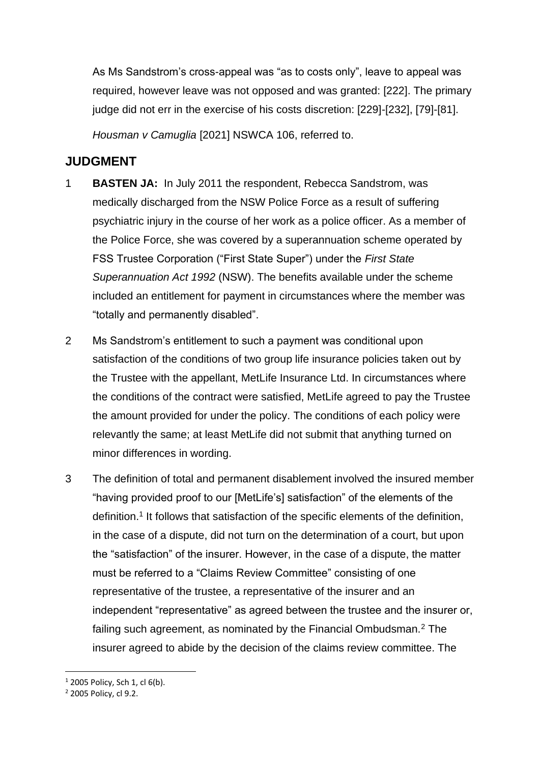As Ms Sandstrom's cross-appeal was "as to costs only", leave to appeal was required, however leave was not opposed and was granted: [222]. The primary judge did not err in the exercise of his costs discretion: [229]-[232], [79]-[81].

*Housman v Camuglia* [2021] NSWCA 106, referred to.

## JUDGMENT

1 **BASTEN JA:** In July 2011 the respondent, Rebecca Sandstrom, was medically discharged from the NSW Police Force as a result of suffering psychiatric injury in the course of her work as a police officer. As a member of the Police Force, she was covered by a superannuation scheme operated by FSS Trustee Corporation ("First State Super") under the *First State Superannuation Act 1992* (NSW). The benefits available under the scheme included an entitlement for payment in circumstances where the member was "totally and permanently disabled".

2 Ms Sandstrom's entitlement to such a payment was conditional upon satisfaction of the conditions of two group life insurance policies taken out by the Trustee with the appellant, MetLife Insurance Ltd. In circumstances where the conditions of the contract were satisfied, MetLife agreed to pay the Trustee the amount provided for under the policy. The conditions of each policy were relevantly the same; at least MetLife did not submit that anything turned on minor differences in wording.

3 The definition of total and permanent disablement involved the insured member "having provided proof to our [MetLife's] satisfaction" of the elements of the definition.[1] It follows that satisfaction of the specific elements of the definition, in the case of a dispute, did not turn on the determination of a court, but upon the "satisfaction" of the insurer. However, in the case of a dispute, the matter must be referred to a "Claims Review Committee" consisting of one representative of the trustee, a representative of the insurer and an independent "representative" as agreed between the trustee and the insurer or, failing such agreement, as nominated by the Financial Ombudsman.[2] The insurer agreed to abide by the decision of the claims review committee. The

---

[1] 2005 Policy, Sch 1, cl 6(b).

[2] 2005 Policy, cl 9.2.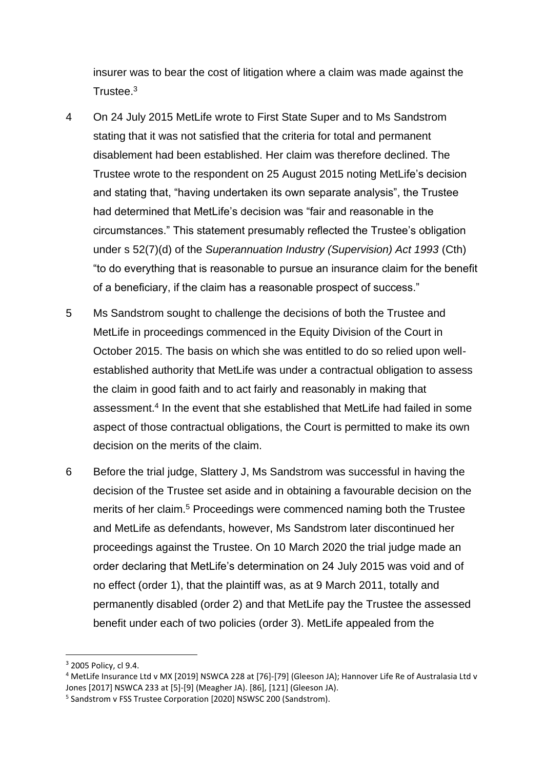insurer was to bear the cost of litigation where a claim was made against the Trustee.[3]

4 On 24 July 2015 MetLife wrote to First State Super and to Ms Sandstrom stating that it was not satisfied that the criteria for total and permanent disablement had been established. Her claim was therefore declined. The Trustee wrote to the respondent on 25 August 2015 noting MetLife's decision and stating that, "having undertaken its own separate analysis", the Trustee had determined that MetLife's decision was "fair and reasonable in the circumstances." This statement presumably reflected the Trustee's obligation under s 52(7)(d) of the *Superannuation Industry (Supervision) Act 1993* (Cth) "to do everything that is reasonable to pursue an insurance claim for the benefit of a beneficiary, if the claim has a reasonable prospect of success."

5 Ms Sandstrom sought to challenge the decisions of both the Trustee and MetLife in proceedings commenced in the Equity Division of the Court in October 2015. The basis on which she was entitled to do so relied upon well-established authority that MetLife was under a contractual obligation to assess the claim in good faith and to act fairly and reasonably in making that assessment.[4] In the event that she established that MetLife had failed in some aspect of those contractual obligations, the Court is permitted to make its own decision on the merits of the claim.

6 Before the trial judge, Slattery J, Ms Sandstrom was successful in having the decision of the Trustee set aside and in obtaining a favourable decision on the merits of her claim.[5] Proceedings were commenced naming both the Trustee and MetLife as defendants, however, Ms Sandstrom later discontinued her proceedings against the Trustee. On 10 March 2020 the trial judge made an order declaring that MetLife's determination on 24 July 2015 was void and of no effect (order 1), that the plaintiff was, as at 9 March 2011, totally and permanently disabled (order 2) and that MetLife pay the Trustee the assessed benefit under each of two policies (order 3). MetLife appealed from the

---

[3] 2005 Policy, cl 9.4.

[4] MetLife Insurance Ltd v MX [2019] NSWCA 228 at [76]-[79] (Gleeson JA); Hannover Life Re of Australasia Ltd v Jones [2017] NSWCA 233 at [5]-[9] (Meagher JA). [86], [121] (Gleeson JA).

[5] Sandstrom v FSS Trustee Corporation [2020] NSWSC 200 (Sandstrom).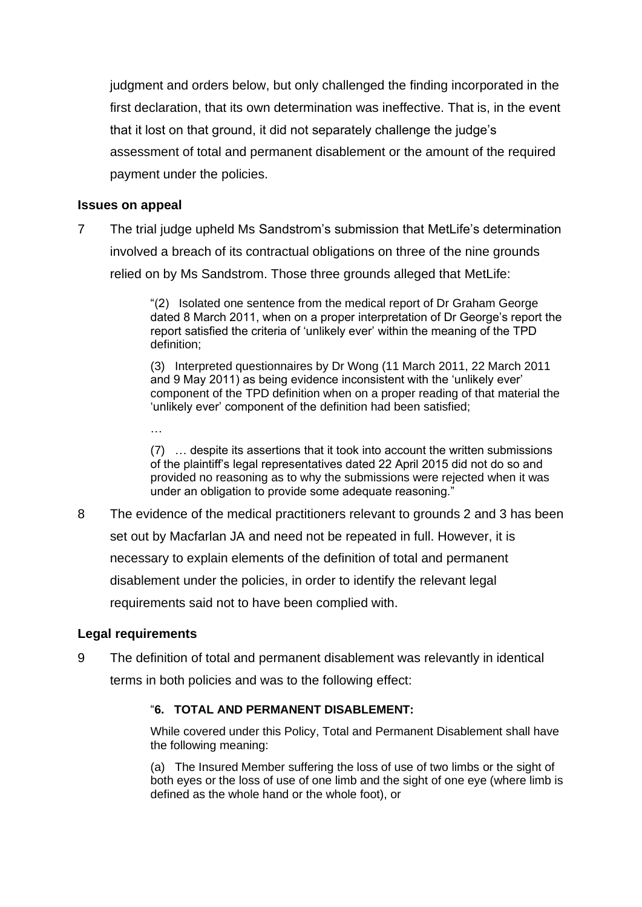judgment and orders below, but only challenged the finding incorporated in the first declaration, that its own determination was ineffective. That is, in the event that it lost on that ground, it did not separately challenge the judge's assessment of total and permanent disablement or the amount of the required payment under the policies.

### Issues on appeal

7 The trial judge upheld Ms Sandstrom's submission that MetLife's determination involved a breach of its contractual obligations on three of the nine grounds relied on by Ms Sandstrom. Those three grounds alleged that MetLife:

> "(2) Isolated one sentence from the medical report of Dr Graham George dated 8 March 2011, when on a proper interpretation of Dr George's report the report satisfied the criteria of 'unlikely ever' within the meaning of the TPD definition;
>
> (3) Interpreted questionnaires by Dr Wong (11 March 2011, 22 March 2011 and 9 May 2011) as being evidence inconsistent with the 'unlikely ever' component of the TPD definition when on a proper reading of that material the 'unlikely ever' component of the definition had been satisfied;
>
> …
>
> (7) … despite its assertions that it took into account the written submissions of the plaintiff's legal representatives dated 22 April 2015 did not do so and provided no reasoning as to why the submissions were rejected when it was under an obligation to provide some adequate reasoning."

8 The evidence of the medical practitioners relevant to grounds 2 and 3 has been set out by Macfarlan JA and need not be repeated in full. However, it is necessary to explain elements of the definition of total and permanent disablement under the policies, in order to identify the relevant legal requirements said not to have been complied with.

### Legal requirements

9 The definition of total and permanent disablement was relevantly in identical terms in both policies and was to the following effect:

> "**6. TOTAL AND PERMANENT DISABLEMENT:**
>
> While covered under this Policy, Total and Permanent Disablement shall have the following meaning:
>
> (a) The Insured Member suffering the loss of use of two limbs or the sight of both eyes or the loss of use of one limb and the sight of one eye (where limb is defined as the whole hand or the whole foot), or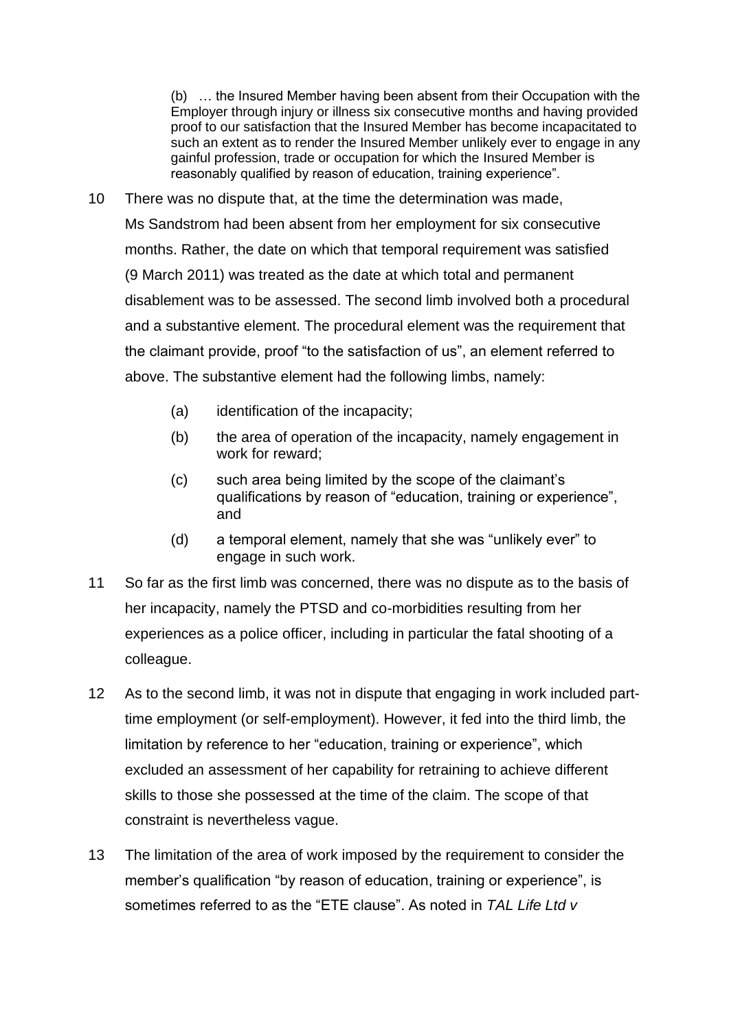> (b) … the Insured Member having been absent from their Occupation with the Employer through injury or illness six consecutive months and having provided proof to our satisfaction that the Insured Member has become incapacitated to such an extent as to render the Insured Member unlikely ever to engage in any gainful profession, trade or occupation for which the Insured Member is reasonably qualified by reason of education, training experience".

10 There was no dispute that, at the time the determination was made, Ms Sandstrom had been absent from her employment for six consecutive months. Rather, the date on which that temporal requirement was satisfied (9 March 2011) was treated as the date at which total and permanent disablement was to be assessed. The second limb involved both a procedural and a substantive element. The procedural element was the requirement that the claimant provide, proof "to the satisfaction of us", an element referred to above. The substantive element had the following limbs, namely:

> (a) identification of the incapacity;
>
> (b) the area of operation of the incapacity, namely engagement in work for reward;
>
> (c) such area being limited by the scope of the claimant's qualifications by reason of "education, training or experience", and
>
> (d) a temporal element, namely that she was "unlikely ever" to engage in such work.

11 So far as the first limb was concerned, there was no dispute as to the basis of her incapacity, namely the PTSD and co-morbidities resulting from her experiences as a police officer, including in particular the fatal shooting of a colleague.

12 As to the second limb, it was not in dispute that engaging in work included part-time employment (or self-employment). However, it fed into the third limb, the limitation by reference to her "education, training or experience", which excluded an assessment of her capability for retraining to achieve different skills to those she possessed at the time of the claim. The scope of that constraint is nevertheless vague.

13 The limitation of the area of work imposed by the requirement to consider the member's qualification "by reason of education, training or experience", is sometimes referred to as the "ETE clause". As noted in *TAL Life Ltd v*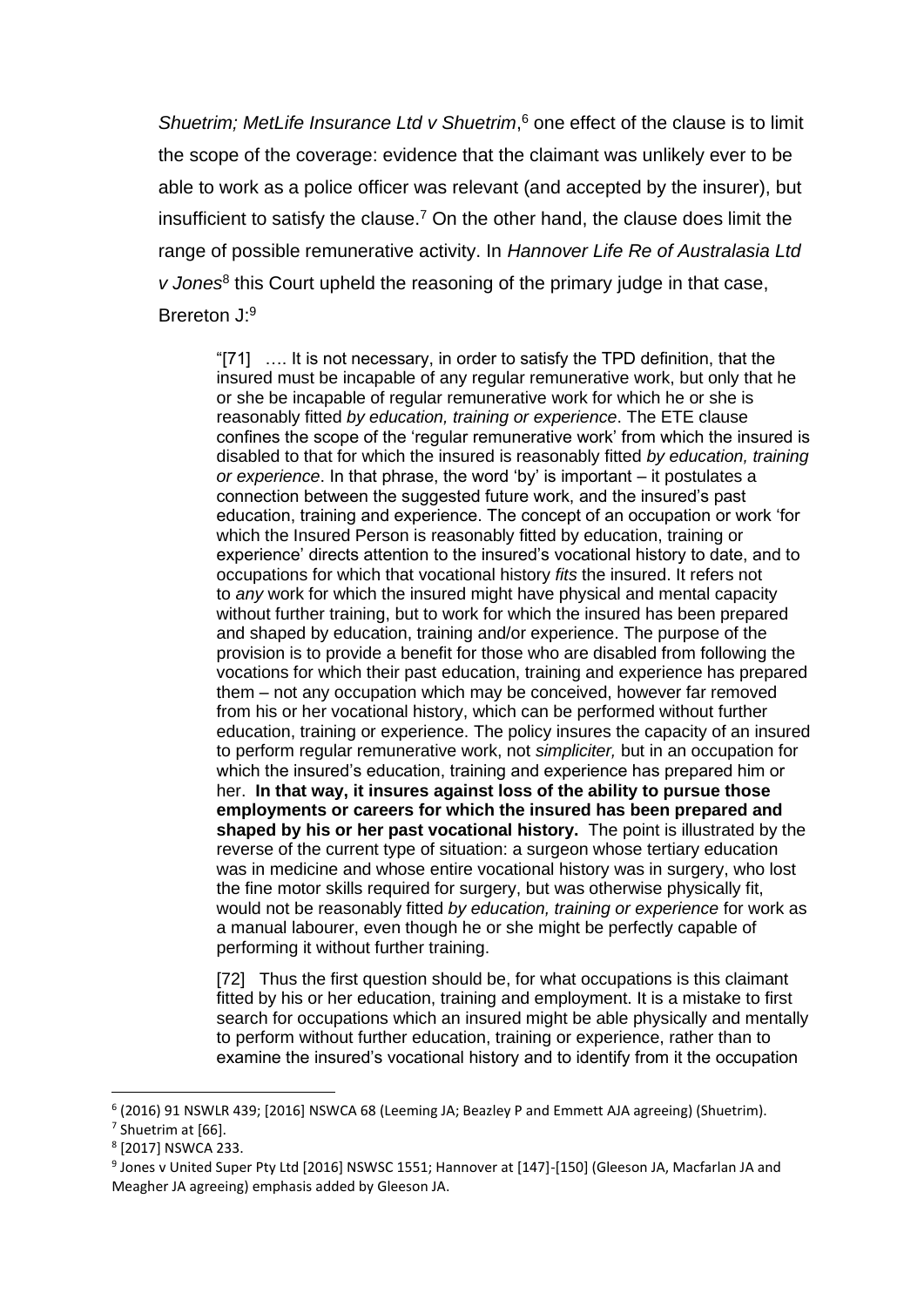*Shuetrim; MetLife Insurance Ltd v Shuetrim*,[6] one effect of the clause is to limit the scope of the coverage: evidence that the claimant was unlikely ever to be able to work as a police officer was relevant (and accepted by the insurer), but insufficient to satisfy the clause.[7] On the other hand, the clause does limit the range of possible remunerative activity. In *Hannover Life Re of Australasia Ltd v Jones*[8] this Court upheld the reasoning of the primary judge in that case, Brereton J:[9]

> "[71] …. It is not necessary, in order to satisfy the TPD definition, that the insured must be incapable of any regular remunerative work, but only that he or she be incapable of regular remunerative work for which he or she is reasonably fitted *by education, training or experience*. The ETE clause confines the scope of the 'regular remunerative work' from which the insured is disabled to that for which the insured is reasonably fitted *by education, training or experience*. In that phrase, the word 'by' is important – it postulates a connection between the suggested future work, and the insured's past education, training and experience. The concept of an occupation or work 'for which the Insured Person is reasonably fitted by education, training or experience' directs attention to the insured's vocational history to date, and to occupations for which that vocational history *fits* the insured. It refers not to *any* work for which the insured might have physical and mental capacity without further training, but to work for which the insured has been prepared and shaped by education, training and/or experience. The purpose of the provision is to provide a benefit for those who are disabled from following the vocations for which their past education, training and experience has prepared them – not any occupation which may be conceived, however far removed from his or her vocational history, which can be performed without further education, training or experience. The policy insures the capacity of an insured to perform regular remunerative work, not *simpliciter,* but in an occupation for which the insured's education, training and experience has prepared him or her. **In that way, it insures against loss of the ability to pursue those employments or careers for which the insured has been prepared and shaped by his or her past vocational history.** The point is illustrated by the reverse of the current type of situation: a surgeon whose tertiary education was in medicine and whose entire vocational history was in surgery, who lost the fine motor skills required for surgery, but was otherwise physically fit, would not be reasonably fitted *by education, training or experience* for work as a manual labourer, even though he or she might be perfectly capable of performing it without further training.
>
> [72] Thus the first question should be, for what occupations is this claimant fitted by his or her education, training and employment. It is a mistake to first search for occupations which an insured might be able physically and mentally to perform without further education, training or experience, rather than to examine the insured's vocational history and to identify from it the occupation

---

[6] (2016) 91 NSWLR 439; [2016] NSWCA 68 (Leeming JA; Beazley P and Emmett AJA agreeing) (Shuetrim).

[7] Shuetrim at [66].

[8] [2017] NSWCA 233.

[9] Jones v United Super Pty Ltd [2016] NSWSC 1551; Hannover at [147]-[150] (Gleeson JA, Macfarlan JA and Meagher JA agreeing) emphasis added by Gleeson JA.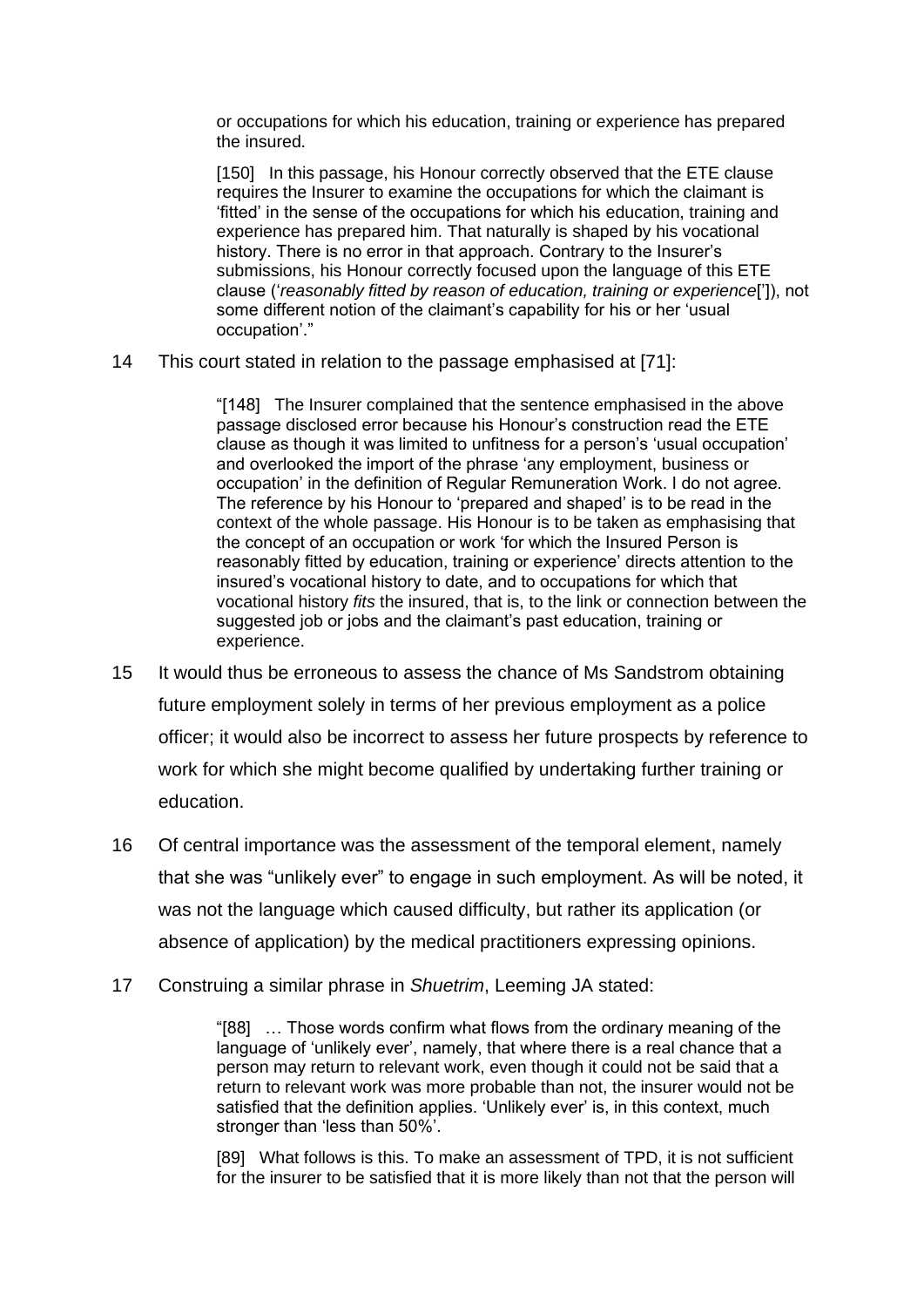> or occupations for which his education, training or experience has prepared the insured.
>
> [150] In this passage, his Honour correctly observed that the ETE clause requires the Insurer to examine the occupations for which the claimant is 'fitted' in the sense of the occupations for which his education, training and experience has prepared him. That naturally is shaped by his vocational history. There is no error in that approach. Contrary to the Insurer's submissions, his Honour correctly focused upon the language of this ETE clause ('*reasonably fitted by reason of education, training or experience*[']), not some different notion of the claimant's capability for his or her 'usual occupation'."

14 This court stated in relation to the passage emphasised at [71]:

> "[148] The Insurer complained that the sentence emphasised in the above passage disclosed error because his Honour's construction read the ETE clause as though it was limited to unfitness for a person's 'usual occupation' and overlooked the import of the phrase 'any employment, business or occupation' in the definition of Regular Remuneration Work. I do not agree. The reference by his Honour to 'prepared and shaped' is to be read in the context of the whole passage. His Honour is to be taken as emphasising that the concept of an occupation or work 'for which the Insured Person is reasonably fitted by education, training or experience' directs attention to the insured's vocational history to date, and to occupations for which that vocational history *fits* the insured, that is, to the link or connection between the suggested job or jobs and the claimant's past education, training or experience.

15 It would thus be erroneous to assess the chance of Ms Sandstrom obtaining future employment solely in terms of her previous employment as a police officer; it would also be incorrect to assess her future prospects by reference to work for which she might become qualified by undertaking further training or education.

16 Of central importance was the assessment of the temporal element, namely that she was "unlikely ever" to engage in such employment. As will be noted, it was not the language which caused difficulty, but rather its application (or absence of application) by the medical practitioners expressing opinions.

17 Construing a similar phrase in *Shuetrim*, Leeming JA stated:

> "[88] … Those words confirm what flows from the ordinary meaning of the language of 'unlikely ever', namely, that where there is a real chance that a person may return to relevant work, even though it could not be said that a return to relevant work was more probable than not, the insurer would not be satisfied that the definition applies. 'Unlikely ever' is, in this context, much stronger than 'less than 50%'.
>
> [89] What follows is this. To make an assessment of TPD, it is not sufficient for the insurer to be satisfied that it is more likely than not that the person will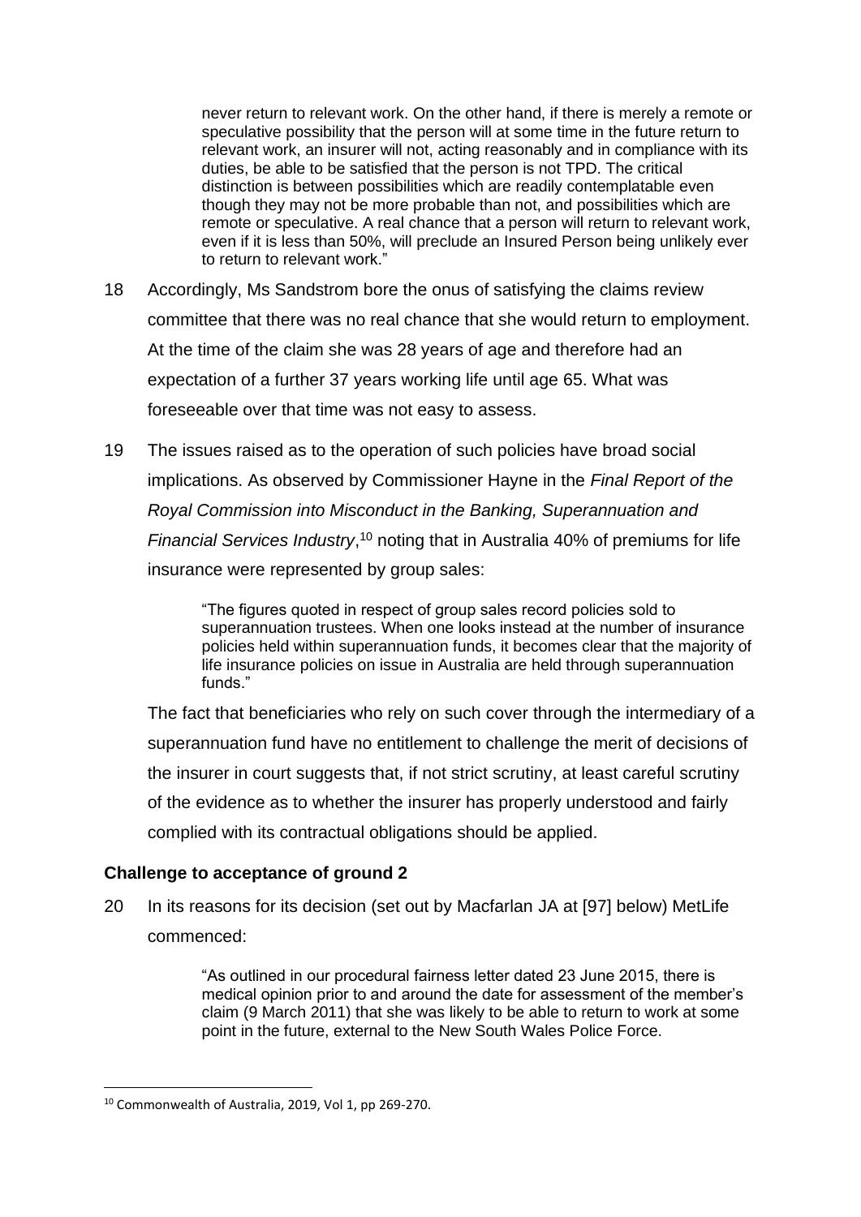> never return to relevant work. On the other hand, if there is merely a remote or speculative possibility that the person will at some time in the future return to relevant work, an insurer will not, acting reasonably and in compliance with its duties, be able to be satisfied that the person is not TPD. The critical distinction is between possibilities which are readily contemplatable even though they may not be more probable than not, and possibilities which are remote or speculative. A real chance that a person will return to relevant work, even if it is less than 50%, will preclude an Insured Person being unlikely ever to return to relevant work."

18 Accordingly, Ms Sandstrom bore the onus of satisfying the claims review committee that there was no real chance that she would return to employment. At the time of the claim she was 28 years of age and therefore had an expectation of a further 37 years working life until age 65. What was foreseeable over that time was not easy to assess.

19 The issues raised as to the operation of such policies have broad social implications. As observed by Commissioner Hayne in the *Final Report of the Royal Commission into Misconduct in the Banking, Superannuation and Financial Services Industry*,[10] noting that in Australia 40% of premiums for life insurance were represented by group sales:

> "The figures quoted in respect of group sales record policies sold to superannuation trustees. When one looks instead at the number of insurance policies held within superannuation funds, it becomes clear that the majority of life insurance policies on issue in Australia are held through superannuation funds."

The fact that beneficiaries who rely on such cover through the intermediary of a superannuation fund have no entitlement to challenge the merit of decisions of the insurer in court suggests that, if not strict scrutiny, at least careful scrutiny of the evidence as to whether the insurer has properly understood and fairly complied with its contractual obligations should be applied.

### Challenge to acceptance of ground 2

20 In its reasons for its decision (set out by Macfarlan JA at [97] below) MetLife commenced:

> "As outlined in our procedural fairness letter dated 23 June 2015, there is medical opinion prior to and around the date for assessment of the member's claim (9 March 2011) that she was likely to be able to return to work at some point in the future, external to the New South Wales Police Force.

[10] Commonwealth of Australia, 2019, Vol 1, pp 269-270.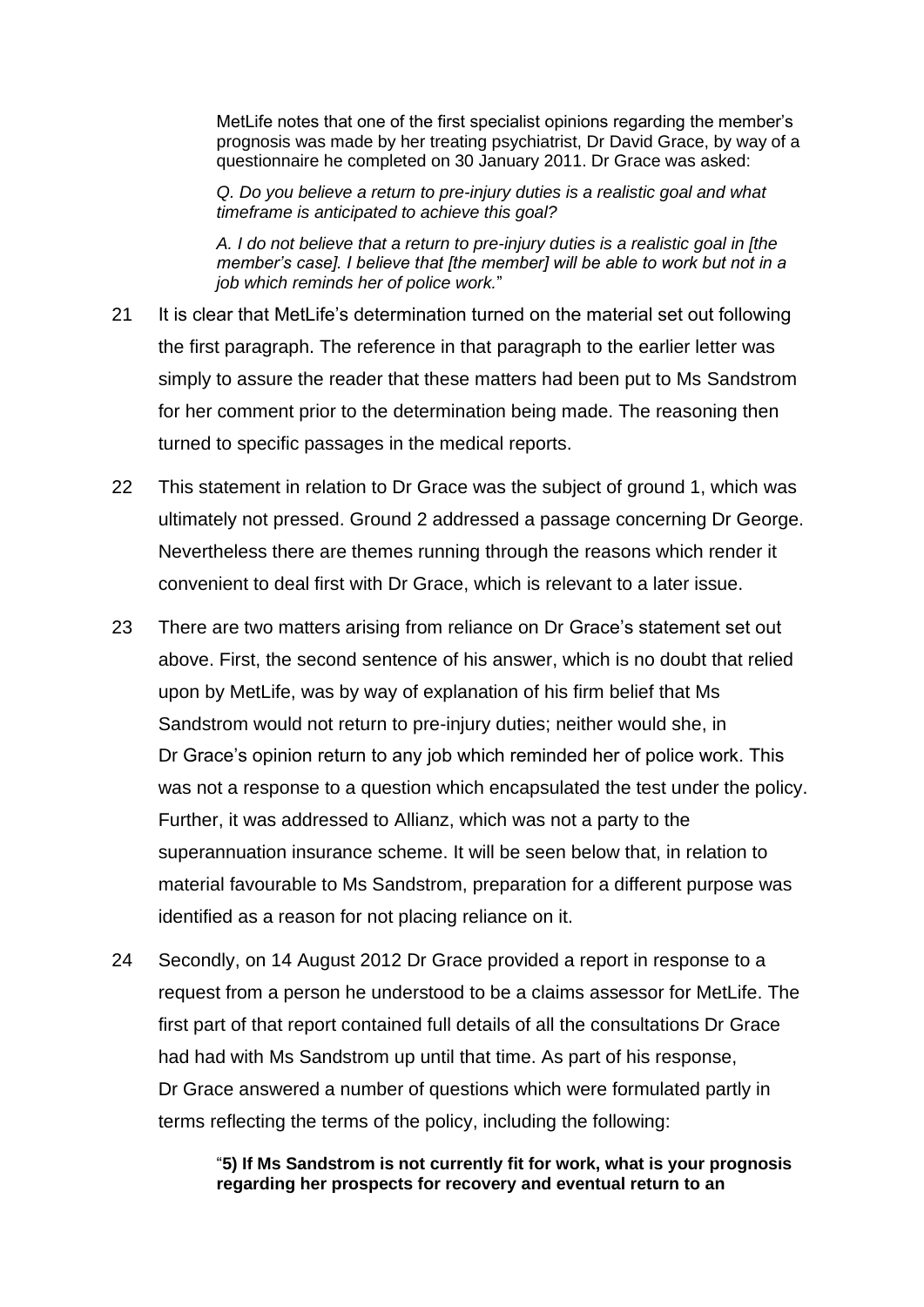> MetLife notes that one of the first specialist opinions regarding the member's prognosis was made by her treating psychiatrist, Dr David Grace, by way of a questionnaire he completed on 30 January 2011. Dr Grace was asked:
>
> *Q. Do you believe a return to pre-injury duties is a realistic goal and what timeframe is anticipated to achieve this goal?*
>
> *A. I do not believe that a return to pre-injury duties is a realistic goal in [the member's case]. I believe that [the member] will be able to work but not in a job which reminds her of police work.*"

21 It is clear that MetLife's determination turned on the material set out following the first paragraph. The reference in that paragraph to the earlier letter was simply to assure the reader that these matters had been put to Ms Sandstrom for her comment prior to the determination being made. The reasoning then turned to specific passages in the medical reports.

22 This statement in relation to Dr Grace was the subject of ground 1, which was ultimately not pressed. Ground 2 addressed a passage concerning Dr George. Nevertheless there are themes running through the reasons which render it convenient to deal first with Dr Grace, which is relevant to a later issue.

23 There are two matters arising from reliance on Dr Grace's statement set out above. First, the second sentence of his answer, which is no doubt that relied upon by MetLife, was by way of explanation of his firm belief that Ms Sandstrom would not return to pre-injury duties; neither would she, in Dr Grace's opinion return to any job which reminded her of police work. This was not a response to a question which encapsulated the test under the policy. Further, it was addressed to Allianz, which was not a party to the superannuation insurance scheme. It will be seen below that, in relation to material favourable to Ms Sandstrom, preparation for a different purpose was identified as a reason for not placing reliance on it.

24 Secondly, on 14 August 2012 Dr Grace provided a report in response to a request from a person he understood to be a claims assessor for MetLife. The first part of that report contained full details of all the consultations Dr Grace had had with Ms Sandstrom up until that time. As part of his response, Dr Grace answered a number of questions which were formulated partly in terms reflecting the terms of the policy, including the following:

> "**5) If Ms Sandstrom is not currently fit for work, what is your prognosis regarding her prospects for recovery and eventual return to an**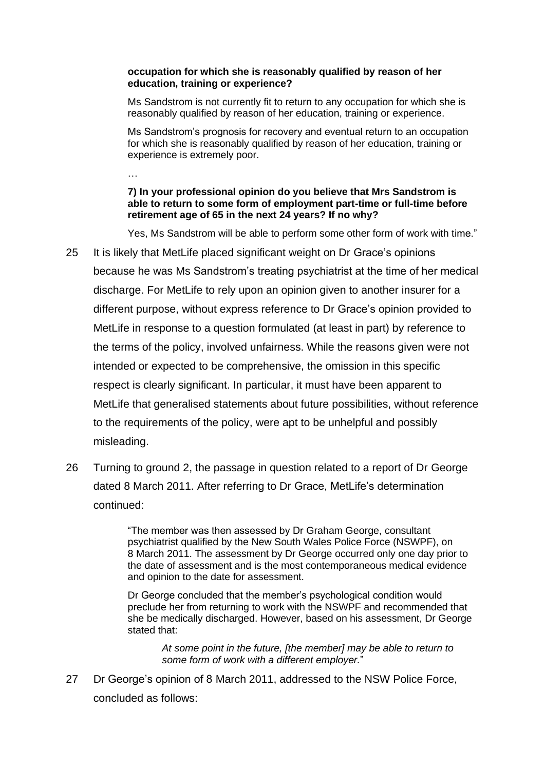> **occupation for which she is reasonably qualified by reason of her education, training or experience?**
>
> Ms Sandstrom is not currently fit to return to any occupation for which she is reasonably qualified by reason of her education, training or experience.
>
> Ms Sandstrom's prognosis for recovery and eventual return to an occupation for which she is reasonably qualified by reason of her education, training or experience is extremely poor.
>
> …
>
> **7) In your professional opinion do you believe that Mrs Sandstrom is able to return to some form of employment part-time or full-time before retirement age of 65 in the next 24 years? If no why?**
>
> Yes, Ms Sandstrom will be able to perform some other form of work with time."

25 It is likely that MetLife placed significant weight on Dr Grace's opinions because he was Ms Sandstrom's treating psychiatrist at the time of her medical discharge. For MetLife to rely upon an opinion given to another insurer for a different purpose, without express reference to Dr Grace's opinion provided to MetLife in response to a question formulated (at least in part) by reference to the terms of the policy, involved unfairness. While the reasons given were not intended or expected to be comprehensive, the omission in this specific respect is clearly significant. In particular, it must have been apparent to MetLife that generalised statements about future possibilities, without reference to the requirements of the policy, were apt to be unhelpful and possibly misleading.

26 Turning to ground 2, the passage in question related to a report of Dr George dated 8 March 2011. After referring to Dr Grace, MetLife's determination continued:

> "The member was then assessed by Dr Graham George, consultant psychiatrist qualified by the New South Wales Police Force (NSWPF), on 8 March 2011. The assessment by Dr George occurred only one day prior to the date of assessment and is the most contemporaneous medical evidence and opinion to the date for assessment.
>
> Dr George concluded that the member's psychological condition would preclude her from returning to work with the NSWPF and recommended that she be medically discharged. However, based on his assessment, Dr George stated that:
>
> > *At some point in the future, [the member] may be able to return to some form of work with a different employer.*"

27 Dr George's opinion of 8 March 2011, addressed to the NSW Police Force, concluded as follows: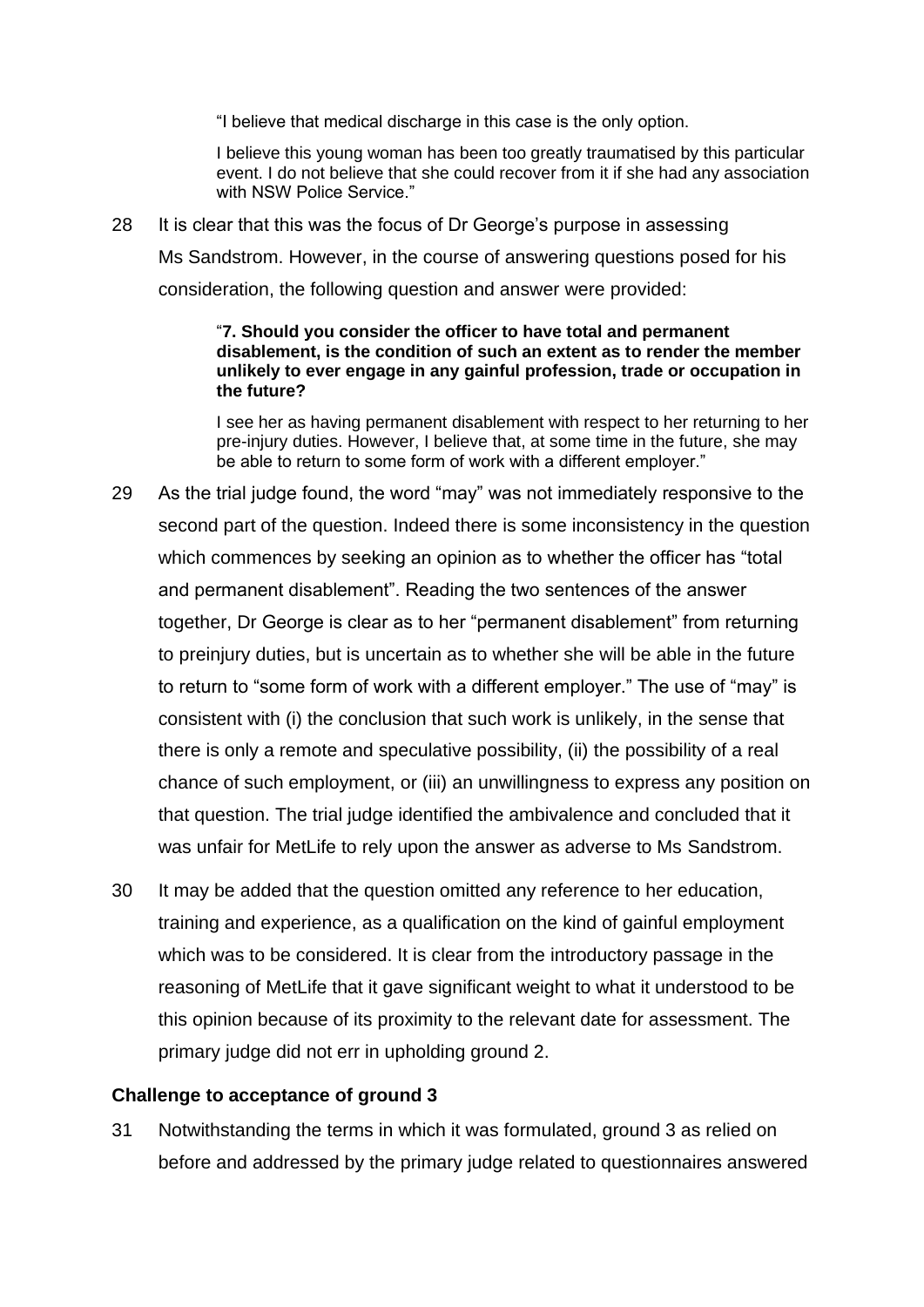> "I believe that medical discharge in this case is the only option.
>
> I believe this young woman has been too greatly traumatised by this particular event. I do not believe that she could recover from it if she had any association with NSW Police Service."

28 It is clear that this was the focus of Dr George's purpose in assessing Ms Sandstrom. However, in the course of answering questions posed for his consideration, the following question and answer were provided:

> "**7. Should you consider the officer to have total and permanent disablement, is the condition of such an extent as to render the member unlikely to ever engage in any gainful profession, trade or occupation in the future?**
>
> I see her as having permanent disablement with respect to her returning to her pre-injury duties. However, I believe that, at some time in the future, she may be able to return to some form of work with a different employer."

29 As the trial judge found, the word "may" was not immediately responsive to the second part of the question. Indeed there is some inconsistency in the question which commences by seeking an opinion as to whether the officer has "total and permanent disablement". Reading the two sentences of the answer together, Dr George is clear as to her "permanent disablement" from returning to preinjury duties, but is uncertain as to whether she will be able in the future to return to "some form of work with a different employer." The use of "may" is consistent with (i) the conclusion that such work is unlikely, in the sense that there is only a remote and speculative possibility, (ii) the possibility of a real chance of such employment, or (iii) an unwillingness to express any position on that question. The trial judge identified the ambivalence and concluded that it was unfair for MetLife to rely upon the answer as adverse to Ms Sandstrom.

30 It may be added that the question omitted any reference to her education, training and experience, as a qualification on the kind of gainful employment which was to be considered. It is clear from the introductory passage in the reasoning of MetLife that it gave significant weight to what it understood to be this opinion because of its proximity to the relevant date for assessment. The primary judge did not err in upholding ground 2.

### Challenge to acceptance of ground 3

31 Notwithstanding the terms in which it was formulated, ground 3 as relied on before and addressed by the primary judge related to questionnaires answered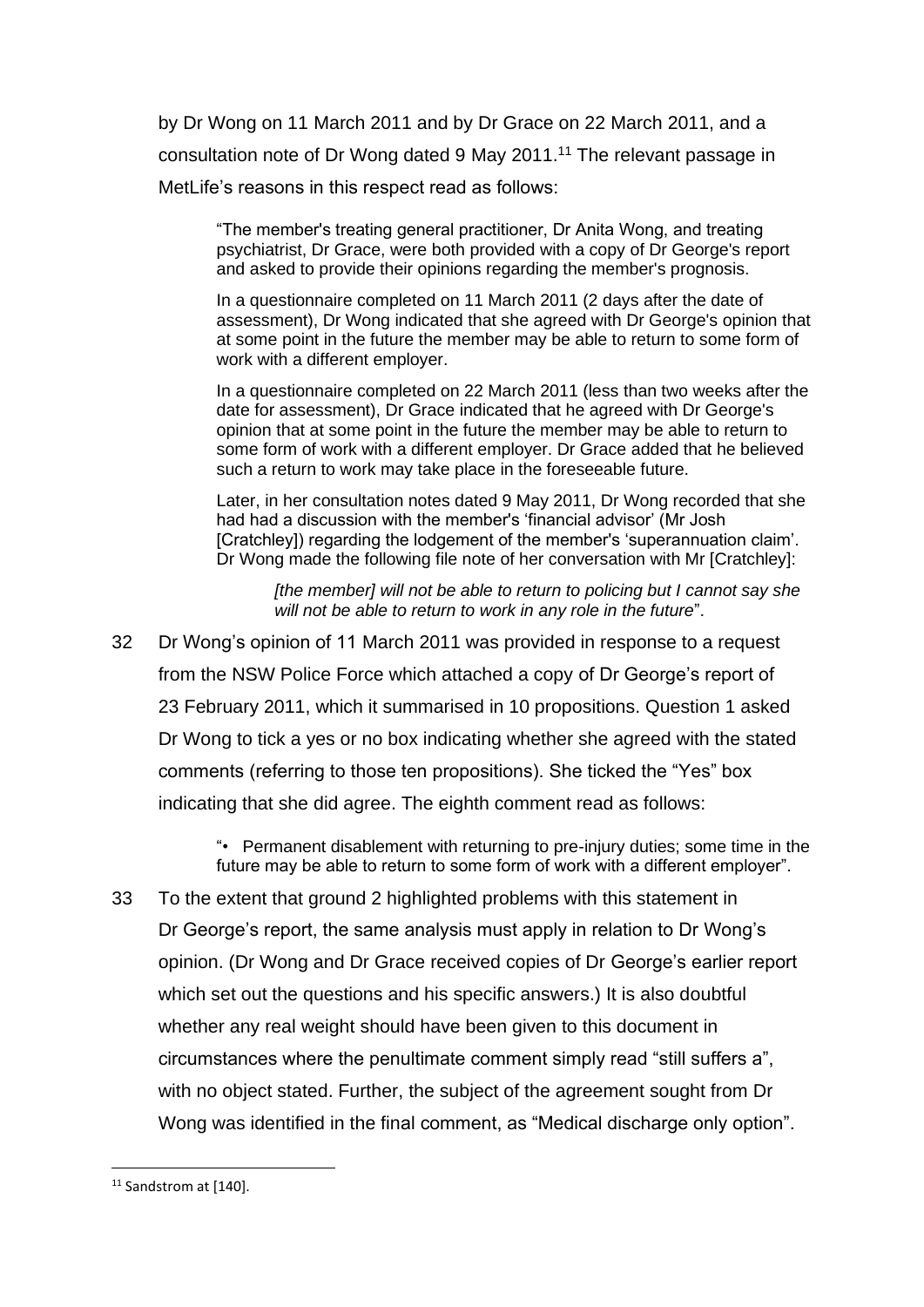by Dr Wong on 11 March 2011 and by Dr Grace on 22 March 2011, and a consultation note of Dr Wong dated 9 May 2011.[11] The relevant passage in MetLife's reasons in this respect read as follows:

> "The member's treating general practitioner, Dr Anita Wong, and treating psychiatrist, Dr Grace, were both provided with a copy of Dr George's report and asked to provide their opinions regarding the member's prognosis.
>
> In a questionnaire completed on 11 March 2011 (2 days after the date of assessment), Dr Wong indicated that she agreed with Dr George's opinion that at some point in the future the member may be able to return to some form of work with a different employer.
>
> In a questionnaire completed on 22 March 2011 (less than two weeks after the date for assessment), Dr Grace indicated that he agreed with Dr George's opinion that at some point in the future the member may be able to return to some form of work with a different employer. Dr Grace added that he believed such a return to work may take place in the foreseeable future.
>
> Later, in her consultation notes dated 9 May 2011, Dr Wong recorded that she had had a discussion with the member's 'financial advisor' (Mr Josh [Cratchley]) regarding the lodgement of the member's 'superannuation claim'. Dr Wong made the following file note of her conversation with Mr [Cratchley]:
>
> > *[the member] will not be able to return to policing but I cannot say she will not be able to return to work in any role in the future*".

32 Dr Wong's opinion of 11 March 2011 was provided in response to a request from the NSW Police Force which attached a copy of Dr George's report of 23 February 2011, which it summarised in 10 propositions. Question 1 asked Dr Wong to tick a yes or no box indicating whether she agreed with the stated comments (referring to those ten propositions). She ticked the "Yes" box indicating that she did agree. The eighth comment read as follows:

> "• Permanent disablement with returning to pre-injury duties; some time in the future may be able to return to some form of work with a different employer".

33 To the extent that ground 2 highlighted problems with this statement in Dr George's report, the same analysis must apply in relation to Dr Wong's opinion. (Dr Wong and Dr Grace received copies of Dr George's earlier report which set out the questions and his specific answers.) It is also doubtful whether any real weight should have been given to this document in circumstances where the penultimate comment simply read "still suffers a", with no object stated. Further, the subject of the agreement sought from Dr Wong was identified in the final comment, as "Medical discharge only option".

---

[11] Sandstrom at [140].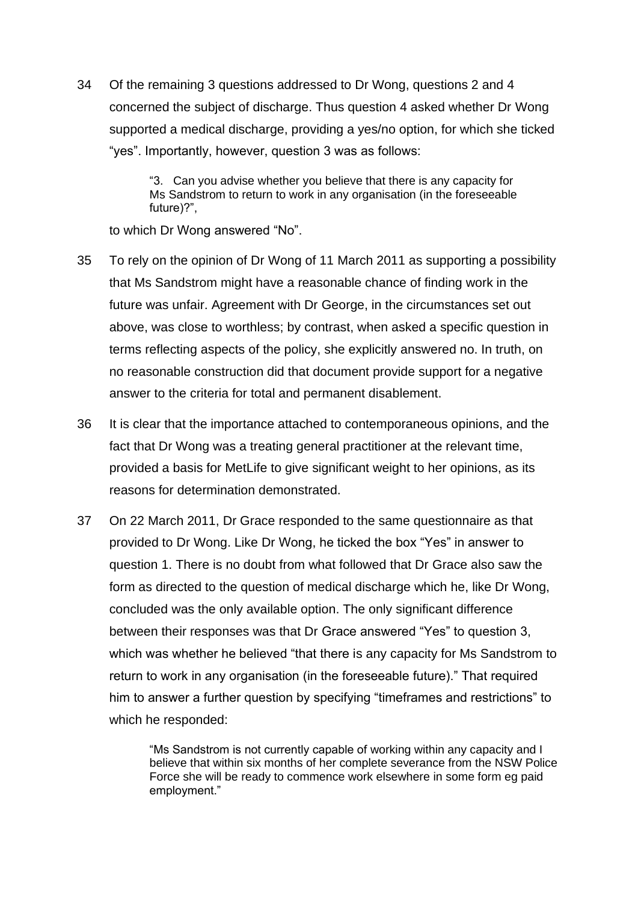34 Of the remaining 3 questions addressed to Dr Wong, questions 2 and 4 concerned the subject of discharge. Thus question 4 asked whether Dr Wong supported a medical discharge, providing a yes/no option, for which she ticked "yes". Importantly, however, question 3 was as follows:

> "3. Can you advise whether you believe that there is any capacity for Ms Sandstrom to return to work in any organisation (in the foreseeable future)?",

to which Dr Wong answered "No".

35 To rely on the opinion of Dr Wong of 11 March 2011 as supporting a possibility that Ms Sandstrom might have a reasonable chance of finding work in the future was unfair. Agreement with Dr George, in the circumstances set out above, was close to worthless; by contrast, when asked a specific question in terms reflecting aspects of the policy, she explicitly answered no. In truth, on no reasonable construction did that document provide support for a negative answer to the criteria for total and permanent disablement.

36 It is clear that the importance attached to contemporaneous opinions, and the fact that Dr Wong was a treating general practitioner at the relevant time, provided a basis for MetLife to give significant weight to her opinions, as its reasons for determination demonstrated.

37 On 22 March 2011, Dr Grace responded to the same questionnaire as that provided to Dr Wong. Like Dr Wong, he ticked the box "Yes" in answer to question 1. There is no doubt from what followed that Dr Grace also saw the form as directed to the question of medical discharge which he, like Dr Wong, concluded was the only available option. The only significant difference between their responses was that Dr Grace answered "Yes" to question 3, which was whether he believed "that there is any capacity for Ms Sandstrom to return to work in any organisation (in the foreseeable future)." That required him to answer a further question by specifying "timeframes and restrictions" to which he responded:

> "Ms Sandstrom is not currently capable of working within any capacity and I believe that within six months of her complete severance from the NSW Police Force she will be ready to commence work elsewhere in some form eg paid employment."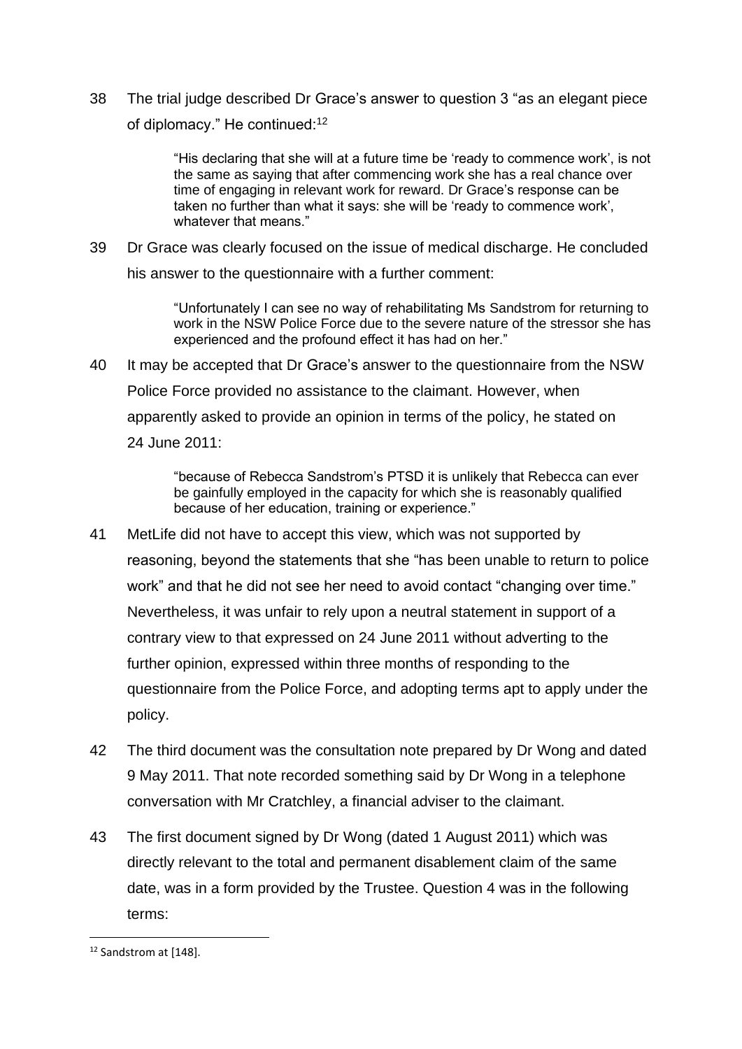38 The trial judge described Dr Grace's answer to question 3 "as an elegant piece of diplomacy." He continued:[12]

> "His declaring that she will at a future time be 'ready to commence work', is not the same as saying that after commencing work she has a real chance over time of engaging in relevant work for reward. Dr Grace's response can be taken no further than what it says: she will be 'ready to commence work', whatever that means."

39 Dr Grace was clearly focused on the issue of medical discharge. He concluded his answer to the questionnaire with a further comment:

> "Unfortunately I can see no way of rehabilitating Ms Sandstrom for returning to work in the NSW Police Force due to the severe nature of the stressor she has experienced and the profound effect it has had on her."

40 It may be accepted that Dr Grace's answer to the questionnaire from the NSW Police Force provided no assistance to the claimant. However, when apparently asked to provide an opinion in terms of the policy, he stated on 24 June 2011:

> "because of Rebecca Sandstrom's PTSD it is unlikely that Rebecca can ever be gainfully employed in the capacity for which she is reasonably qualified because of her education, training or experience."

41 MetLife did not have to accept this view, which was not supported by reasoning, beyond the statements that she "has been unable to return to police work" and that he did not see her need to avoid contact "changing over time." Nevertheless, it was unfair to rely upon a neutral statement in support of a contrary view to that expressed on 24 June 2011 without adverting to the further opinion, expressed within three months of responding to the questionnaire from the Police Force, and adopting terms apt to apply under the policy.

42 The third document was the consultation note prepared by Dr Wong and dated 9 May 2011. That note recorded something said by Dr Wong in a telephone conversation with Mr Cratchley, a financial adviser to the claimant.

43 The first document signed by Dr Wong (dated 1 August 2011) which was directly relevant to the total and permanent disablement claim of the same date, was in a form provided by the Trustee. Question 4 was in the following terms:

---

[12] Sandstrom at [148].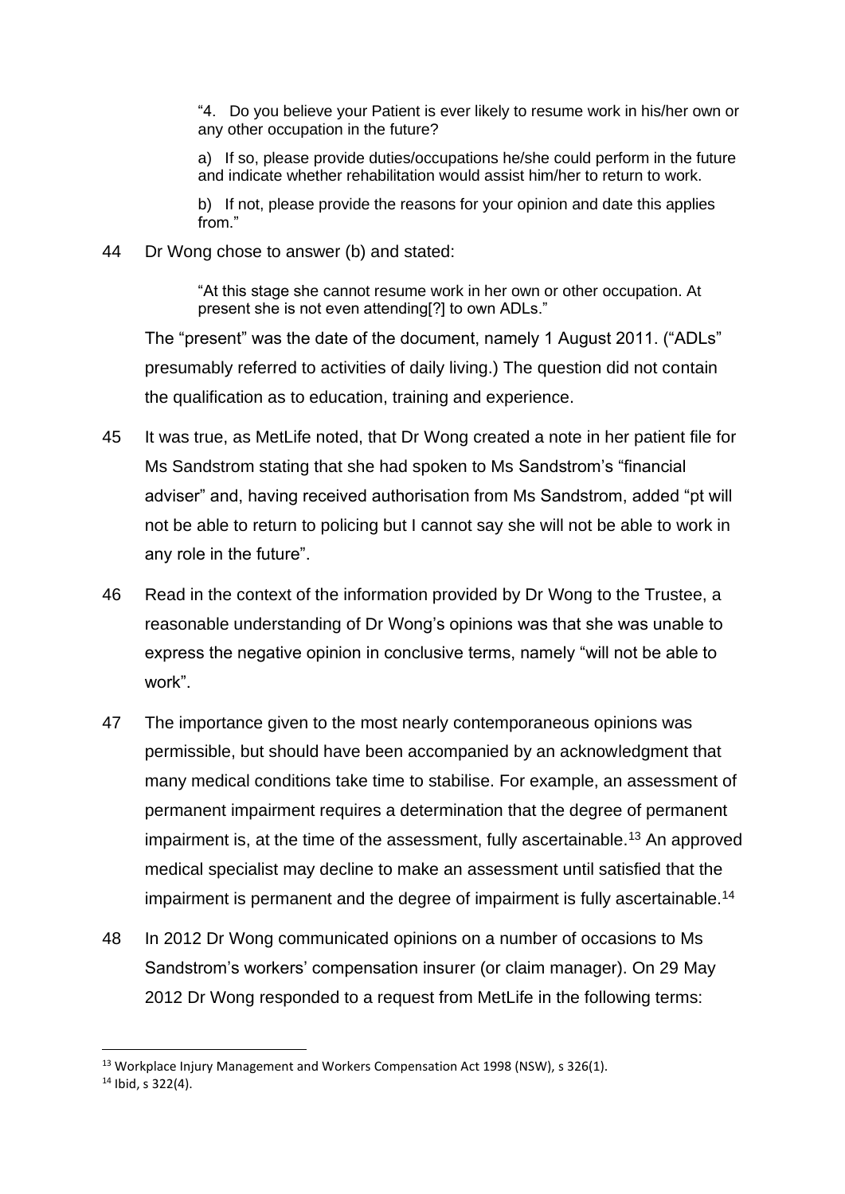> "4. Do you believe your Patient is ever likely to resume work in his/her own or any other occupation in the future?
>
> a) If so, please provide duties/occupations he/she could perform in the future and indicate whether rehabilitation would assist him/her to return to work.
>
> b) If not, please provide the reasons for your opinion and date this applies from."

44 Dr Wong chose to answer (b) and stated:

> "At this stage she cannot resume work in her own or other occupation. At present she is not even attending[?] to own ADLs."

The "present" was the date of the document, namely 1 August 2011. ("ADLs" presumably referred to activities of daily living.) The question did not contain the qualification as to education, training and experience.

45 It was true, as MetLife noted, that Dr Wong created a note in her patient file for Ms Sandstrom stating that she had spoken to Ms Sandstrom's "financial adviser" and, having received authorisation from Ms Sandstrom, added "pt will not be able to return to policing but I cannot say she will not be able to work in any role in the future".

46 Read in the context of the information provided by Dr Wong to the Trustee, a reasonable understanding of Dr Wong's opinions was that she was unable to express the negative opinion in conclusive terms, namely "will not be able to work".

47 The importance given to the most nearly contemporaneous opinions was permissible, but should have been accompanied by an acknowledgment that many medical conditions take time to stabilise. For example, an assessment of permanent impairment requires a determination that the degree of permanent impairment is, at the time of the assessment, fully ascertainable.[13] An approved medical specialist may decline to make an assessment until satisfied that the impairment is permanent and the degree of impairment is fully ascertainable.[14]

48 In 2012 Dr Wong communicated opinions on a number of occasions to Ms Sandstrom's workers' compensation insurer (or claim manager). On 29 May 2012 Dr Wong responded to a request from MetLife in the following terms:

---

[13] Workplace Injury Management and Workers Compensation Act 1998 (NSW), s 326(1).

[14] Ibid, s 322(4).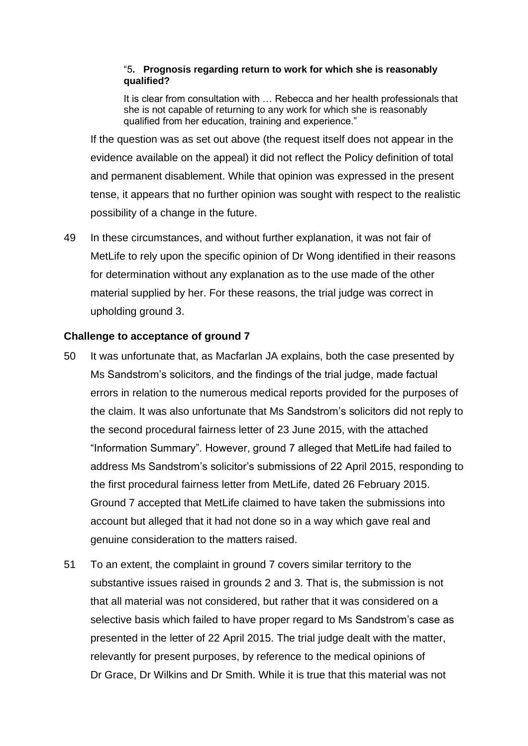> "5**. Prognosis regarding return to work for which she is reasonably qualified?**
>
> It is clear from consultation with … Rebecca and her health professionals that she is not capable of returning to any work for which she is reasonably qualified from her education, training and experience."

If the question was as set out above (the request itself does not appear in the evidence available on the appeal) it did not reflect the Policy definition of total and permanent disablement. While that opinion was expressed in the present tense, it appears that no further opinion was sought with respect to the realistic possibility of a change in the future.

49 In these circumstances, and without further explanation, it was not fair of MetLife to rely upon the specific opinion of Dr Wong identified in their reasons for determination without any explanation as to the use made of the other material supplied by her. For these reasons, the trial judge was correct in upholding ground 3.

**Challenge to acceptance of ground 7**

50 It was unfortunate that, as Macfarlan JA explains, both the case presented by Ms Sandstrom's solicitors, and the findings of the trial judge, made factual errors in relation to the numerous medical reports provided for the purposes of the claim. It was also unfortunate that Ms Sandstrom's solicitors did not reply to the second procedural fairness letter of 23 June 2015, with the attached "Information Summary". However, ground 7 alleged that MetLife had failed to address Ms Sandstrom's solicitor's submissions of 22 April 2015, responding to the first procedural fairness letter from MetLife, dated 26 February 2015. Ground 7 accepted that MetLife claimed to have taken the submissions into account but alleged that it had not done so in a way which gave real and genuine consideration to the matters raised.

51 To an extent, the complaint in ground 7 covers similar territory to the substantive issues raised in grounds 2 and 3. That is, the submission is not that all material was not considered, but rather that it was considered on a selective basis which failed to have proper regard to Ms Sandstrom's case as presented in the letter of 22 April 2015. The trial judge dealt with the matter, relevantly for present purposes, by reference to the medical opinions of Dr Grace, Dr Wilkins and Dr Smith. While it is true that this material was not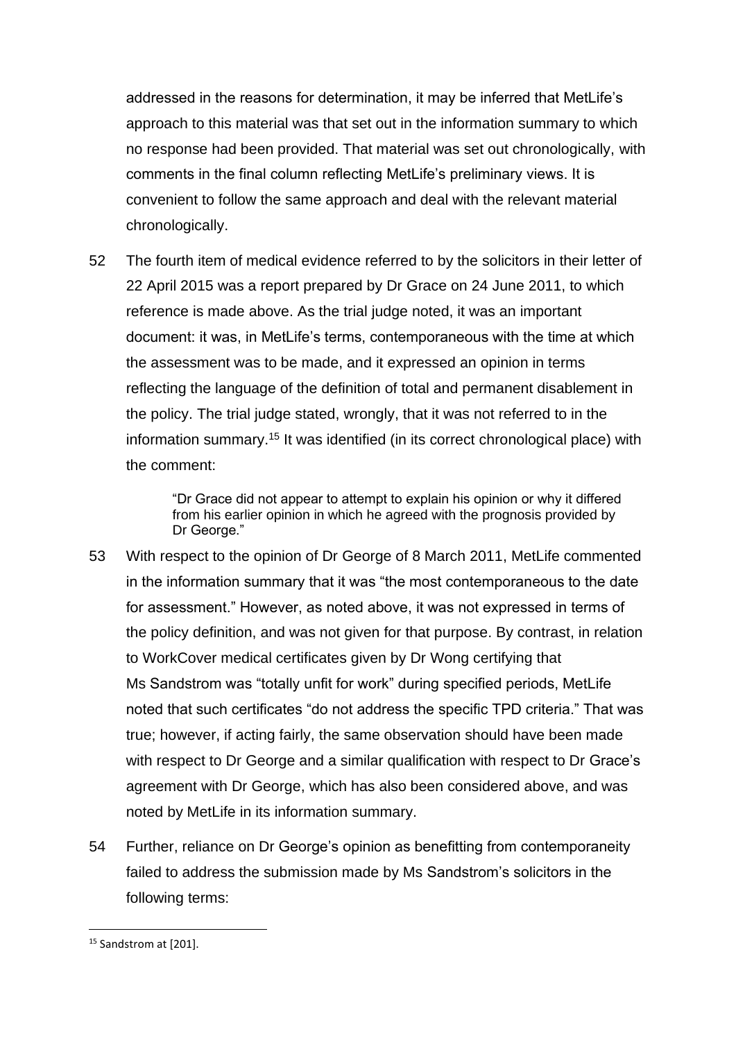addressed in the reasons for determination, it may be inferred that MetLife's approach to this material was that set out in the information summary to which no response had been provided. That material was set out chronologically, with comments in the final column reflecting MetLife's preliminary views. It is convenient to follow the same approach and deal with the relevant material chronologically.

52 The fourth item of medical evidence referred to by the solicitors in their letter of 22 April 2015 was a report prepared by Dr Grace on 24 June 2011, to which reference is made above. As the trial judge noted, it was an important document: it was, in MetLife's terms, contemporaneous with the time at which the assessment was to be made, and it expressed an opinion in terms reflecting the language of the definition of total and permanent disablement in the policy. The trial judge stated, wrongly, that it was not referred to in the information summary.[15] It was identified (in its correct chronological place) with the comment:

> "Dr Grace did not appear to attempt to explain his opinion or why it differed from his earlier opinion in which he agreed with the prognosis provided by Dr George."

53 With respect to the opinion of Dr George of 8 March 2011, MetLife commented in the information summary that it was "the most contemporaneous to the date for assessment." However, as noted above, it was not expressed in terms of the policy definition, and was not given for that purpose. By contrast, in relation to WorkCover medical certificates given by Dr Wong certifying that Ms Sandstrom was "totally unfit for work" during specified periods, MetLife noted that such certificates "do not address the specific TPD criteria." That was true; however, if acting fairly, the same observation should have been made with respect to Dr George and a similar qualification with respect to Dr Grace's agreement with Dr George, which has also been considered above, and was noted by MetLife in its information summary.

54 Further, reliance on Dr George's opinion as benefitting from contemporaneity failed to address the submission made by Ms Sandstrom's solicitors in the following terms:

---

[15] Sandstrom at [201].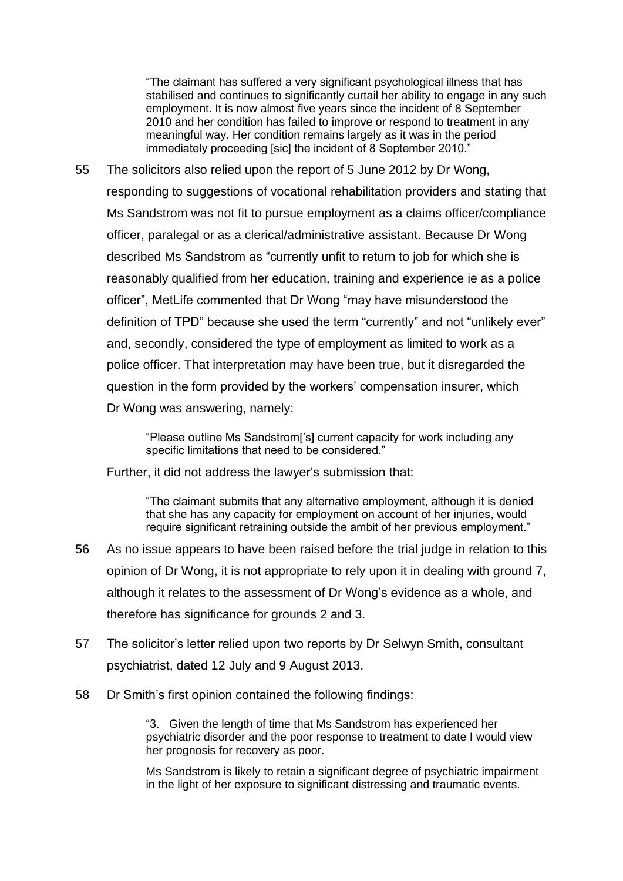> "The claimant has suffered a very significant psychological illness that has stabilised and continues to significantly curtail her ability to engage in any such employment. It is now almost five years since the incident of 8 September 2010 and her condition has failed to improve or respond to treatment in any meaningful way. Her condition remains largely as it was in the period immediately proceeding [sic] the incident of 8 September 2010."

55 The solicitors also relied upon the report of 5 June 2012 by Dr Wong, responding to suggestions of vocational rehabilitation providers and stating that Ms Sandstrom was not fit to pursue employment as a claims officer/compliance officer, paralegal or as a clerical/administrative assistant. Because Dr Wong described Ms Sandstrom as "currently unfit to return to job for which she is reasonably qualified from her education, training and experience ie as a police officer", MetLife commented that Dr Wong "may have misunderstood the definition of TPD" because she used the term "currently" and not "unlikely ever" and, secondly, considered the type of employment as limited to work as a police officer. That interpretation may have been true, but it disregarded the question in the form provided by the workers' compensation insurer, which Dr Wong was answering, namely:

> "Please outline Ms Sandstrom['s] current capacity for work including any specific limitations that need to be considered."

Further, it did not address the lawyer's submission that:

> "The claimant submits that any alternative employment, although it is denied that she has any capacity for employment on account of her injuries, would require significant retraining outside the ambit of her previous employment."

56 As no issue appears to have been raised before the trial judge in relation to this opinion of Dr Wong, it is not appropriate to rely upon it in dealing with ground 7, although it relates to the assessment of Dr Wong's evidence as a whole, and therefore has significance for grounds 2 and 3.

57 The solicitor's letter relied upon two reports by Dr Selwyn Smith, consultant psychiatrist, dated 12 July and 9 August 2013.

58 Dr Smith's first opinion contained the following findings:

> "3. Given the length of time that Ms Sandstrom has experienced her psychiatric disorder and the poor response to treatment to date I would view her prognosis for recovery as poor.
>
> Ms Sandstrom is likely to retain a significant degree of psychiatric impairment in the light of her exposure to significant distressing and traumatic events.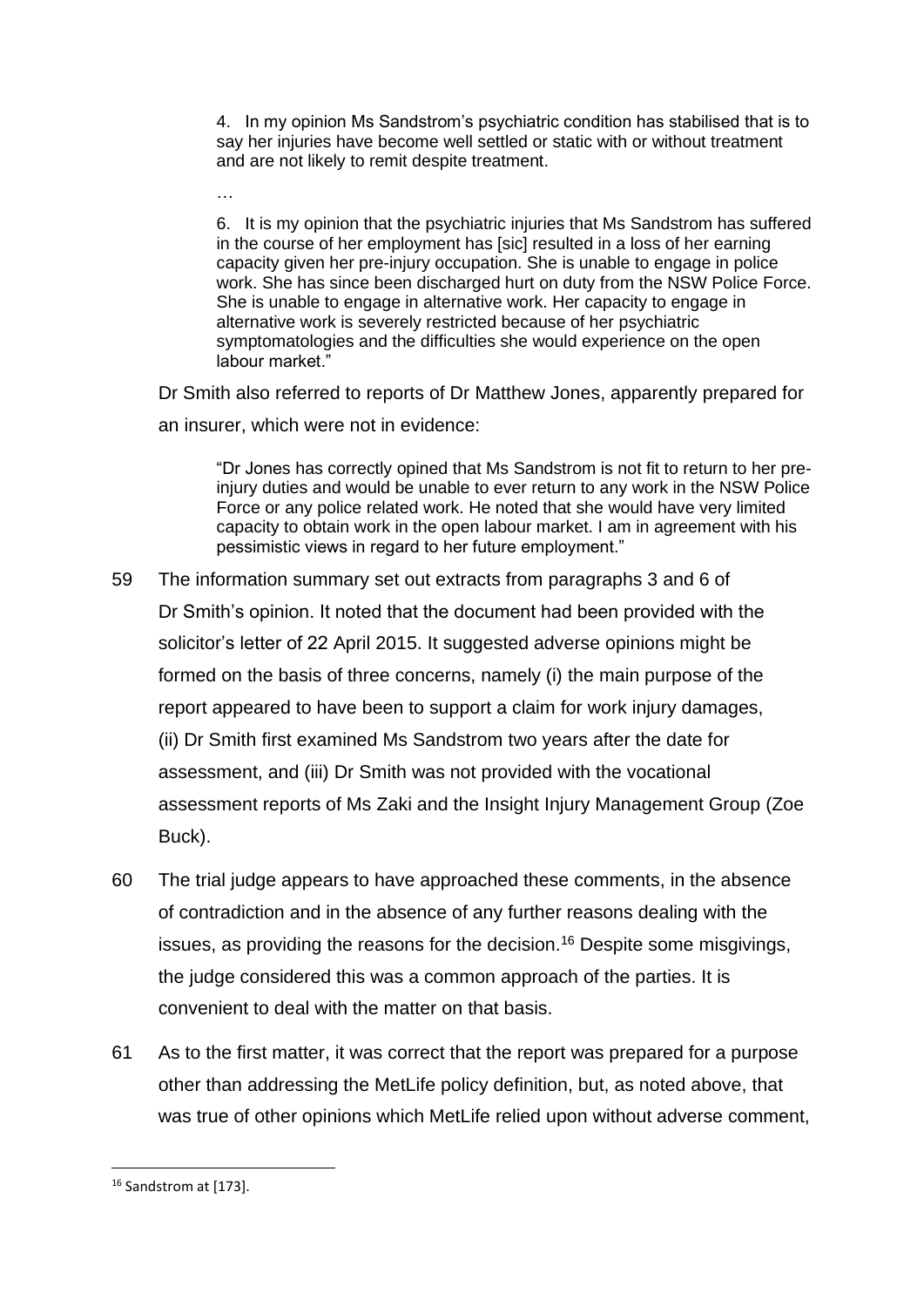> 4. In my opinion Ms Sandstrom's psychiatric condition has stabilised that is to say her injuries have become well settled or static with or without treatment and are not likely to remit despite treatment.
>
> …
>
> 6. It is my opinion that the psychiatric injuries that Ms Sandstrom has suffered in the course of her employment has [sic] resulted in a loss of her earning capacity given her pre-injury occupation. She is unable to engage in police work. She has since been discharged hurt on duty from the NSW Police Force. She is unable to engage in alternative work. Her capacity to engage in alternative work is severely restricted because of her psychiatric symptomatologies and the difficulties she would experience on the open labour market."

Dr Smith also referred to reports of Dr Matthew Jones, apparently prepared for an insurer, which were not in evidence:

> "Dr Jones has correctly opined that Ms Sandstrom is not fit to return to her pre-injury duties and would be unable to ever return to any work in the NSW Police Force or any police related work. He noted that she would have very limited capacity to obtain work in the open labour market. I am in agreement with his pessimistic views in regard to her future employment."

59 The information summary set out extracts from paragraphs 3 and 6 of Dr Smith's opinion. It noted that the document had been provided with the solicitor's letter of 22 April 2015. It suggested adverse opinions might be formed on the basis of three concerns, namely (i) the main purpose of the report appeared to have been to support a claim for work injury damages, (ii) Dr Smith first examined Ms Sandstrom two years after the date for assessment, and (iii) Dr Smith was not provided with the vocational assessment reports of Ms Zaki and the Insight Injury Management Group (Zoe Buck).

60 The trial judge appears to have approached these comments, in the absence of contradiction and in the absence of any further reasons dealing with the issues, as providing the reasons for the decision.[16] Despite some misgivings, the judge considered this was a common approach of the parties. It is convenient to deal with the matter on that basis.

61 As to the first matter, it was correct that the report was prepared for a purpose other than addressing the MetLife policy definition, but, as noted above, that was true of other opinions which MetLife relied upon without adverse comment,

---

[16] Sandstrom at [173].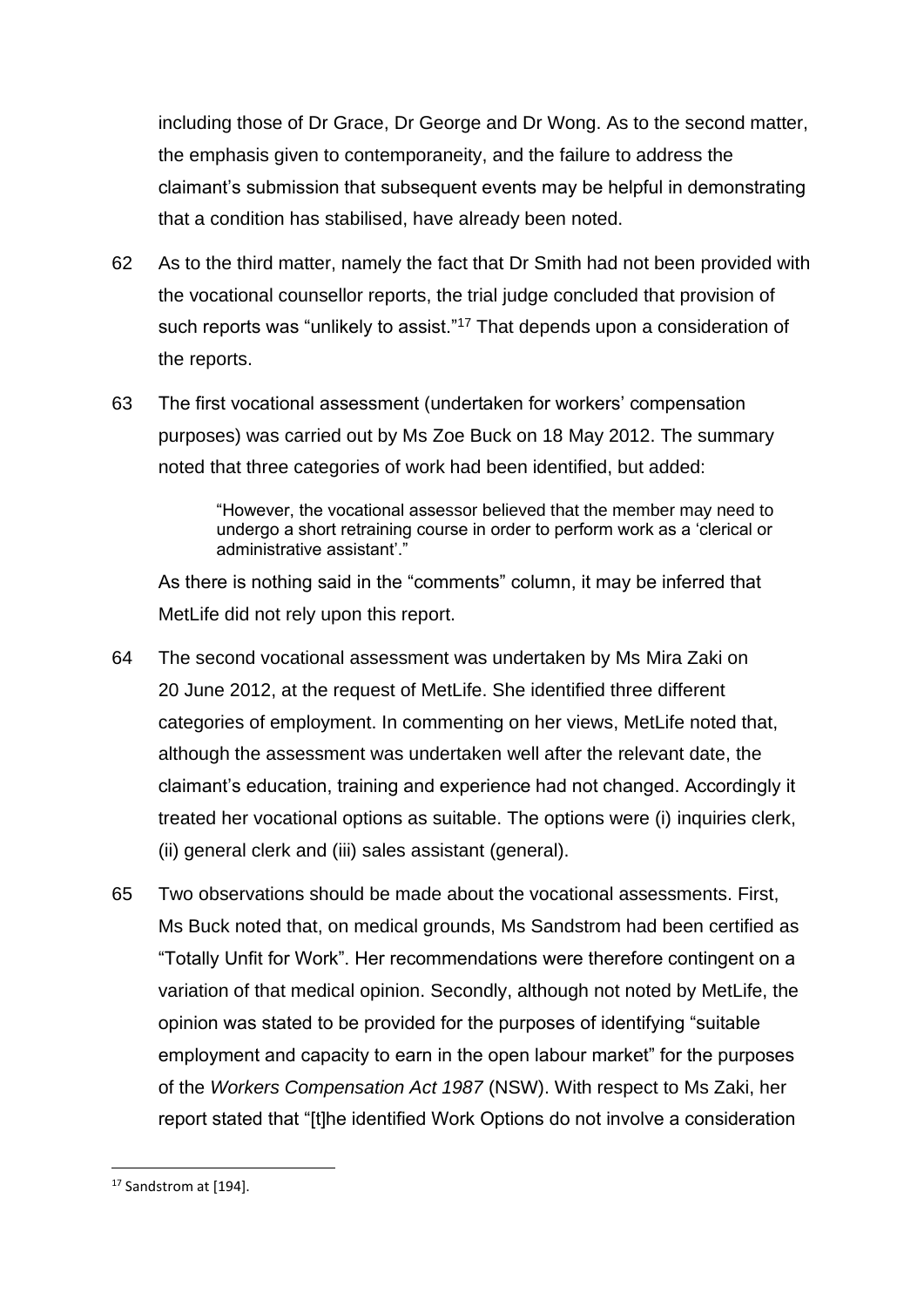including those of Dr Grace, Dr George and Dr Wong. As to the second matter, the emphasis given to contemporaneity, and the failure to address the claimant's submission that subsequent events may be helpful in demonstrating that a condition has stabilised, have already been noted.

62 As to the third matter, namely the fact that Dr Smith had not been provided with the vocational counsellor reports, the trial judge concluded that provision of such reports was "unlikely to assist."[17] That depends upon a consideration of the reports.

63 The first vocational assessment (undertaken for workers' compensation purposes) was carried out by Ms Zoe Buck on 18 May 2012. The summary noted that three categories of work had been identified, but added:

> "However, the vocational assessor believed that the member may need to undergo a short retraining course in order to perform work as a 'clerical or administrative assistant'."

As there is nothing said in the "comments" column, it may be inferred that MetLife did not rely upon this report.

64 The second vocational assessment was undertaken by Ms Mira Zaki on 20 June 2012, at the request of MetLife. She identified three different categories of employment. In commenting on her views, MetLife noted that, although the assessment was undertaken well after the relevant date, the claimant's education, training and experience had not changed. Accordingly it treated her vocational options as suitable. The options were (i) inquiries clerk, (ii) general clerk and (iii) sales assistant (general).

65 Two observations should be made about the vocational assessments. First, Ms Buck noted that, on medical grounds, Ms Sandstrom had been certified as "Totally Unfit for Work". Her recommendations were therefore contingent on a variation of that medical opinion. Secondly, although not noted by MetLife, the opinion was stated to be provided for the purposes of identifying "suitable employment and capacity to earn in the open labour market" for the purposes of the *Workers Compensation Act 1987* (NSW). With respect to Ms Zaki, her report stated that "[t]he identified Work Options do not involve a consideration

---

[17] Sandstrom at [194].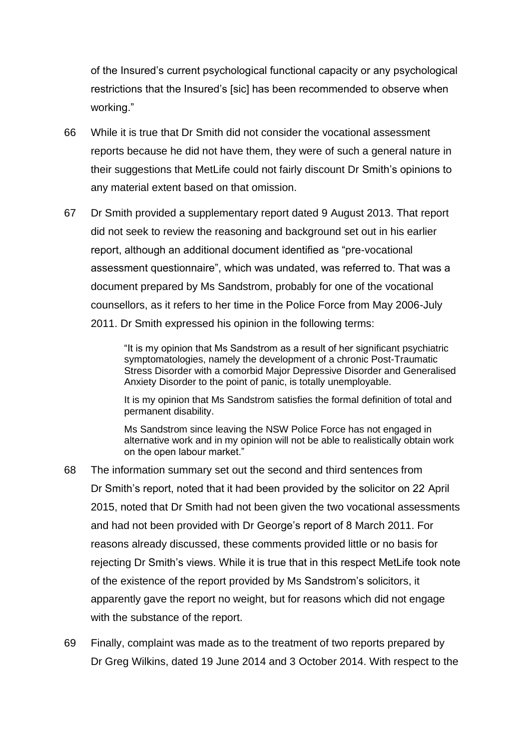of the Insured's current psychological functional capacity or any psychological restrictions that the Insured's [sic] has been recommended to observe when working."

66 While it is true that Dr Smith did not consider the vocational assessment reports because he did not have them, they were of such a general nature in their suggestions that MetLife could not fairly discount Dr Smith's opinions to any material extent based on that omission.

67 Dr Smith provided a supplementary report dated 9 August 2013. That report did not seek to review the reasoning and background set out in his earlier report, although an additional document identified as "pre-vocational assessment questionnaire", which was undated, was referred to. That was a document prepared by Ms Sandstrom, probably for one of the vocational counsellors, as it refers to her time in the Police Force from May 2006-July 2011. Dr Smith expressed his opinion in the following terms:

> "It is my opinion that Ms Sandstrom as a result of her significant psychiatric symptomatologies, namely the development of a chronic Post-Traumatic Stress Disorder with a comorbid Major Depressive Disorder and Generalised Anxiety Disorder to the point of panic, is totally unemployable.
>
> It is my opinion that Ms Sandstrom satisfies the formal definition of total and permanent disability.
>
> Ms Sandstrom since leaving the NSW Police Force has not engaged in alternative work and in my opinion will not be able to realistically obtain work on the open labour market."

68 The information summary set out the second and third sentences from Dr Smith's report, noted that it had been provided by the solicitor on 22 April 2015, noted that Dr Smith had not been given the two vocational assessments and had not been provided with Dr George's report of 8 March 2011. For reasons already discussed, these comments provided little or no basis for rejecting Dr Smith's views. While it is true that in this respect MetLife took note of the existence of the report provided by Ms Sandstrom's solicitors, it apparently gave the report no weight, but for reasons which did not engage with the substance of the report.

69 Finally, complaint was made as to the treatment of two reports prepared by Dr Greg Wilkins, dated 19 June 2014 and 3 October 2014. With respect to the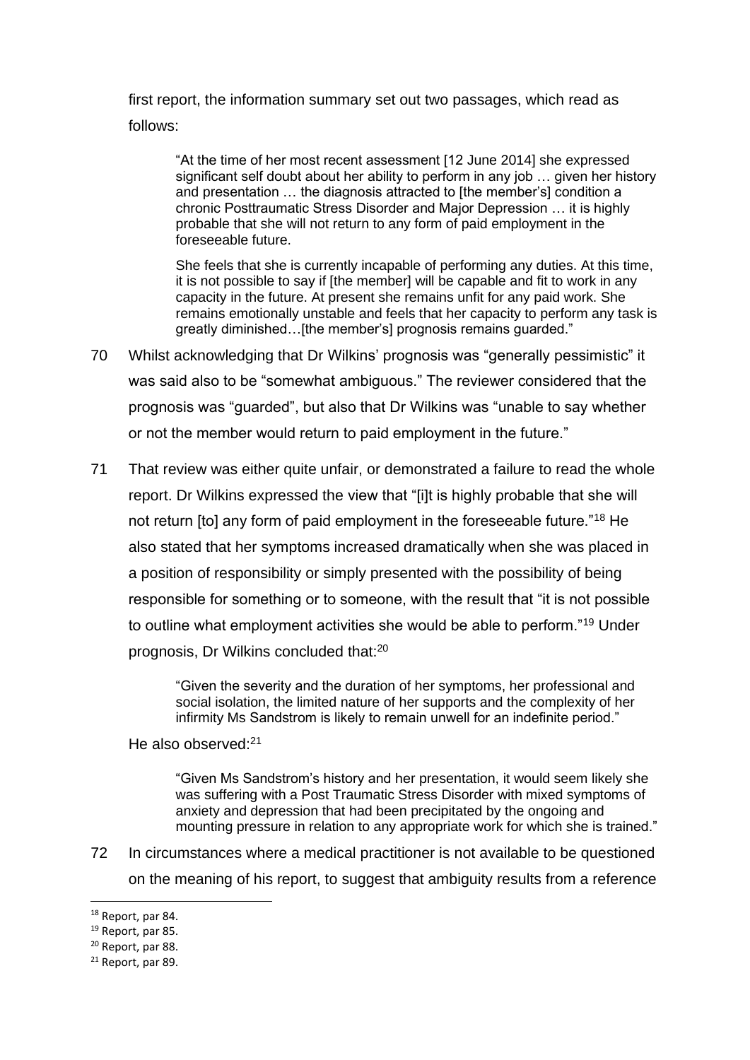first report, the information summary set out two passages, which read as follows:

> "At the time of her most recent assessment [12 June 2014] she expressed significant self doubt about her ability to perform in any job … given her history and presentation … the diagnosis attracted to [the member's] condition a chronic Posttraumatic Stress Disorder and Major Depression … it is highly probable that she will not return to any form of paid employment in the foreseeable future.
>
> She feels that she is currently incapable of performing any duties. At this time, it is not possible to say if [the member] will be capable and fit to work in any capacity in the future. At present she remains unfit for any paid work. She remains emotionally unstable and feels that her capacity to perform any task is greatly diminished…[the member's] prognosis remains guarded."

70 Whilst acknowledging that Dr Wilkins' prognosis was "generally pessimistic" it was said also to be "somewhat ambiguous." The reviewer considered that the prognosis was "guarded", but also that Dr Wilkins was "unable to say whether or not the member would return to paid employment in the future."

71 That review was either quite unfair, or demonstrated a failure to read the whole report. Dr Wilkins expressed the view that "[i]t is highly probable that she will not return [to] any form of paid employment in the foreseeable future."[18] He also stated that her symptoms increased dramatically when she was placed in a position of responsibility or simply presented with the possibility of being responsible for something or to someone, with the result that "it is not possible to outline what employment activities she would be able to perform."[19] Under prognosis, Dr Wilkins concluded that:[20]

> "Given the severity and the duration of her symptoms, her professional and social isolation, the limited nature of her supports and the complexity of her infirmity Ms Sandstrom is likely to remain unwell for an indefinite period."

He also observed:[21]

> "Given Ms Sandstrom's history and her presentation, it would seem likely she was suffering with a Post Traumatic Stress Disorder with mixed symptoms of anxiety and depression that had been precipitated by the ongoing and mounting pressure in relation to any appropriate work for which she is trained."

72 In circumstances where a medical practitioner is not available to be questioned on the meaning of his report, to suggest that ambiguity results from a reference

---

[18] Report, par 84.

[19] Report, par 85.

[20] Report, par 88.

[21] Report, par 89.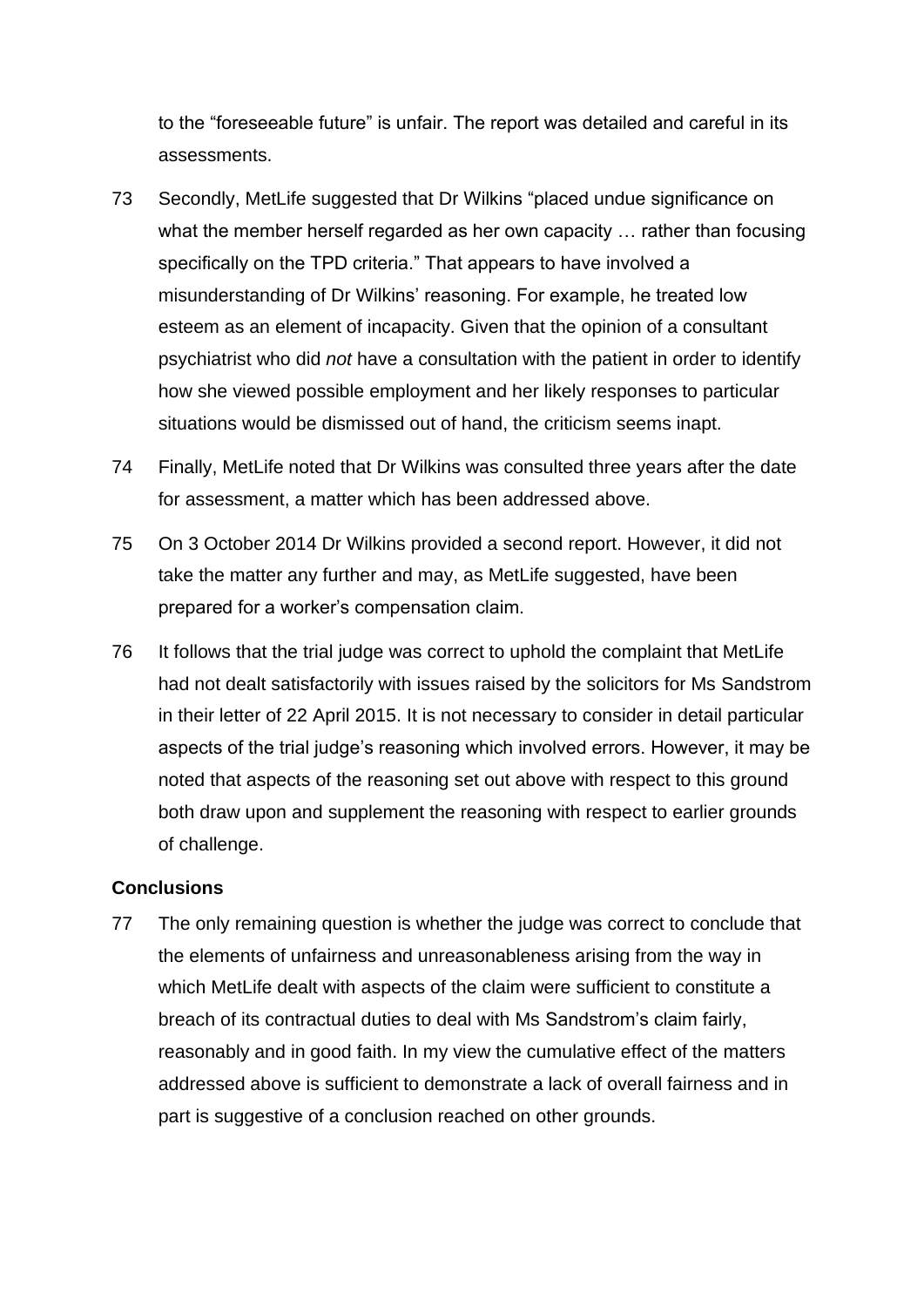to the "foreseeable future" is unfair. The report was detailed and careful in its assessments.

73 Secondly, MetLife suggested that Dr Wilkins "placed undue significance on what the member herself regarded as her own capacity … rather than focusing specifically on the TPD criteria." That appears to have involved a misunderstanding of Dr Wilkins' reasoning. For example, he treated low esteem as an element of incapacity. Given that the opinion of a consultant psychiatrist who did *not* have a consultation with the patient in order to identify how she viewed possible employment and her likely responses to particular situations would be dismissed out of hand, the criticism seems inapt.

74 Finally, MetLife noted that Dr Wilkins was consulted three years after the date for assessment, a matter which has been addressed above.

75 On 3 October 2014 Dr Wilkins provided a second report. However, it did not take the matter any further and may, as MetLife suggested, have been prepared for a worker's compensation claim.

76 It follows that the trial judge was correct to uphold the complaint that MetLife had not dealt satisfactorily with issues raised by the solicitors for Ms Sandstrom in their letter of 22 April 2015. It is not necessary to consider in detail particular aspects of the trial judge's reasoning which involved errors. However, it may be noted that aspects of the reasoning set out above with respect to this ground both draw upon and supplement the reasoning with respect to earlier grounds of challenge.

**Conclusions**

77 The only remaining question is whether the judge was correct to conclude that the elements of unfairness and unreasonableness arising from the way in which MetLife dealt with aspects of the claim were sufficient to constitute a breach of its contractual duties to deal with Ms Sandstrom's claim fairly, reasonably and in good faith. In my view the cumulative effect of the matters addressed above is sufficient to demonstrate a lack of overall fairness and in part is suggestive of a conclusion reached on other grounds.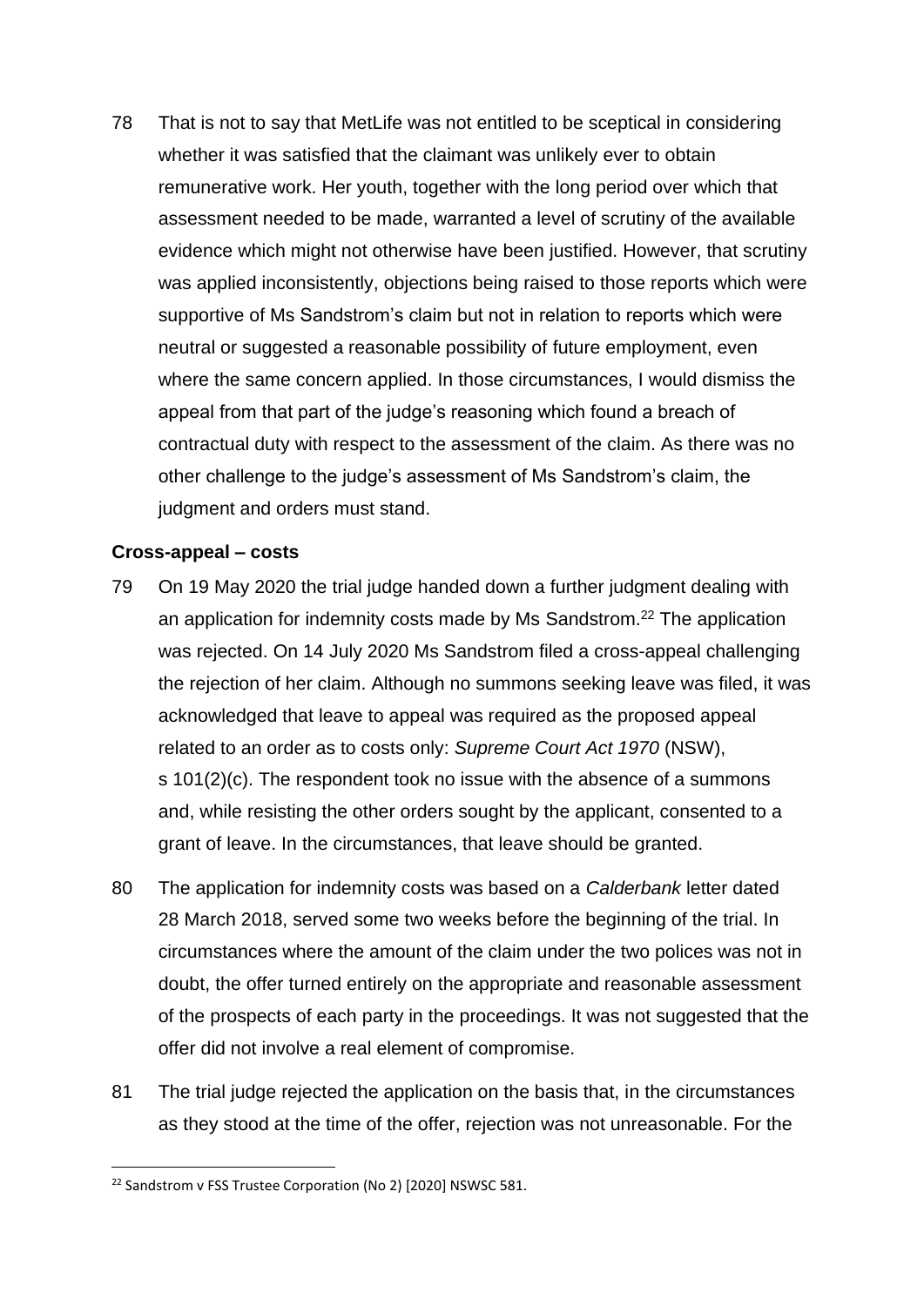78 That is not to say that MetLife was not entitled to be sceptical in considering whether it was satisfied that the claimant was unlikely ever to obtain remunerative work. Her youth, together with the long period over which that assessment needed to be made, warranted a level of scrutiny of the available evidence which might not otherwise have been justified. However, that scrutiny was applied inconsistently, objections being raised to those reports which were supportive of Ms Sandstrom's claim but not in relation to reports which were neutral or suggested a reasonable possibility of future employment, even where the same concern applied. In those circumstances, I would dismiss the appeal from that part of the judge's reasoning which found a breach of contractual duty with respect to the assessment of the claim. As there was no other challenge to the judge's assessment of Ms Sandstrom's claim, the judgment and orders must stand.

**Cross-appeal – costs**

79 On 19 May 2020 the trial judge handed down a further judgment dealing with an application for indemnity costs made by Ms Sandstrom.[22] The application was rejected. On 14 July 2020 Ms Sandstrom filed a cross-appeal challenging the rejection of her claim. Although no summons seeking leave was filed, it was acknowledged that leave to appeal was required as the proposed appeal related to an order as to costs only: *Supreme Court Act 1970* (NSW), s 101(2)(c). The respondent took no issue with the absence of a summons and, while resisting the other orders sought by the applicant, consented to a grant of leave. In the circumstances, that leave should be granted.

80 The application for indemnity costs was based on a *Calderbank* letter dated 28 March 2018, served some two weeks before the beginning of the trial. In circumstances where the amount of the claim under the two polices was not in doubt, the offer turned entirely on the appropriate and reasonable assessment of the prospects of each party in the proceedings. It was not suggested that the offer did not involve a real element of compromise.

81 The trial judge rejected the application on the basis that, in the circumstances as they stood at the time of the offer, rejection was not unreasonable. For the

[22] Sandstrom v FSS Trustee Corporation (No 2) [2020] NSWSC 581.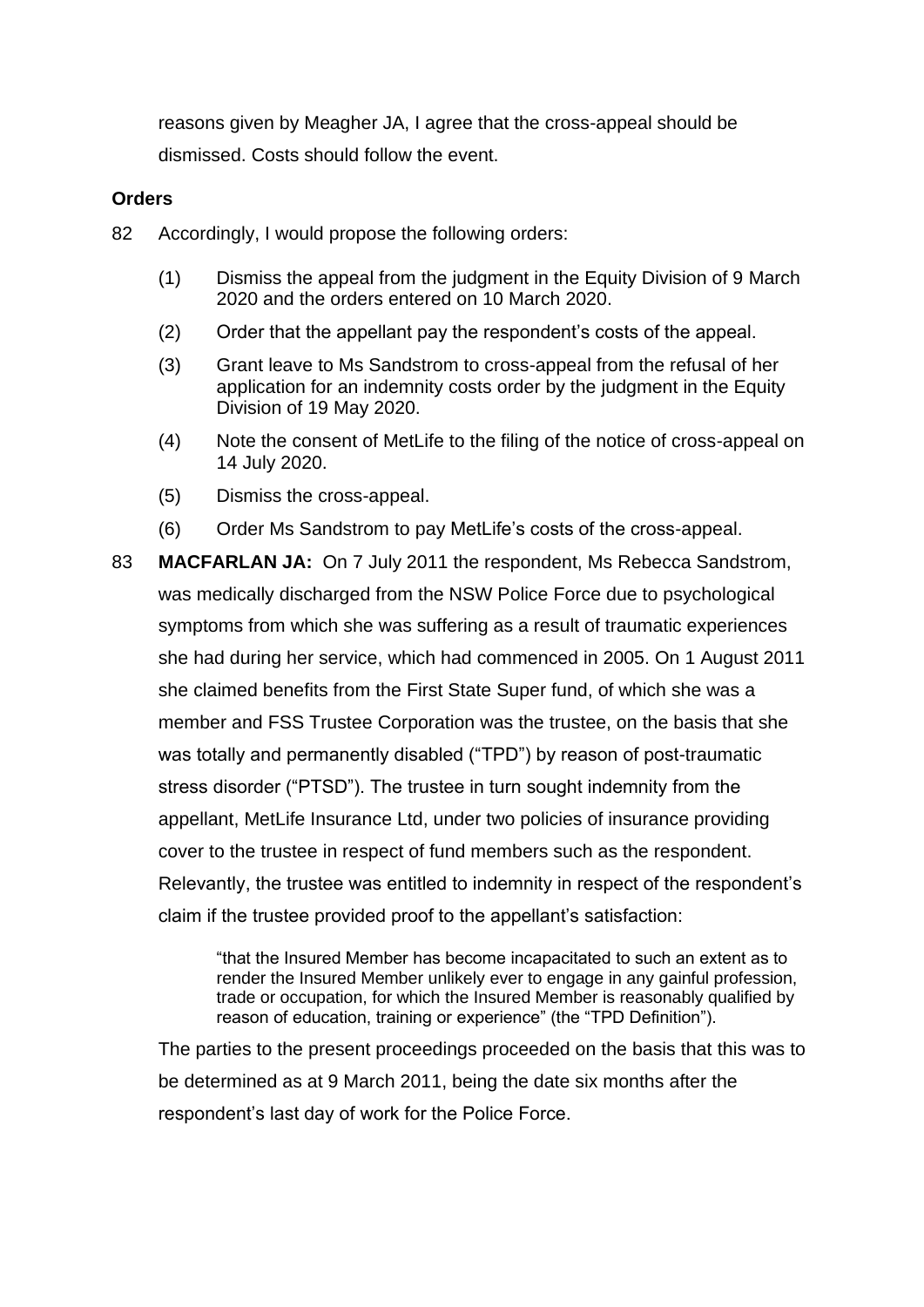reasons given by Meagher JA, I agree that the cross-appeal should be dismissed. Costs should follow the event.

**Orders**

82 Accordingly, I would propose the following orders:

(1) Dismiss the appeal from the judgment in the Equity Division of 9 March 2020 and the orders entered on 10 March 2020.

(2) Order that the appellant pay the respondent's costs of the appeal.

(3) Grant leave to Ms Sandstrom to cross-appeal from the refusal of her application for an indemnity costs order by the judgment in the Equity Division of 19 May 2020.

(4) Note the consent of MetLife to the filing of the notice of cross-appeal on 14 July 2020.

(5) Dismiss the cross-appeal.

(6) Order Ms Sandstrom to pay MetLife's costs of the cross-appeal.

83 **MACFARLAN JA:** On 7 July 2011 the respondent, Ms Rebecca Sandstrom, was medically discharged from the NSW Police Force due to psychological symptoms from which she was suffering as a result of traumatic experiences she had during her service, which had commenced in 2005. On 1 August 2011 she claimed benefits from the First State Super fund, of which she was a member and FSS Trustee Corporation was the trustee, on the basis that she was totally and permanently disabled ("TPD") by reason of post-traumatic stress disorder ("PTSD"). The trustee in turn sought indemnity from the appellant, MetLife Insurance Ltd, under two policies of insurance providing cover to the trustee in respect of fund members such as the respondent. Relevantly, the trustee was entitled to indemnity in respect of the respondent's claim if the trustee provided proof to the appellant's satisfaction:

> "that the Insured Member has become incapacitated to such an extent as to render the Insured Member unlikely ever to engage in any gainful profession, trade or occupation, for which the Insured Member is reasonably qualified by reason of education, training or experience" (the "TPD Definition").

The parties to the present proceedings proceeded on the basis that this was to be determined as at 9 March 2011, being the date six months after the respondent's last day of work for the Police Force.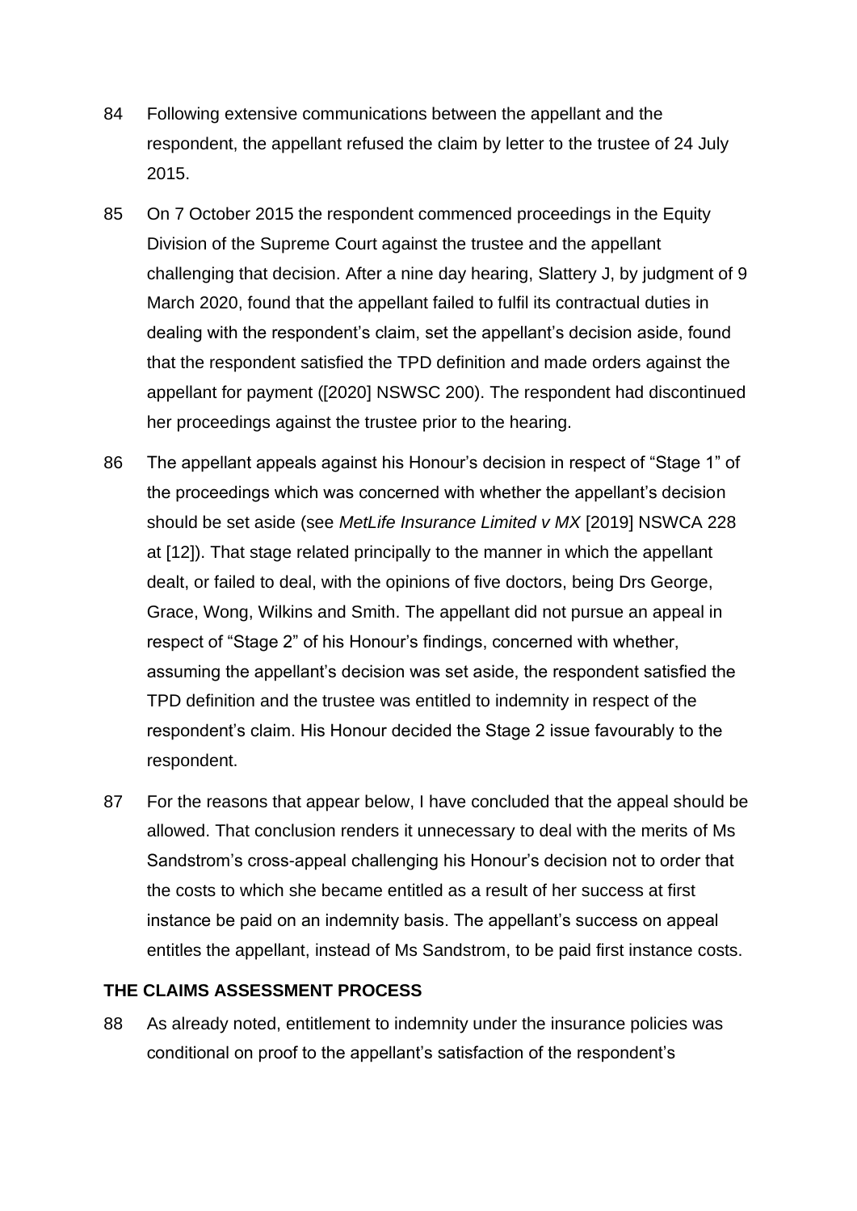84 Following extensive communications between the appellant and the respondent, the appellant refused the claim by letter to the trustee of 24 July 2015.

85 On 7 October 2015 the respondent commenced proceedings in the Equity Division of the Supreme Court against the trustee and the appellant challenging that decision. After a nine day hearing, Slattery J, by judgment of 9 March 2020, found that the appellant failed to fulfil its contractual duties in dealing with the respondent's claim, set the appellant's decision aside, found that the respondent satisfied the TPD definition and made orders against the appellant for payment ([2020] NSWSC 200). The respondent had discontinued her proceedings against the trustee prior to the hearing.

86 The appellant appeals against his Honour's decision in respect of "Stage 1" of the proceedings which was concerned with whether the appellant's decision should be set aside (see *MetLife Insurance Limited v MX* [2019] NSWCA 228 at [12]). That stage related principally to the manner in which the appellant dealt, or failed to deal, with the opinions of five doctors, being Drs George, Grace, Wong, Wilkins and Smith. The appellant did not pursue an appeal in respect of "Stage 2" of his Honour's findings, concerned with whether, assuming the appellant's decision was set aside, the respondent satisfied the TPD definition and the trustee was entitled to indemnity in respect of the respondent's claim. His Honour decided the Stage 2 issue favourably to the respondent.

87 For the reasons that appear below, I have concluded that the appeal should be allowed. That conclusion renders it unnecessary to deal with the merits of Ms Sandstrom's cross-appeal challenging his Honour's decision not to order that the costs to which she became entitled as a result of her success at first instance be paid on an indemnity basis. The appellant's success on appeal entitles the appellant, instead of Ms Sandstrom, to be paid first instance costs.

## THE CLAIMS ASSESSMENT PROCESS

88 As already noted, entitlement to indemnity under the insurance policies was conditional on proof to the appellant's satisfaction of the respondent's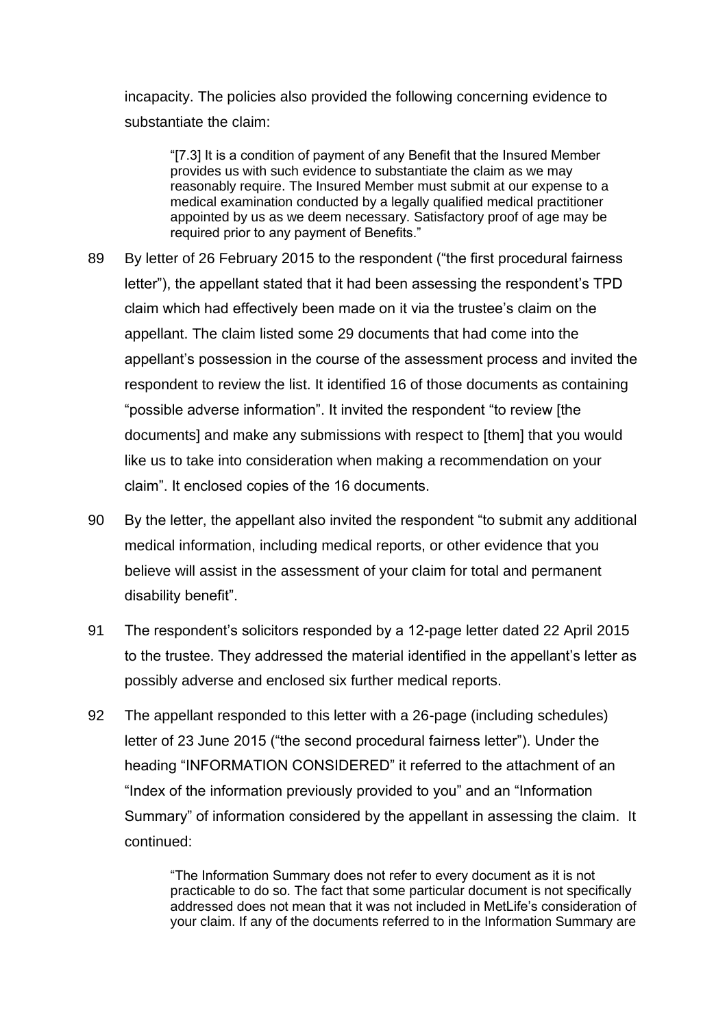incapacity. The policies also provided the following concerning evidence to substantiate the claim:

> "[7.3] It is a condition of payment of any Benefit that the Insured Member provides us with such evidence to substantiate the claim as we may reasonably require. The Insured Member must submit at our expense to a medical examination conducted by a legally qualified medical practitioner appointed by us as we deem necessary. Satisfactory proof of age may be required prior to any payment of Benefits."

89 By letter of 26 February 2015 to the respondent ("the first procedural fairness letter"), the appellant stated that it had been assessing the respondent's TPD claim which had effectively been made on it via the trustee's claim on the appellant. The claim listed some 29 documents that had come into the appellant's possession in the course of the assessment process and invited the respondent to review the list. It identified 16 of those documents as containing "possible adverse information". It invited the respondent "to review [the documents] and make any submissions with respect to [them] that you would like us to take into consideration when making a recommendation on your claim". It enclosed copies of the 16 documents.

90 By the letter, the appellant also invited the respondent "to submit any additional medical information, including medical reports, or other evidence that you believe will assist in the assessment of your claim for total and permanent disability benefit".

91 The respondent's solicitors responded by a 12-page letter dated 22 April 2015 to the trustee. They addressed the material identified in the appellant's letter as possibly adverse and enclosed six further medical reports.

92 The appellant responded to this letter with a 26-page (including schedules) letter of 23 June 2015 ("the second procedural fairness letter"). Under the heading "INFORMATION CONSIDERED" it referred to the attachment of an "Index of the information previously provided to you" and an "Information Summary" of information considered by the appellant in assessing the claim. It continued:

> "The Information Summary does not refer to every document as it is not practicable to do so. The fact that some particular document is not specifically addressed does not mean that it was not included in MetLife's consideration of your claim. If any of the documents referred to in the Information Summary are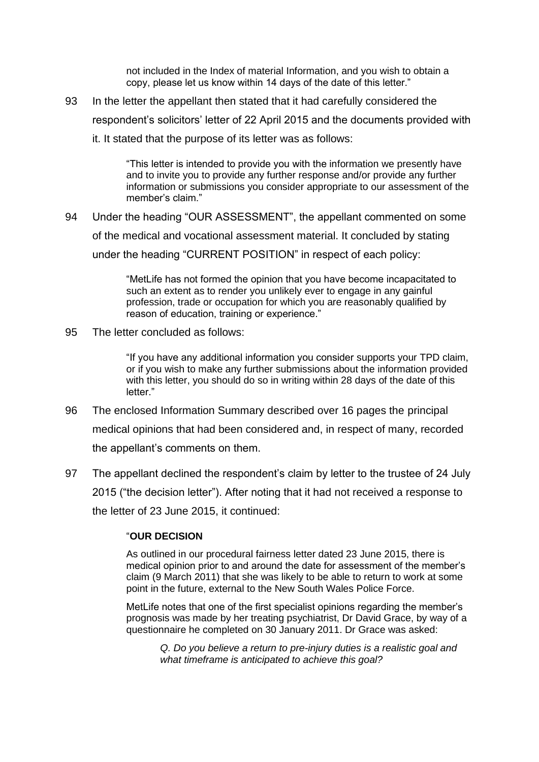> not included in the Index of material Information, and you wish to obtain a copy, please let us know within 14 days of the date of this letter."

93 In the letter the appellant then stated that it had carefully considered the respondent's solicitors' letter of 22 April 2015 and the documents provided with it. It stated that the purpose of its letter was as follows:

> "This letter is intended to provide you with the information we presently have and to invite you to provide any further response and/or provide any further information or submissions you consider appropriate to our assessment of the member's claim."

94 Under the heading "OUR ASSESSMENT", the appellant commented on some of the medical and vocational assessment material. It concluded by stating under the heading "CURRENT POSITION" in respect of each policy:

> "MetLife has not formed the opinion that you have become incapacitated to such an extent as to render you unlikely ever to engage in any gainful profession, trade or occupation for which you are reasonably qualified by reason of education, training or experience."

95 The letter concluded as follows:

> "If you have any additional information you consider supports your TPD claim, or if you wish to make any further submissions about the information provided with this letter, you should do so in writing within 28 days of the date of this letter."

96 The enclosed Information Summary described over 16 pages the principal medical opinions that had been considered and, in respect of many, recorded the appellant's comments on them.

97 The appellant declined the respondent's claim by letter to the trustee of 24 July 2015 ("the decision letter"). After noting that it had not received a response to the letter of 23 June 2015, it continued:

> "**OUR DECISION**
>
> As outlined in our procedural fairness letter dated 23 June 2015, there is medical opinion prior to and around the date for assessment of the member's claim (9 March 2011) that she was likely to be able to return to work at some point in the future, external to the New South Wales Police Force.
>
> MetLife notes that one of the first specialist opinions regarding the member's prognosis was made by her treating psychiatrist, Dr David Grace, by way of a questionnaire he completed on 30 January 2011. Dr Grace was asked:
>
> > *Q. Do you believe a return to pre-injury duties is a realistic goal and what timeframe is anticipated to achieve this goal?*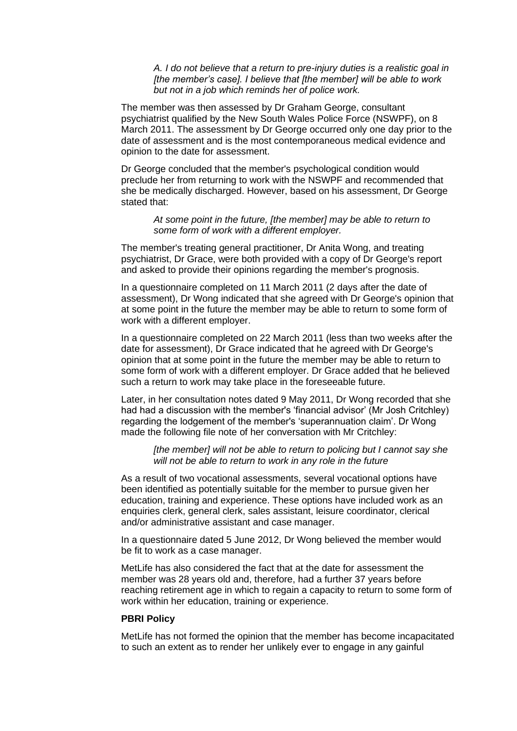> *A. I do not believe that a return to pre-injury duties is a realistic goal in [the member's case]. I believe that [the member] will be able to work but not in a job which reminds her of police work.*

The member was then assessed by Dr Graham George, consultant psychiatrist qualified by the New South Wales Police Force (NSWPF), on 8 March 2011. The assessment by Dr George occurred only one day prior to the date of assessment and is the most contemporaneous medical evidence and opinion to the date for assessment.

Dr George concluded that the member's psychological condition would preclude her from returning to work with the NSWPF and recommended that she be medically discharged. However, based on his assessment, Dr George stated that:

> *At some point in the future, [the member] may be able to return to some form of work with a different employer.*

The member's treating general practitioner, Dr Anita Wong, and treating psychiatrist, Dr Grace, were both provided with a copy of Dr George's report and asked to provide their opinions regarding the member's prognosis.

In a questionnaire completed on 11 March 2011 (2 days after the date of assessment), Dr Wong indicated that she agreed with Dr George's opinion that at some point in the future the member may be able to return to some form of work with a different employer.

In a questionnaire completed on 22 March 2011 (less than two weeks after the date for assessment), Dr Grace indicated that he agreed with Dr George's opinion that at some point in the future the member may be able to return to some form of work with a different employer. Dr Grace added that he believed such a return to work may take place in the foreseeable future.

Later, in her consultation notes dated 9 May 2011, Dr Wong recorded that she had had a discussion with the member's 'financial advisor' (Mr Josh Critchley) regarding the lodgement of the member's 'superannuation claim'. Dr Wong made the following file note of her conversation with Mr Critchley:

> *[the member] will not be able to return to policing but I cannot say she will not be able to return to work in any role in the future*

As a result of two vocational assessments, several vocational options have been identified as potentially suitable for the member to pursue given her education, training and experience. These options have included work as an enquiries clerk, general clerk, sales assistant, leisure coordinator, clerical and/or administrative assistant and case manager.

In a questionnaire dated 5 June 2012, Dr Wong believed the member would be fit to work as a case manager.

MetLife has also considered the fact that at the date for assessment the member was 28 years old and, therefore, had a further 37 years before reaching retirement age in which to regain a capacity to return to some form of work within her education, training or experience.

**PBRI Policy**

MetLife has not formed the opinion that the member has become incapacitated to such an extent as to render her unlikely ever to engage in any gainful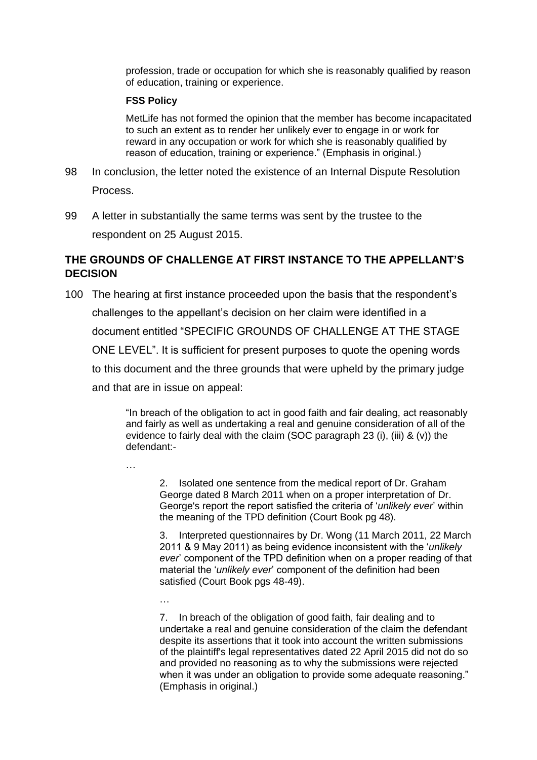profession, trade or occupation for which she is reasonably qualified by reason of education, training or experience.

> **FSS Policy**
>
> MetLife has not formed the opinion that the member has become incapacitated to such an extent as to render her unlikely ever to engage in or work for reward in any occupation or work for which she is reasonably qualified by reason of education, training or experience." (Emphasis in original.)

98 In conclusion, the letter noted the existence of an Internal Dispute Resolution Process.

99 A letter in substantially the same terms was sent by the trustee to the respondent on 25 August 2015.

## THE GROUNDS OF CHALLENGE AT FIRST INSTANCE TO THE APPELLANT'S DECISION

100 The hearing at first instance proceeded upon the basis that the respondent's challenges to the appellant's decision on her claim were identified in a document entitled "SPECIFIC GROUNDS OF CHALLENGE AT THE STAGE ONE LEVEL". It is sufficient for present purposes to quote the opening words to this document and the three grounds that were upheld by the primary judge and that are in issue on appeal:

> "In breach of the obligation to act in good faith and fair dealing, act reasonably and fairly as well as undertaking a real and genuine consideration of all of the evidence to fairly deal with the claim (SOC paragraph 23 (i), (iii) & (v)) the defendant:-
>
> …
>
> 2. Isolated one sentence from the medical report of Dr. Graham George dated 8 March 2011 when on a proper interpretation of Dr. George's report the report satisfied the criteria of '*unlikely ever*' within the meaning of the TPD definition (Court Book pg 48).
>
> 3. Interpreted questionnaires by Dr. Wong (11 March 2011, 22 March 2011 & 9 May 2011) as being evidence inconsistent with the '*unlikely ever*' component of the TPD definition when on a proper reading of that material the '*unlikely ever*' component of the definition had been satisfied (Court Book pgs 48-49).
>
> …
>
> 7. In breach of the obligation of good faith, fair dealing and to undertake a real and genuine consideration of the claim the defendant despite its assertions that it took into account the written submissions of the plaintiff's legal representatives dated 22 April 2015 did not do so and provided no reasoning as to why the submissions were rejected when it was under an obligation to provide some adequate reasoning." (Emphasis in original.)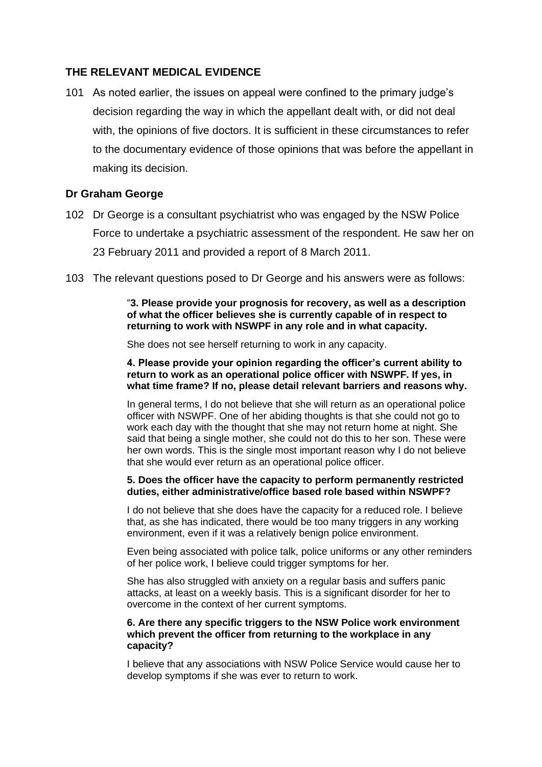## THE RELEVANT MEDICAL EVIDENCE

101 As noted earlier, the issues on appeal were confined to the primary judge's decision regarding the way in which the appellant dealt with, or did not deal with, the opinions of five doctors. It is sufficient in these circumstances to refer to the documentary evidence of those opinions that was before the appellant in making its decision.

### Dr Graham George

102 Dr George is a consultant psychiatrist who was engaged by the NSW Police Force to undertake a psychiatric assessment of the respondent. He saw her on 23 February 2011 and provided a report of 8 March 2011.

103 The relevant questions posed to Dr George and his answers were as follows:

> "**3. Please provide your prognosis for recovery, as well as a description of what the officer believes she is currently capable of in respect to returning to work with NSWPF in any role and in what capacity.**
>
> She does not see herself returning to work in any capacity.
>
> **4. Please provide your opinion regarding the officer's current ability to return to work as an operational police officer with NSWPF. If yes, in what time frame? If no, please detail relevant barriers and reasons why.**
>
> In general terms, I do not believe that she will return as an operational police officer with NSWPF. One of her abiding thoughts is that she could not go to work each day with the thought that she may not return home at night. She said that being a single mother, she could not do this to her son. These were her own words. This is the single most important reason why I do not believe that she would ever return as an operational police officer.
>
> **5. Does the officer have the capacity to perform permanently restricted duties, either administrative/office based role based within NSWPF?**
>
> I do not believe that she does have the capacity for a reduced role. I believe that, as she has indicated, there would be too many triggers in any working environment, even if it was a relatively benign police environment.
>
> Even being associated with police talk, police uniforms or any other reminders of her police work, I believe could trigger symptoms for her.
>
> She has also struggled with anxiety on a regular basis and suffers panic attacks, at least on a weekly basis. This is a significant disorder for her to overcome in the context of her current symptoms.
>
> **6. Are there any specific triggers to the NSW Police work environment which prevent the officer from returning to the workplace in any capacity?**
>
> I believe that any associations with NSW Police Service would cause her to develop symptoms if she was ever to return to work.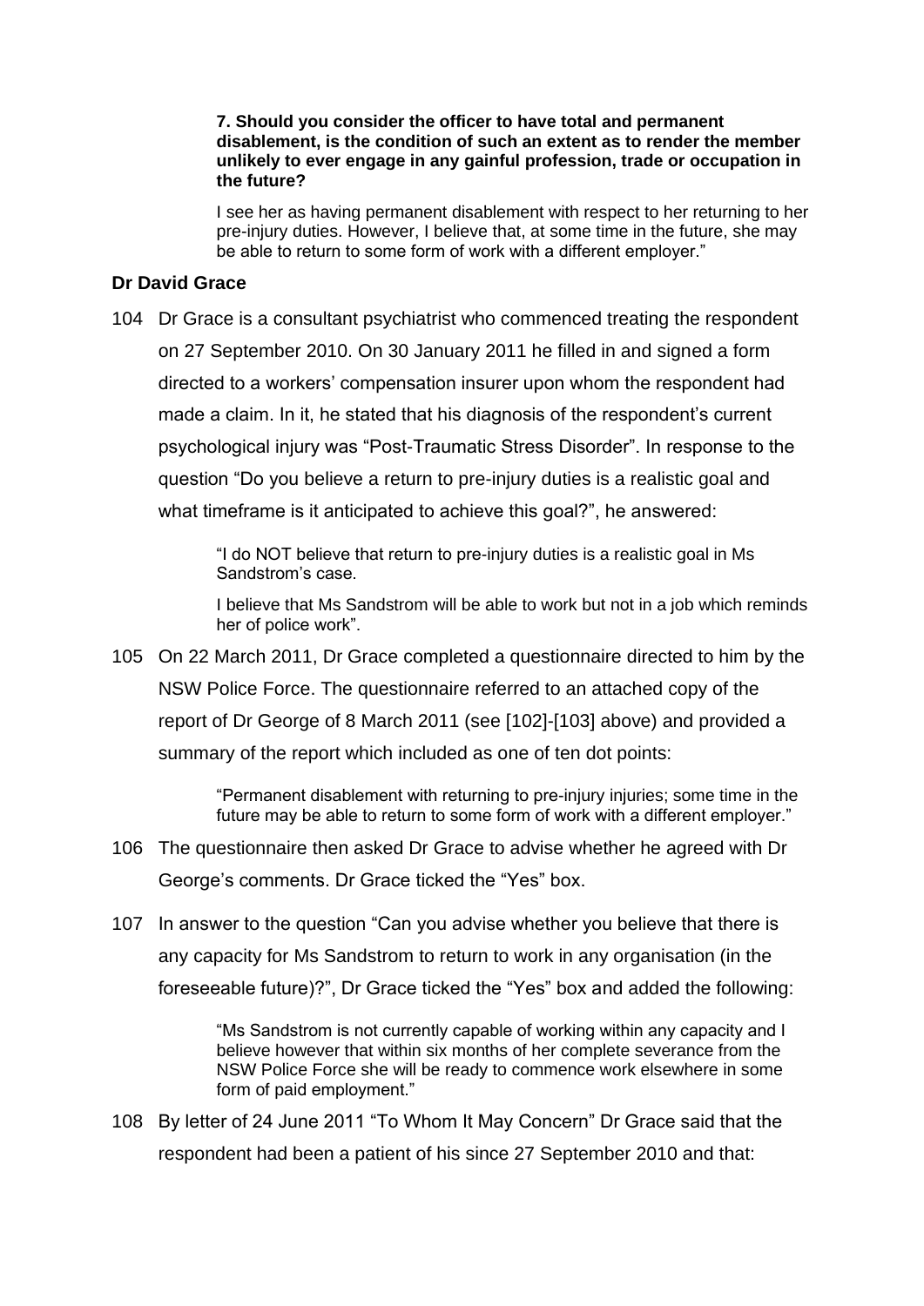> **7. Should you consider the officer to have total and permanent disablement, is the condition of such an extent as to render the member unlikely to ever engage in any gainful profession, trade or occupation in the future?**
>
> I see her as having permanent disablement with respect to her returning to her pre-injury duties. However, I believe that, at some time in the future, she may be able to return to some form of work with a different employer."

### Dr David Grace

104 Dr Grace is a consultant psychiatrist who commenced treating the respondent on 27 September 2010. On 30 January 2011 he filled in and signed a form directed to a workers' compensation insurer upon whom the respondent had made a claim. In it, he stated that his diagnosis of the respondent's current psychological injury was "Post-Traumatic Stress Disorder". In response to the question "Do you believe a return to pre-injury duties is a realistic goal and what timeframe is it anticipated to achieve this goal?", he answered:

> "I do NOT believe that return to pre-injury duties is a realistic goal in Ms Sandstrom's case.
>
> I believe that Ms Sandstrom will be able to work but not in a job which reminds her of police work".

105 On 22 March 2011, Dr Grace completed a questionnaire directed to him by the NSW Police Force. The questionnaire referred to an attached copy of the report of Dr George of 8 March 2011 (see [102]-[103] above) and provided a summary of the report which included as one of ten dot points:

> "Permanent disablement with returning to pre-injury injuries; some time in the future may be able to return to some form of work with a different employer."

106 The questionnaire then asked Dr Grace to advise whether he agreed with Dr George's comments. Dr Grace ticked the "Yes" box.

107 In answer to the question "Can you advise whether you believe that there is any capacity for Ms Sandstrom to return to work in any organisation (in the foreseeable future)?", Dr Grace ticked the "Yes" box and added the following:

> "Ms Sandstrom is not currently capable of working within any capacity and I believe however that within six months of her complete severance from the NSW Police Force she will be ready to commence work elsewhere in some form of paid employment."

108 By letter of 24 June 2011 "To Whom It May Concern" Dr Grace said that the respondent had been a patient of his since 27 September 2010 and that: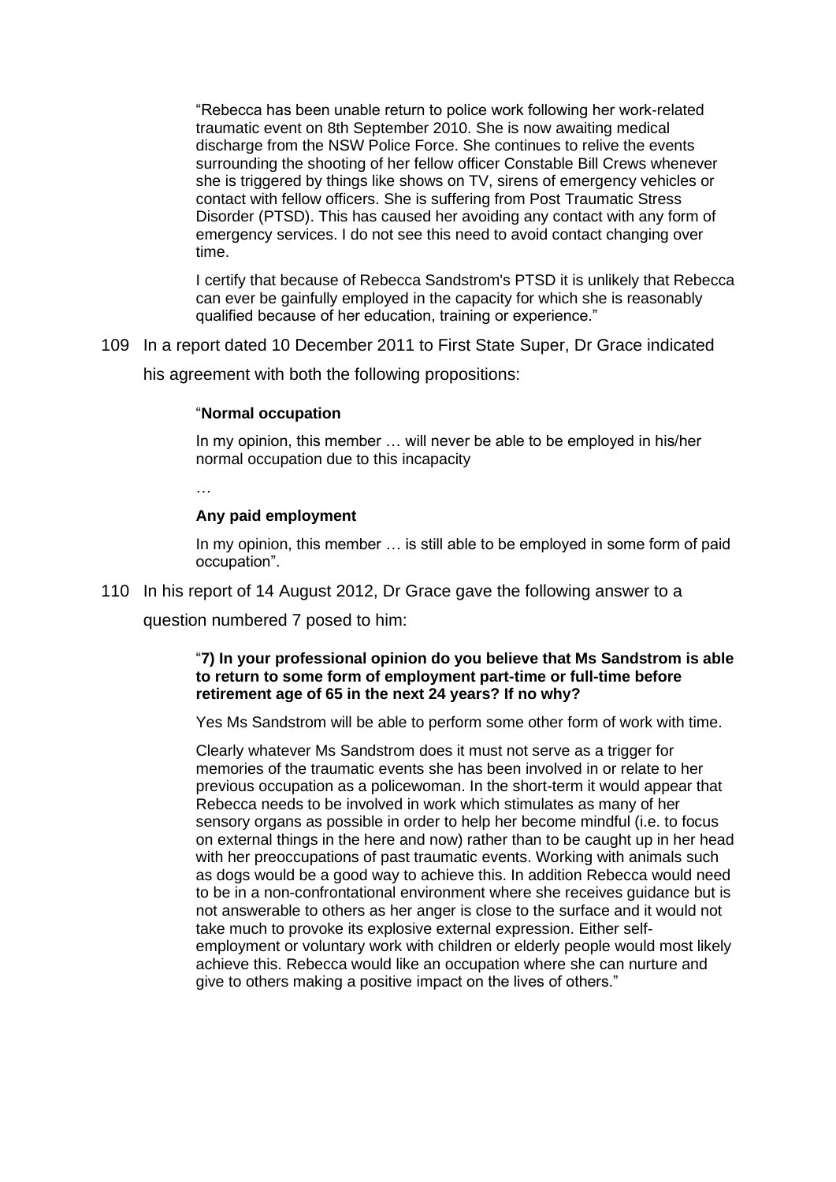> "Rebecca has been unable return to police work following her work-related traumatic event on 8th September 2010. She is now awaiting medical discharge from the NSW Police Force. She continues to relive the events surrounding the shooting of her fellow officer Constable Bill Crews whenever she is triggered by things like shows on TV, sirens of emergency vehicles or contact with fellow officers. She is suffering from Post Traumatic Stress Disorder (PTSD). This has caused her avoiding any contact with any form of emergency services. I do not see this need to avoid contact changing over time.
>
> I certify that because of Rebecca Sandstrom's PTSD it is unlikely that Rebecca can ever be gainfully employed in the capacity for which she is reasonably qualified because of her education, training or experience."

109 In a report dated 10 December 2011 to First State Super, Dr Grace indicated his agreement with both the following propositions:

> "**Normal occupation**
>
> In my opinion, this member … will never be able to be employed in his/her normal occupation due to this incapacity
>
> …
>
> **Any paid employment**
>
> In my opinion, this member … is still able to be employed in some form of paid occupation".

110 In his report of 14 August 2012, Dr Grace gave the following answer to a question numbered 7 posed to him:

> "**7) In your professional opinion do you believe that Ms Sandstrom is able to return to some form of employment part-time or full-time before retirement age of 65 in the next 24 years? If no why?**
>
> Yes Ms Sandstrom will be able to perform some other form of work with time.
>
> Clearly whatever Ms Sandstrom does it must not serve as a trigger for memories of the traumatic events she has been involved in or relate to her previous occupation as a policewoman. In the short-term it would appear that Rebecca needs to be involved in work which stimulates as many of her sensory organs as possible in order to help her become mindful (i.e. to focus on external things in the here and now) rather than to be caught up in her head with her preoccupations of past traumatic events. Working with animals such as dogs would be a good way to achieve this. In addition Rebecca would need to be in a non-confrontational environment where she receives guidance but is not answerable to others as her anger is close to the surface and it would not take much to provoke its explosive external expression. Either self-employment or voluntary work with children or elderly people would most likely achieve this. Rebecca would like an occupation where she can nurture and give to others making a positive impact on the lives of others."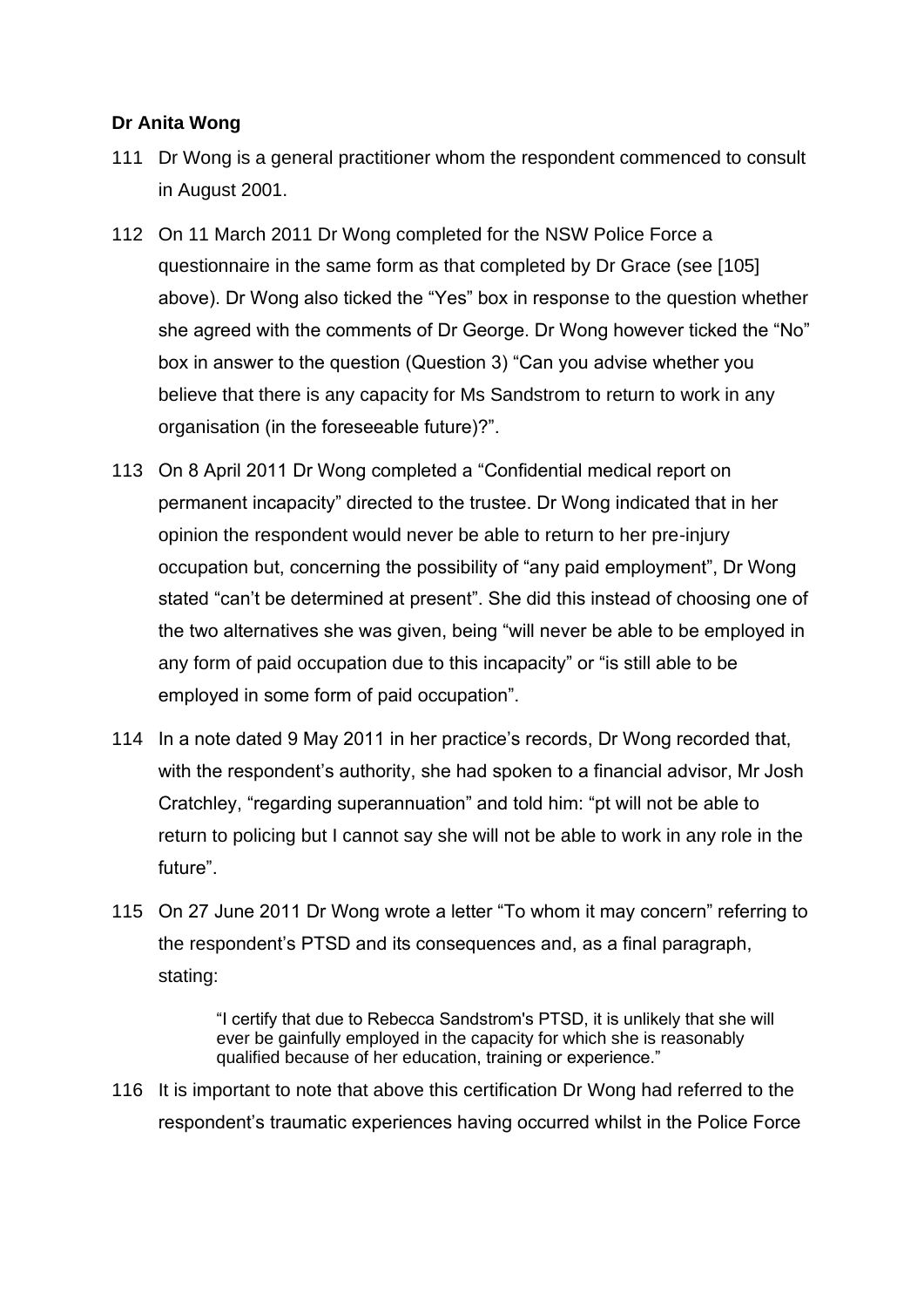**Dr Anita Wong**

111 Dr Wong is a general practitioner whom the respondent commenced to consult in August 2001.

112 On 11 March 2011 Dr Wong completed for the NSW Police Force a questionnaire in the same form as that completed by Dr Grace (see [105] above). Dr Wong also ticked the "Yes" box in response to the question whether she agreed with the comments of Dr George. Dr Wong however ticked the "No" box in answer to the question (Question 3) "Can you advise whether you believe that there is any capacity for Ms Sandstrom to return to work in any organisation (in the foreseeable future)?".

113 On 8 April 2011 Dr Wong completed a "Confidential medical report on permanent incapacity" directed to the trustee. Dr Wong indicated that in her opinion the respondent would never be able to return to her pre-injury occupation but, concerning the possibility of "any paid employment", Dr Wong stated "can't be determined at present". She did this instead of choosing one of the two alternatives she was given, being "will never be able to be employed in any form of paid occupation due to this incapacity" or "is still able to be employed in some form of paid occupation".

114 In a note dated 9 May 2011 in her practice's records, Dr Wong recorded that, with the respondent's authority, she had spoken to a financial advisor, Mr Josh Cratchley, "regarding superannuation" and told him: "pt will not be able to return to policing but I cannot say she will not be able to work in any role in the future".

115 On 27 June 2011 Dr Wong wrote a letter "To whom it may concern" referring to the respondent's PTSD and its consequences and, as a final paragraph, stating:

> "I certify that due to Rebecca Sandstrom's PTSD, it is unlikely that she will ever be gainfully employed in the capacity for which she is reasonably qualified because of her education, training or experience."

116 It is important to note that above this certification Dr Wong had referred to the respondent's traumatic experiences having occurred whilst in the Police Force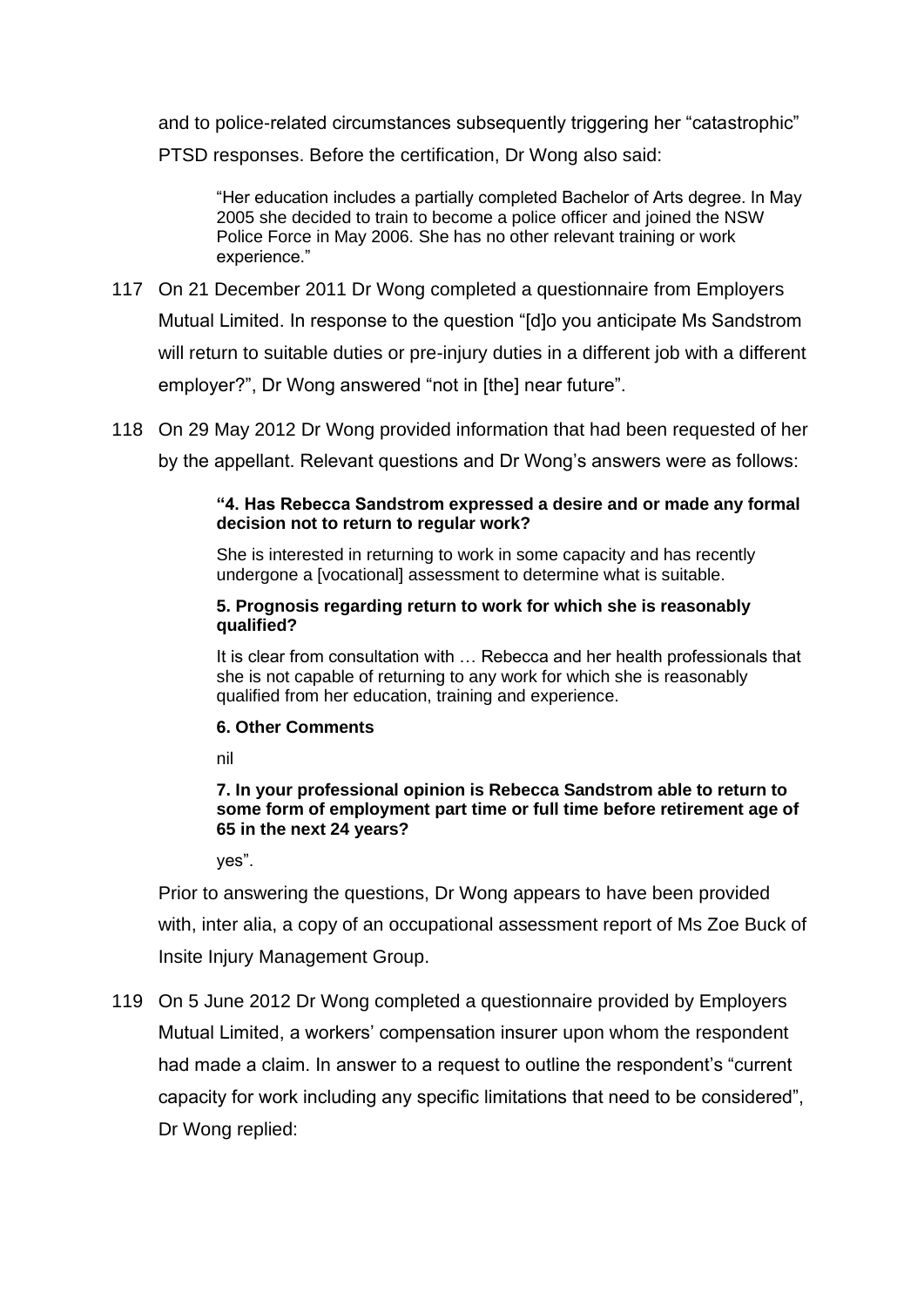and to police-related circumstances subsequently triggering her "catastrophic" PTSD responses. Before the certification, Dr Wong also said:

> "Her education includes a partially completed Bachelor of Arts degree. In May 2005 she decided to train to become a police officer and joined the NSW Police Force in May 2006. She has no other relevant training or work experience."

117 On 21 December 2011 Dr Wong completed a questionnaire from Employers Mutual Limited. In response to the question "[d]o you anticipate Ms Sandstrom will return to suitable duties or pre-injury duties in a different job with a different employer?", Dr Wong answered "not in [the] near future".

118 On 29 May 2012 Dr Wong provided information that had been requested of her by the appellant. Relevant questions and Dr Wong's answers were as follows:

> **"4. Has Rebecca Sandstrom expressed a desire and or made any formal decision not to return to regular work?**
>
> She is interested in returning to work in some capacity and has recently undergone a [vocational] assessment to determine what is suitable.
>
> **5. Prognosis regarding return to work for which she is reasonably qualified?**
>
> It is clear from consultation with … Rebecca and her health professionals that she is not capable of returning to any work for which she is reasonably qualified from her education, training and experience.
>
> **6. Other Comments**
>
> nil
>
> **7. In your professional opinion is Rebecca Sandstrom able to return to some form of employment part time or full time before retirement age of 65 in the next 24 years?**
>
> yes".

Prior to answering the questions, Dr Wong appears to have been provided with, inter alia, a copy of an occupational assessment report of Ms Zoe Buck of Insite Injury Management Group.

119 On 5 June 2012 Dr Wong completed a questionnaire provided by Employers Mutual Limited, a workers' compensation insurer upon whom the respondent had made a claim. In answer to a request to outline the respondent's "current capacity for work including any specific limitations that need to be considered", Dr Wong replied: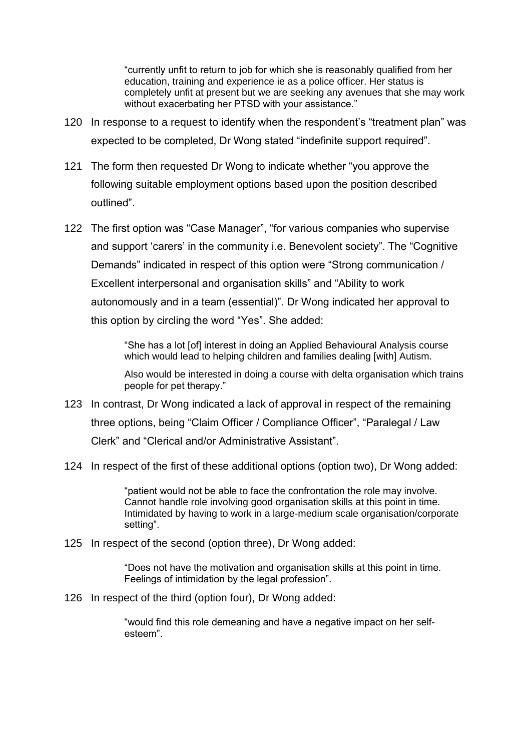> "currently unfit to return to job for which she is reasonably qualified from her education, training and experience ie as a police officer. Her status is completely unfit at present but we are seeking any avenues that she may work without exacerbating her PTSD with your assistance."

120 In response to a request to identify when the respondent's "treatment plan" was expected to be completed, Dr Wong stated "indefinite support required".

121 The form then requested Dr Wong to indicate whether "you approve the following suitable employment options based upon the position described outlined".

122 The first option was "Case Manager", "for various companies who supervise and support 'carers' in the community i.e. Benevolent society". The "Cognitive Demands" indicated in respect of this option were "Strong communication / Excellent interpersonal and organisation skills" and "Ability to work autonomously and in a team (essential)". Dr Wong indicated her approval to this option by circling the word "Yes". She added:

> "She has a lot [of] interest in doing an Applied Behavioural Analysis course which would lead to helping children and families dealing [with] Autism.
>
> Also would be interested in doing a course with delta organisation which trains people for pet therapy."

123 In contrast, Dr Wong indicated a lack of approval in respect of the remaining three options, being "Claim Officer / Compliance Officer", "Paralegal / Law Clerk" and "Clerical and/or Administrative Assistant".

124 In respect of the first of these additional options (option two), Dr Wong added:

> "patient would not be able to face the confrontation the role may involve. Cannot handle role involving good organisation skills at this point in time. Intimidated by having to work in a large-medium scale organisation/corporate setting".

125 In respect of the second (option three), Dr Wong added:

> "Does not have the motivation and organisation skills at this point in time. Feelings of intimidation by the legal profession".

126 In respect of the third (option four), Dr Wong added:

> "would find this role demeaning and have a negative impact on her self-esteem".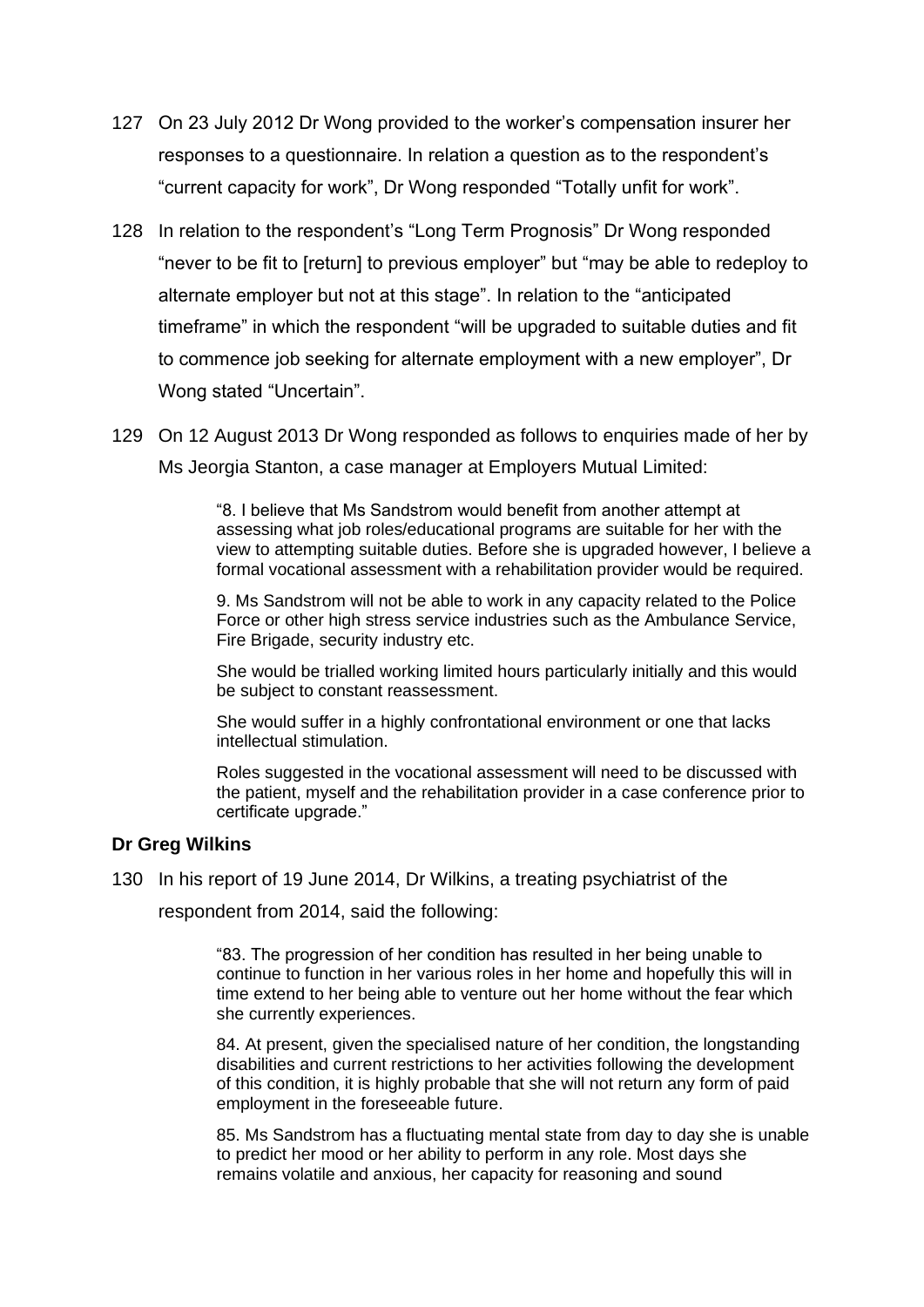127 On 23 July 2012 Dr Wong provided to the worker's compensation insurer her responses to a questionnaire. In relation a question as to the respondent's "current capacity for work", Dr Wong responded "Totally unfit for work".

128 In relation to the respondent's "Long Term Prognosis" Dr Wong responded "never to be fit to [return] to previous employer" but "may be able to redeploy to alternate employer but not at this stage". In relation to the "anticipated timeframe" in which the respondent "will be upgraded to suitable duties and fit to commence job seeking for alternate employment with a new employer", Dr Wong stated "Uncertain".

129 On 12 August 2013 Dr Wong responded as follows to enquiries made of her by Ms Jeorgia Stanton, a case manager at Employers Mutual Limited:

> "8. I believe that Ms Sandstrom would benefit from another attempt at assessing what job roles/educational programs are suitable for her with the view to attempting suitable duties. Before she is upgraded however, I believe a formal vocational assessment with a rehabilitation provider would be required.
>
> 9. Ms Sandstrom will not be able to work in any capacity related to the Police Force or other high stress service industries such as the Ambulance Service, Fire Brigade, security industry etc.
>
> She would be trialled working limited hours particularly initially and this would be subject to constant reassessment.
>
> She would suffer in a highly confrontational environment or one that lacks intellectual stimulation.
>
> Roles suggested in the vocational assessment will need to be discussed with the patient, myself and the rehabilitation provider in a case conference prior to certificate upgrade."

**Dr Greg Wilkins**

130 In his report of 19 June 2014, Dr Wilkins, a treating psychiatrist of the respondent from 2014, said the following:

> "83. The progression of her condition has resulted in her being unable to continue to function in her various roles in her home and hopefully this will in time extend to her being able to venture out her home without the fear which she currently experiences.
>
> 84. At present, given the specialised nature of her condition, the longstanding disabilities and current restrictions to her activities following the development of this condition, it is highly probable that she will not return any form of paid employment in the foreseeable future.
>
> 85. Ms Sandstrom has a fluctuating mental state from day to day she is unable to predict her mood or her ability to perform in any role. Most days she remains volatile and anxious, her capacity for reasoning and sound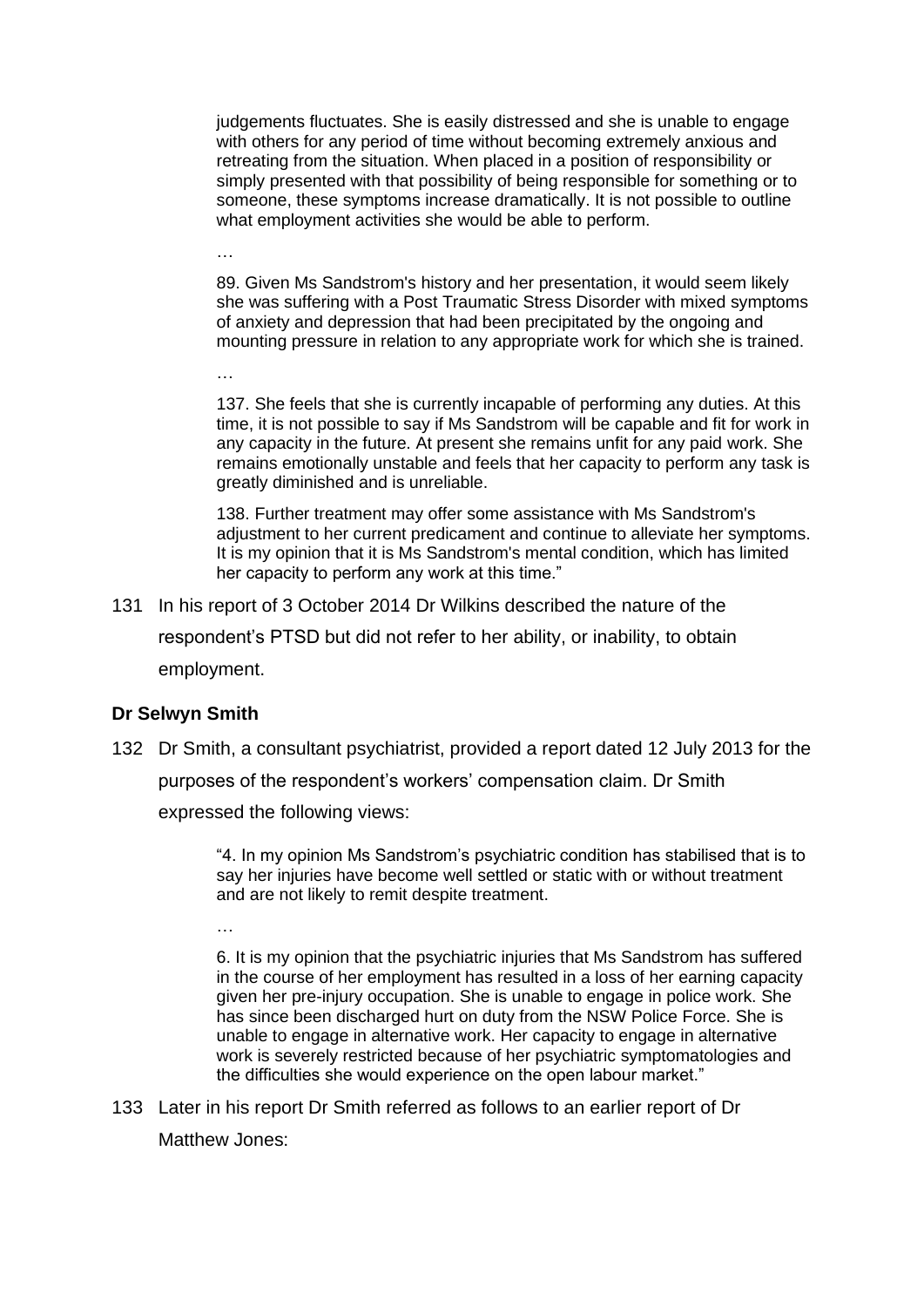> judgements fluctuates. She is easily distressed and she is unable to engage with others for any period of time without becoming extremely anxious and retreating from the situation. When placed in a position of responsibility or simply presented with that possibility of being responsible for something or to someone, these symptoms increase dramatically. It is not possible to outline what employment activities she would be able to perform.
>
> …
>
> 89. Given Ms Sandstrom's history and her presentation, it would seem likely she was suffering with a Post Traumatic Stress Disorder with mixed symptoms of anxiety and depression that had been precipitated by the ongoing and mounting pressure in relation to any appropriate work for which she is trained.
>
> …
>
> 137. She feels that she is currently incapable of performing any duties. At this time, it is not possible to say if Ms Sandstrom will be capable and fit for work in any capacity in the future. At present she remains unfit for any paid work. She remains emotionally unstable and feels that her capacity to perform any task is greatly diminished and is unreliable.
>
> 138. Further treatment may offer some assistance with Ms Sandstrom's adjustment to her current predicament and continue to alleviate her symptoms. It is my opinion that it is Ms Sandstrom's mental condition, which has limited her capacity to perform any work at this time."

131 In his report of 3 October 2014 Dr Wilkins described the nature of the respondent's PTSD but did not refer to her ability, or inability, to obtain employment.

**Dr Selwyn Smith**

132 Dr Smith, a consultant psychiatrist, provided a report dated 12 July 2013 for the purposes of the respondent's workers' compensation claim. Dr Smith expressed the following views:

> "4. In my opinion Ms Sandstrom's psychiatric condition has stabilised that is to say her injuries have become well settled or static with or without treatment and are not likely to remit despite treatment.
>
> …
>
> 6. It is my opinion that the psychiatric injuries that Ms Sandstrom has suffered in the course of her employment has resulted in a loss of her earning capacity given her pre-injury occupation. She is unable to engage in police work. She has since been discharged hurt on duty from the NSW Police Force. She is unable to engage in alternative work. Her capacity to engage in alternative work is severely restricted because of her psychiatric symptomatologies and the difficulties she would experience on the open labour market."

133 Later in his report Dr Smith referred as follows to an earlier report of Dr Matthew Jones: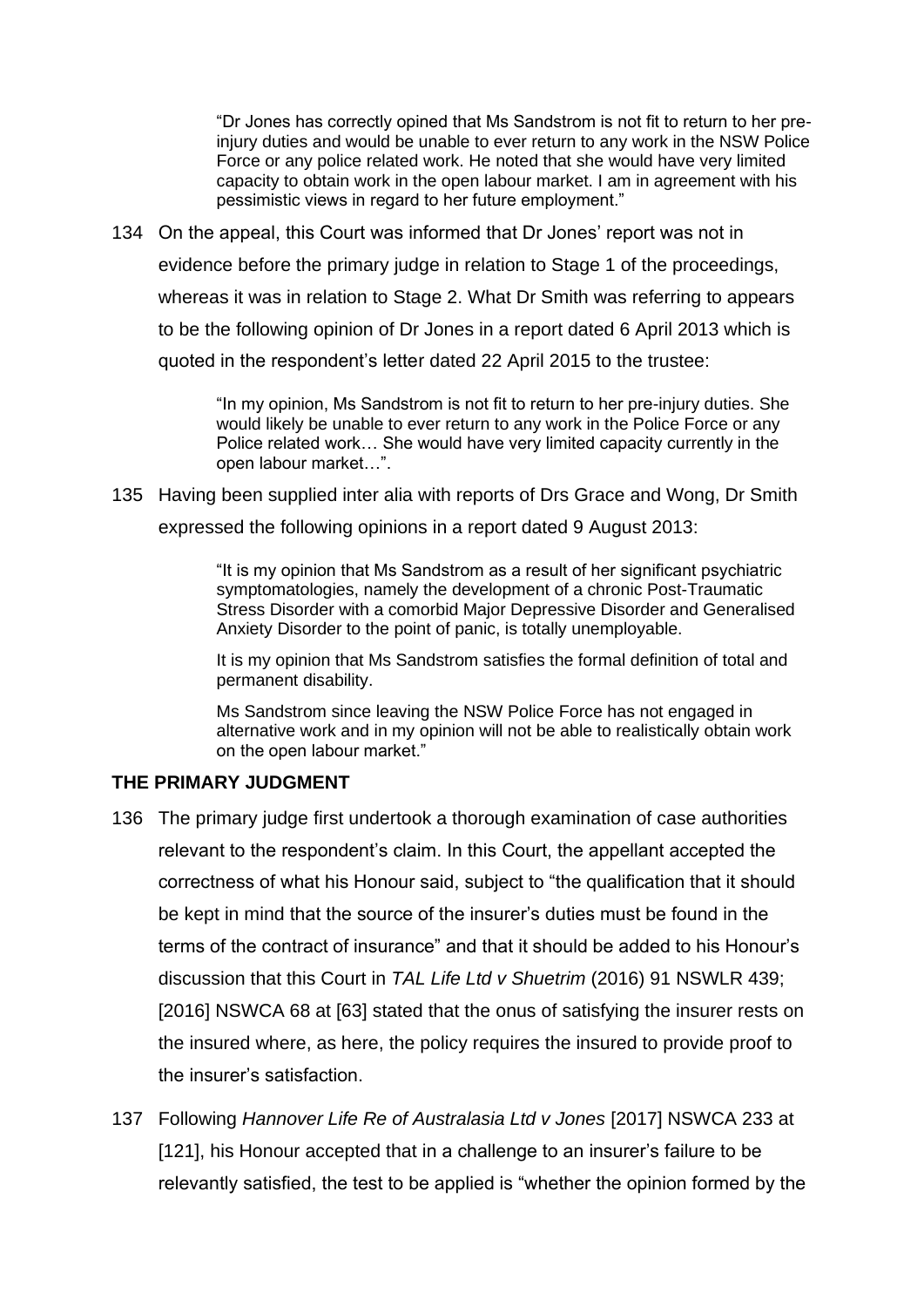> "Dr Jones has correctly opined that Ms Sandstrom is not fit to return to her pre-injury duties and would be unable to ever return to any work in the NSW Police Force or any police related work. He noted that she would have very limited capacity to obtain work in the open labour market. I am in agreement with his pessimistic views in regard to her future employment."

134 On the appeal, this Court was informed that Dr Jones' report was not in evidence before the primary judge in relation to Stage 1 of the proceedings, whereas it was in relation to Stage 2. What Dr Smith was referring to appears to be the following opinion of Dr Jones in a report dated 6 April 2013 which is quoted in the respondent's letter dated 22 April 2015 to the trustee:

> "In my opinion, Ms Sandstrom is not fit to return to her pre-injury duties. She would likely be unable to ever return to any work in the Police Force or any Police related work… She would have very limited capacity currently in the open labour market…".

135 Having been supplied inter alia with reports of Drs Grace and Wong, Dr Smith expressed the following opinions in a report dated 9 August 2013:

> "It is my opinion that Ms Sandstrom as a result of her significant psychiatric symptomatologies, namely the development of a chronic Post-Traumatic Stress Disorder with a comorbid Major Depressive Disorder and Generalised Anxiety Disorder to the point of panic, is totally unemployable.
>
> It is my opinion that Ms Sandstrom satisfies the formal definition of total and permanent disability.
>
> Ms Sandstrom since leaving the NSW Police Force has not engaged in alternative work and in my opinion will not be able to realistically obtain work on the open labour market."

**THE PRIMARY JUDGMENT**

136 The primary judge first undertook a thorough examination of case authorities relevant to the respondent's claim. In this Court, the appellant accepted the correctness of what his Honour said, subject to "the qualification that it should be kept in mind that the source of the insurer's duties must be found in the terms of the contract of insurance" and that it should be added to his Honour's discussion that this Court in *TAL Life Ltd v Shuetrim* (2016) 91 NSWLR 439; [2016] NSWCA 68 at [63] stated that the onus of satisfying the insurer rests on the insured where, as here, the policy requires the insured to provide proof to the insurer's satisfaction.

137 Following *Hannover Life Re of Australasia Ltd v Jones* [2017] NSWCA 233 at [121], his Honour accepted that in a challenge to an insurer's failure to be relevantly satisfied, the test to be applied is "whether the opinion formed by the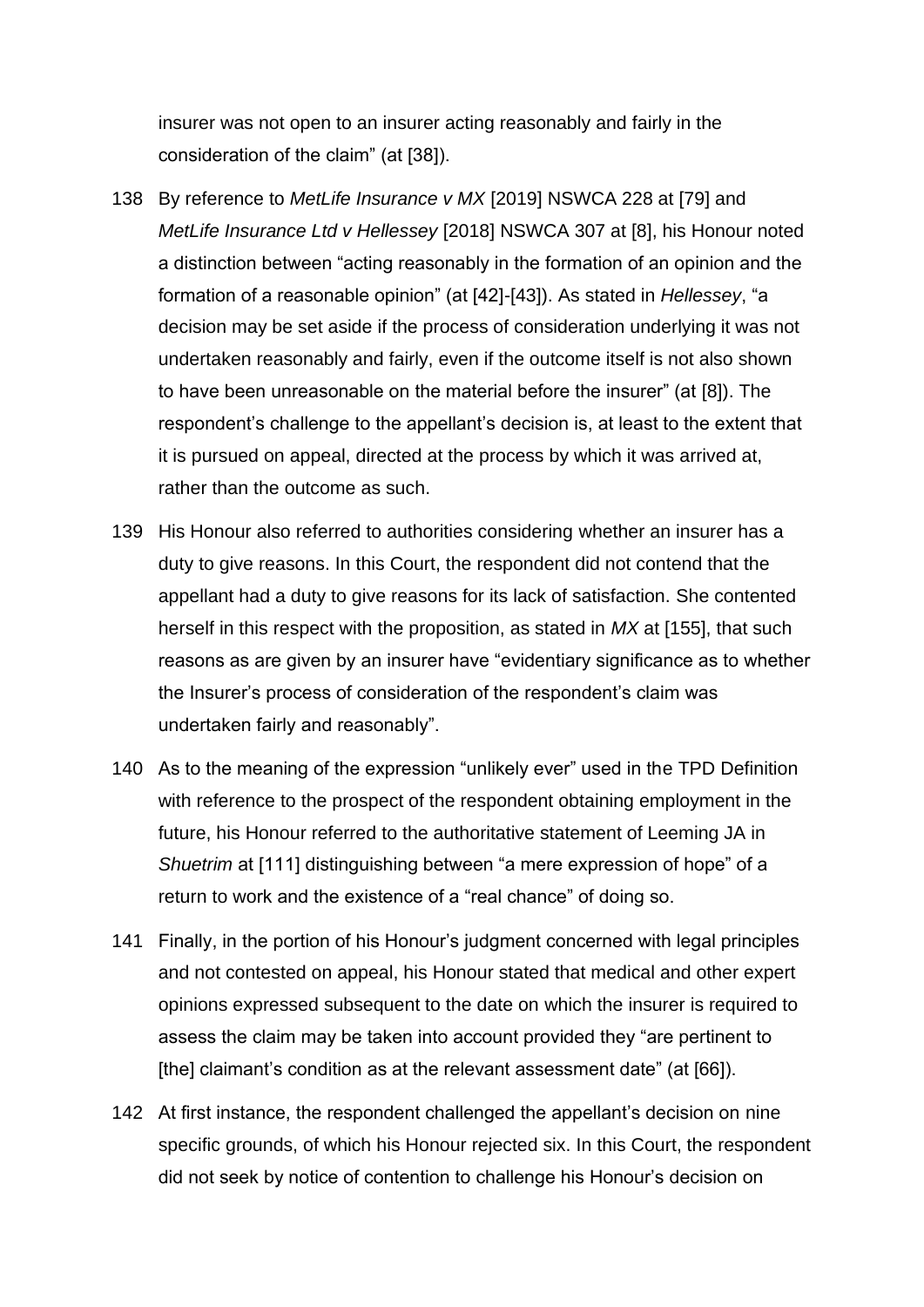insurer was not open to an insurer acting reasonably and fairly in the consideration of the claim" (at [38]).

138 By reference to *MetLife Insurance v MX* [2019] NSWCA 228 at [79] and *MetLife Insurance Ltd v Hellessey* [2018] NSWCA 307 at [8], his Honour noted a distinction between "acting reasonably in the formation of an opinion and the formation of a reasonable opinion" (at [42]-[43]). As stated in *Hellessey*, "a decision may be set aside if the process of consideration underlying it was not undertaken reasonably and fairly, even if the outcome itself is not also shown to have been unreasonable on the material before the insurer" (at [8]). The respondent's challenge to the appellant's decision is, at least to the extent that it is pursued on appeal, directed at the process by which it was arrived at, rather than the outcome as such.

139 His Honour also referred to authorities considering whether an insurer has a duty to give reasons. In this Court, the respondent did not contend that the appellant had a duty to give reasons for its lack of satisfaction. She contented herself in this respect with the proposition, as stated in *MX* at [155], that such reasons as are given by an insurer have "evidentiary significance as to whether the Insurer's process of consideration of the respondent's claim was undertaken fairly and reasonably".

140 As to the meaning of the expression "unlikely ever" used in the TPD Definition with reference to the prospect of the respondent obtaining employment in the future, his Honour referred to the authoritative statement of Leeming JA in *Shuetrim* at [111] distinguishing between "a mere expression of hope" of a return to work and the existence of a "real chance" of doing so.

141 Finally, in the portion of his Honour's judgment concerned with legal principles and not contested on appeal, his Honour stated that medical and other expert opinions expressed subsequent to the date on which the insurer is required to assess the claim may be taken into account provided they "are pertinent to [the] claimant's condition as at the relevant assessment date" (at [66]).

142 At first instance, the respondent challenged the appellant's decision on nine specific grounds, of which his Honour rejected six. In this Court, the respondent did not seek by notice of contention to challenge his Honour's decision on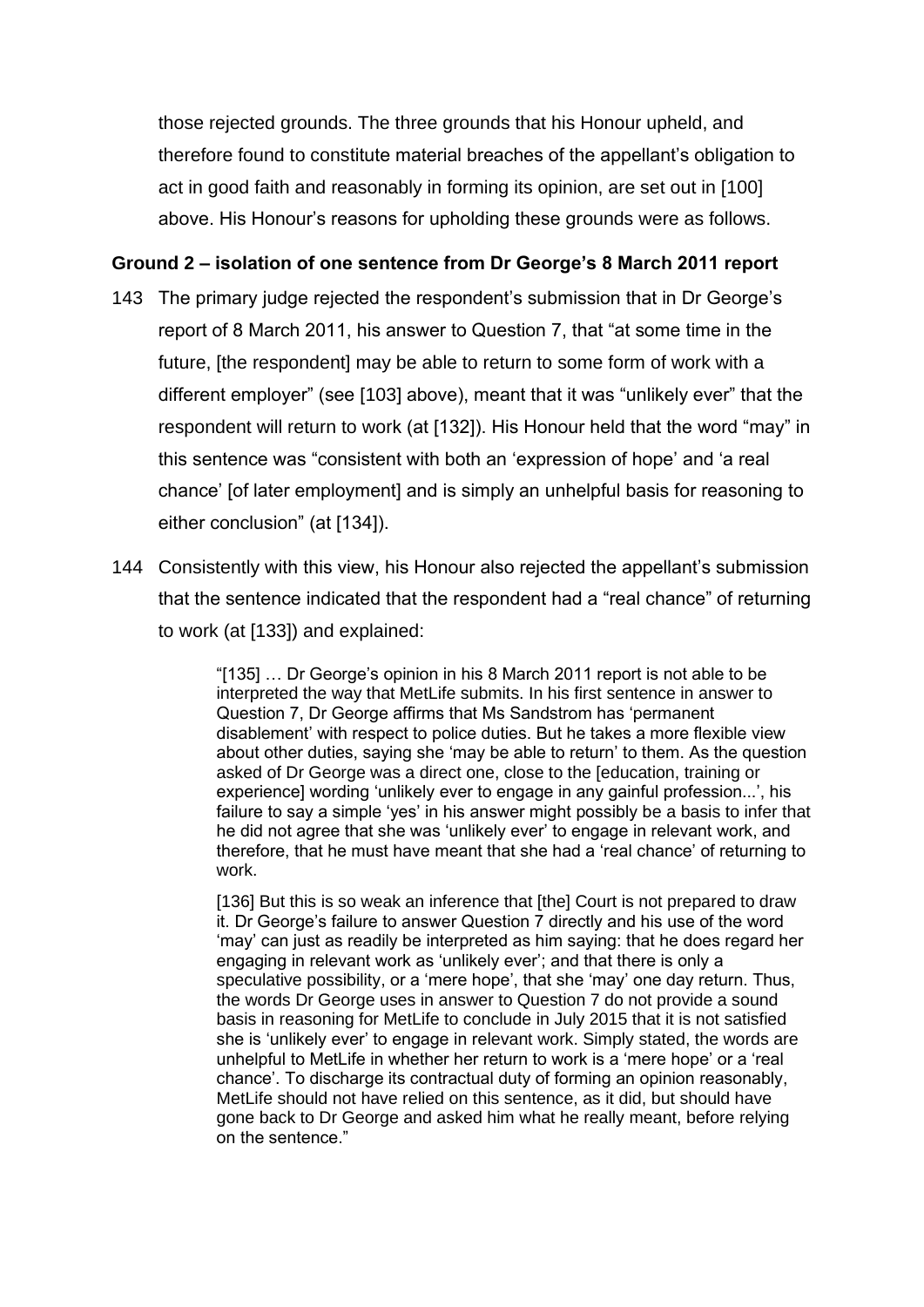those rejected grounds. The three grounds that his Honour upheld, and therefore found to constitute material breaches of the appellant's obligation to act in good faith and reasonably in forming its opinion, are set out in [100] above. His Honour's reasons for upholding these grounds were as follows.

**Ground 2 – isolation of one sentence from Dr George's 8 March 2011 report**

143 The primary judge rejected the respondent's submission that in Dr George's report of 8 March 2011, his answer to Question 7, that "at some time in the future, [the respondent] may be able to return to some form of work with a different employer" (see [103] above), meant that it was "unlikely ever" that the respondent will return to work (at [132]). His Honour held that the word "may" in this sentence was "consistent with both an 'expression of hope' and 'a real chance' [of later employment] and is simply an unhelpful basis for reasoning to either conclusion" (at [134]).

144 Consistently with this view, his Honour also rejected the appellant's submission that the sentence indicated that the respondent had a "real chance" of returning to work (at [133]) and explained:

> "[135] … Dr George's opinion in his 8 March 2011 report is not able to be interpreted the way that MetLife submits. In his first sentence in answer to Question 7, Dr George affirms that Ms Sandstrom has 'permanent disablement' with respect to police duties. But he takes a more flexible view about other duties, saying she 'may be able to return' to them. As the question asked of Dr George was a direct one, close to the [education, training or experience] wording 'unlikely ever to engage in any gainful profession...', his failure to say a simple 'yes' in his answer might possibly be a basis to infer that he did not agree that she was 'unlikely ever' to engage in relevant work, and therefore, that he must have meant that she had a 'real chance' of returning to work.
>
> [136] But this is so weak an inference that [the] Court is not prepared to draw it. Dr George's failure to answer Question 7 directly and his use of the word 'may' can just as readily be interpreted as him saying: that he does regard her engaging in relevant work as 'unlikely ever'; and that there is only a speculative possibility, or a 'mere hope', that she 'may' one day return. Thus, the words Dr George uses in answer to Question 7 do not provide a sound basis in reasoning for MetLife to conclude in July 2015 that it is not satisfied she is 'unlikely ever' to engage in relevant work. Simply stated, the words are unhelpful to MetLife in whether her return to work is a 'mere hope' or a 'real chance'. To discharge its contractual duty of forming an opinion reasonably, MetLife should not have relied on this sentence, as it did, but should have gone back to Dr George and asked him what he really meant, before relying on the sentence."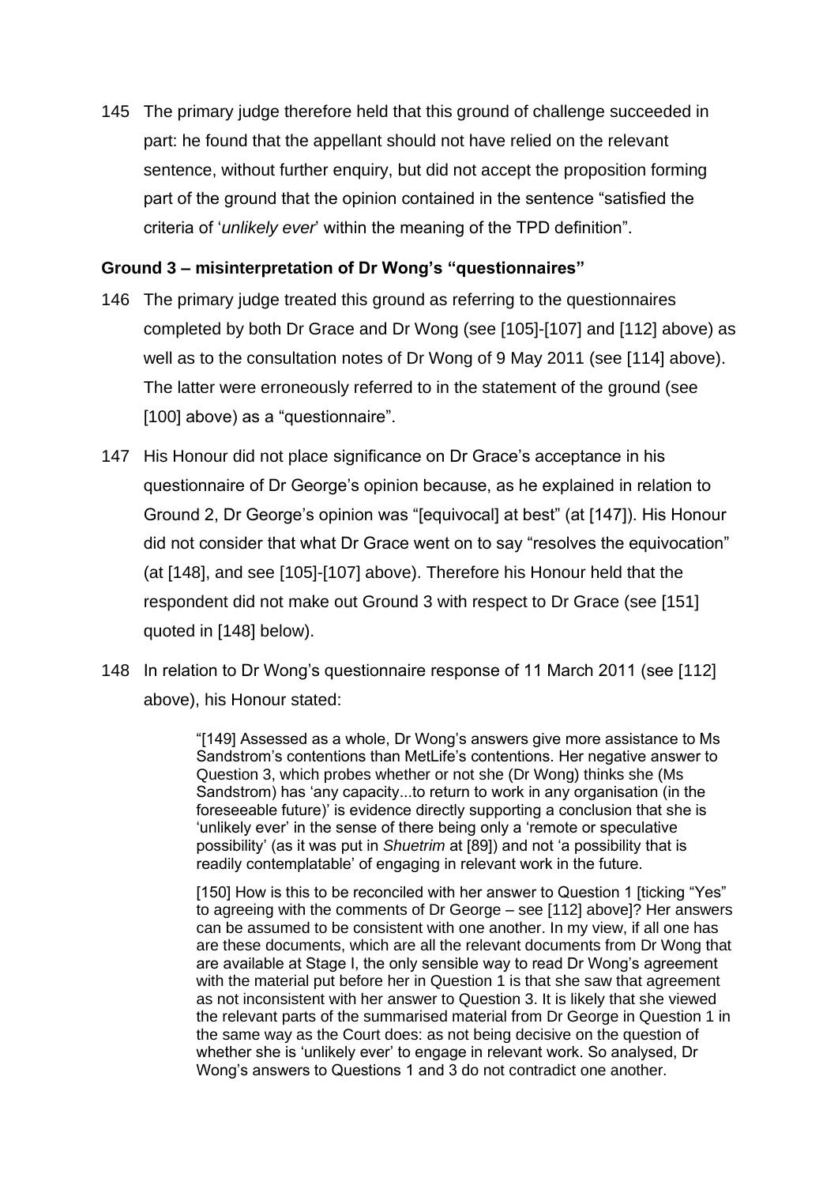145 The primary judge therefore held that this ground of challenge succeeded in part: he found that the appellant should not have relied on the relevant sentence, without further enquiry, but did not accept the proposition forming part of the ground that the opinion contained in the sentence "satisfied the criteria of '*unlikely ever*' within the meaning of the TPD definition".

### Ground 3 – misinterpretation of Dr Wong's "questionnaires"

146 The primary judge treated this ground as referring to the questionnaires completed by both Dr Grace and Dr Wong (see [105]-[107] and [112] above) as well as to the consultation notes of Dr Wong of 9 May 2011 (see [114] above). The latter were erroneously referred to in the statement of the ground (see [100] above) as a "questionnaire".

147 His Honour did not place significance on Dr Grace's acceptance in his questionnaire of Dr George's opinion because, as he explained in relation to Ground 2, Dr George's opinion was "[equivocal] at best" (at [147]). His Honour did not consider that what Dr Grace went on to say "resolves the equivocation" (at [148], and see [105]-[107] above). Therefore his Honour held that the respondent did not make out Ground 3 with respect to Dr Grace (see [151] quoted in [148] below).

148 In relation to Dr Wong's questionnaire response of 11 March 2011 (see [112] above), his Honour stated:

> "[149] Assessed as a whole, Dr Wong's answers give more assistance to Ms Sandstrom's contentions than MetLife's contentions. Her negative answer to Question 3, which probes whether or not she (Dr Wong) thinks she (Ms Sandstrom) has 'any capacity...to return to work in any organisation (in the foreseeable future)' is evidence directly supporting a conclusion that she is 'unlikely ever' in the sense of there being only a 'remote or speculative possibility' (as it was put in *Shuetrim* at [89]) and not 'a possibility that is readily contemplatable' of engaging in relevant work in the future.
>
> [150] How is this to be reconciled with her answer to Question 1 [ticking "Yes" to agreeing with the comments of Dr George – see [112] above]? Her answers can be assumed to be consistent with one another. In my view, if all one has are these documents, which are all the relevant documents from Dr Wong that are available at Stage I, the only sensible way to read Dr Wong's agreement with the material put before her in Question 1 is that she saw that agreement as not inconsistent with her answer to Question 3. It is likely that she viewed the relevant parts of the summarised material from Dr George in Question 1 in the same way as the Court does: as not being decisive on the question of whether she is 'unlikely ever' to engage in relevant work. So analysed, Dr Wong's answers to Questions 1 and 3 do not contradict one another.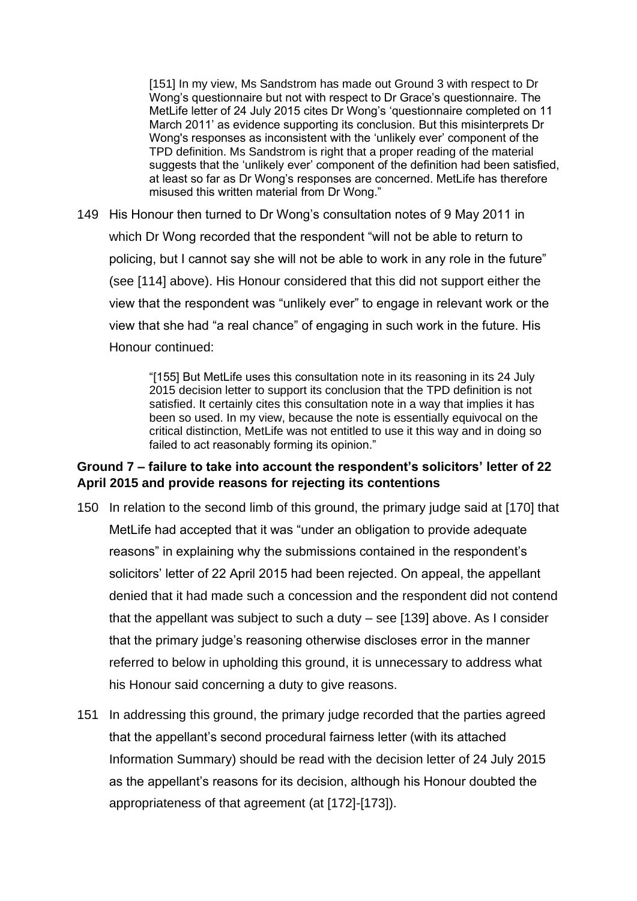> [151] In my view, Ms Sandstrom has made out Ground 3 with respect to Dr Wong's questionnaire but not with respect to Dr Grace's questionnaire. The MetLife letter of 24 July 2015 cites Dr Wong's 'questionnaire completed on 11 March 2011' as evidence supporting its conclusion. But this misinterprets Dr Wong's responses as inconsistent with the 'unlikely ever' component of the TPD definition. Ms Sandstrom is right that a proper reading of the material suggests that the 'unlikely ever' component of the definition had been satisfied, at least so far as Dr Wong's responses are concerned. MetLife has therefore misused this written material from Dr Wong."

149 His Honour then turned to Dr Wong's consultation notes of 9 May 2011 in which Dr Wong recorded that the respondent "will not be able to return to policing, but I cannot say she will not be able to work in any role in the future" (see [114] above). His Honour considered that this did not support either the view that the respondent was "unlikely ever" to engage in relevant work or the view that she had "a real chance" of engaging in such work in the future. His Honour continued:

> "[155] But MetLife uses this consultation note in its reasoning in its 24 July 2015 decision letter to support its conclusion that the TPD definition is not satisfied. It certainly cites this consultation note in a way that implies it has been so used. In my view, because the note is essentially equivocal on the critical distinction, MetLife was not entitled to use it this way and in doing so failed to act reasonably forming its opinion."

**Ground 7 – failure to take into account the respondent's solicitors' letter of 22 April 2015 and provide reasons for rejecting its contentions**

150 In relation to the second limb of this ground, the primary judge said at [170] that MetLife had accepted that it was "under an obligation to provide adequate reasons" in explaining why the submissions contained in the respondent's solicitors' letter of 22 April 2015 had been rejected. On appeal, the appellant denied that it had made such a concession and the respondent did not contend that the appellant was subject to such a duty – see [139] above. As I consider that the primary judge's reasoning otherwise discloses error in the manner referred to below in upholding this ground, it is unnecessary to address what his Honour said concerning a duty to give reasons.

151 In addressing this ground, the primary judge recorded that the parties agreed that the appellant's second procedural fairness letter (with its attached Information Summary) should be read with the decision letter of 24 July 2015 as the appellant's reasons for its decision, although his Honour doubted the appropriateness of that agreement (at [172]-[173]).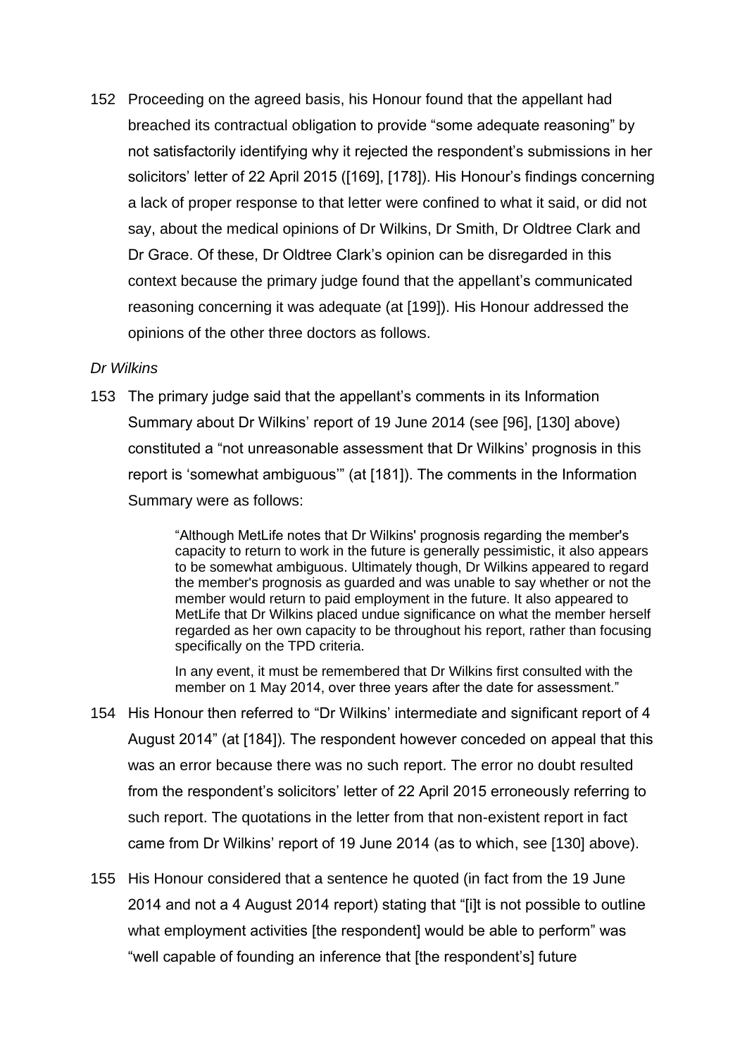152 Proceeding on the agreed basis, his Honour found that the appellant had breached its contractual obligation to provide "some adequate reasoning" by not satisfactorily identifying why it rejected the respondent's submissions in her solicitors' letter of 22 April 2015 ([169], [178]). His Honour's findings concerning a lack of proper response to that letter were confined to what it said, or did not say, about the medical opinions of Dr Wilkins, Dr Smith, Dr Oldtree Clark and Dr Grace. Of these, Dr Oldtree Clark's opinion can be disregarded in this context because the primary judge found that the appellant's communicated reasoning concerning it was adequate (at [199]). His Honour addressed the opinions of the other three doctors as follows.

*Dr Wilkins*

153 The primary judge said that the appellant's comments in its Information Summary about Dr Wilkins' report of 19 June 2014 (see [96], [130] above) constituted a "not unreasonable assessment that Dr Wilkins' prognosis in this report is 'somewhat ambiguous'" (at [181]). The comments in the Information Summary were as follows:

> "Although MetLife notes that Dr Wilkins' prognosis regarding the member's capacity to return to work in the future is generally pessimistic, it also appears to be somewhat ambiguous. Ultimately though, Dr Wilkins appeared to regard the member's prognosis as guarded and was unable to say whether or not the member would return to paid employment in the future. It also appeared to MetLife that Dr Wilkins placed undue significance on what the member herself regarded as her own capacity to be throughout his report, rather than focusing specifically on the TPD criteria.
>
> In any event, it must be remembered that Dr Wilkins first consulted with the member on 1 May 2014, over three years after the date for assessment."

154 His Honour then referred to "Dr Wilkins' intermediate and significant report of 4 August 2014" (at [184]). The respondent however conceded on appeal that this was an error because there was no such report. The error no doubt resulted from the respondent's solicitors' letter of 22 April 2015 erroneously referring to such report. The quotations in the letter from that non-existent report in fact came from Dr Wilkins' report of 19 June 2014 (as to which, see [130] above).

155 His Honour considered that a sentence he quoted (in fact from the 19 June 2014 and not a 4 August 2014 report) stating that "[i]t is not possible to outline what employment activities [the respondent] would be able to perform" was "well capable of founding an inference that [the respondent's] future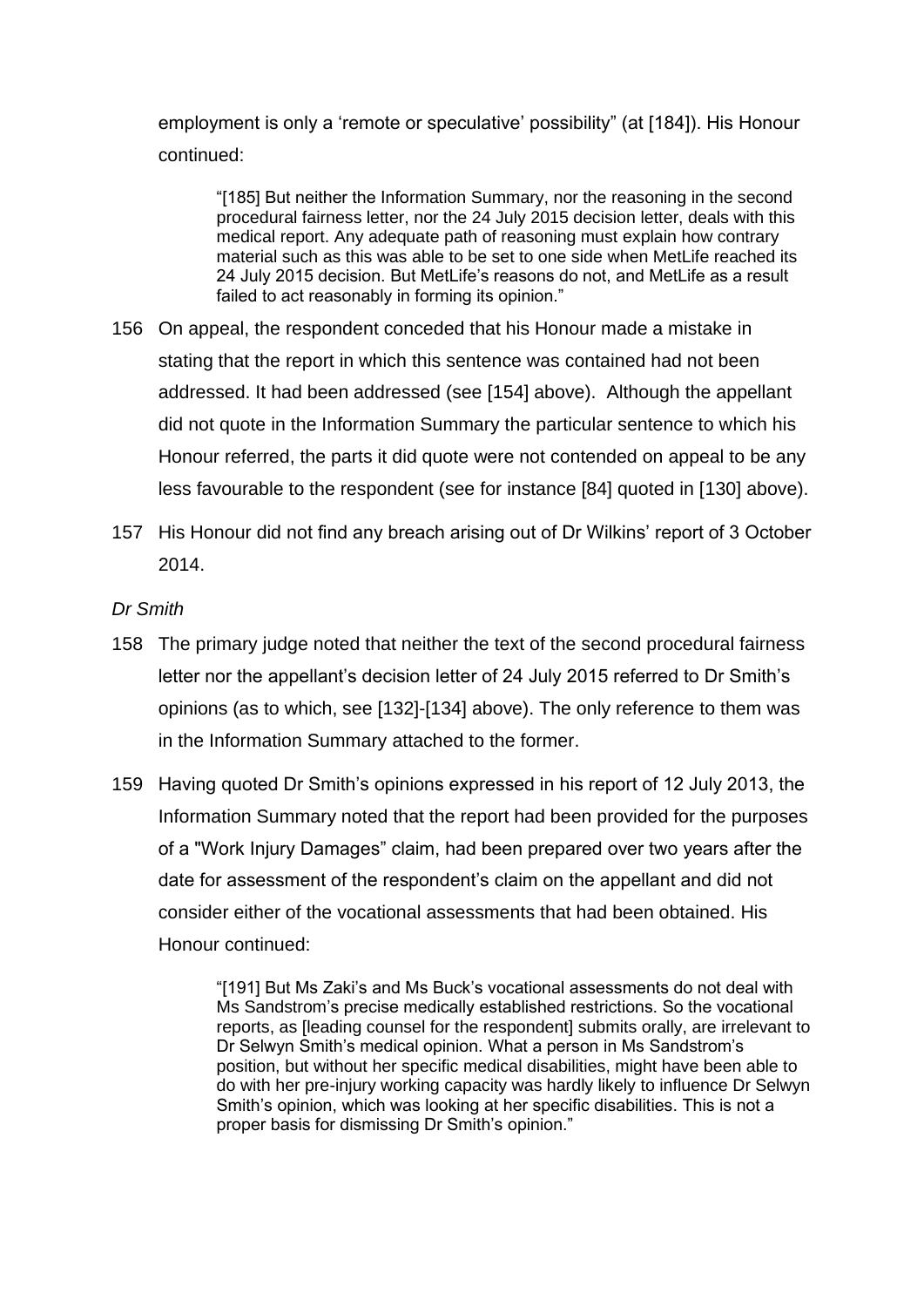employment is only a 'remote or speculative' possibility" (at [184]). His Honour continued:

> "[185] But neither the Information Summary, nor the reasoning in the second procedural fairness letter, nor the 24 July 2015 decision letter, deals with this medical report. Any adequate path of reasoning must explain how contrary material such as this was able to be set to one side when MetLife reached its 24 July 2015 decision. But MetLife's reasons do not, and MetLife as a result failed to act reasonably in forming its opinion."

156 On appeal, the respondent conceded that his Honour made a mistake in stating that the report in which this sentence was contained had not been addressed. It had been addressed (see [154] above). Although the appellant did not quote in the Information Summary the particular sentence to which his Honour referred, the parts it did quote were not contended on appeal to be any less favourable to the respondent (see for instance [84] quoted in [130] above).

157 His Honour did not find any breach arising out of Dr Wilkins' report of 3 October 2014.

*Dr Smith*

158 The primary judge noted that neither the text of the second procedural fairness letter nor the appellant's decision letter of 24 July 2015 referred to Dr Smith's opinions (as to which, see [132]-[134] above). The only reference to them was in the Information Summary attached to the former.

159 Having quoted Dr Smith's opinions expressed in his report of 12 July 2013, the Information Summary noted that the report had been provided for the purposes of a "Work Injury Damages" claim, had been prepared over two years after the date for assessment of the respondent's claim on the appellant and did not consider either of the vocational assessments that had been obtained. His Honour continued:

> "[191] But Ms Zaki's and Ms Buck's vocational assessments do not deal with Ms Sandstrom's precise medically established restrictions. So the vocational reports, as [leading counsel for the respondent] submits orally, are irrelevant to Dr Selwyn Smith's medical opinion. What a person in Ms Sandstrom's position, but without her specific medical disabilities, might have been able to do with her pre-injury working capacity was hardly likely to influence Dr Selwyn Smith's opinion, which was looking at her specific disabilities. This is not a proper basis for dismissing Dr Smith's opinion."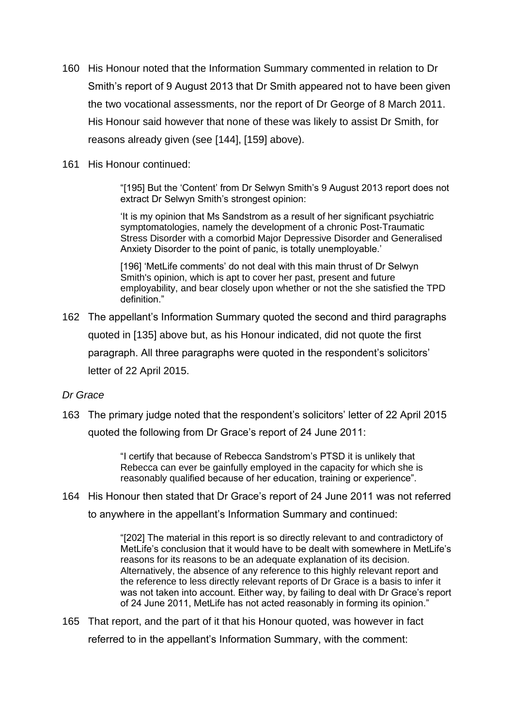160 His Honour noted that the Information Summary commented in relation to Dr Smith's report of 9 August 2013 that Dr Smith appeared not to have been given the two vocational assessments, nor the report of Dr George of 8 March 2011. His Honour said however that none of these was likely to assist Dr Smith, for reasons already given (see [144], [159] above).

161 His Honour continued:

> "[195] But the 'Content' from Dr Selwyn Smith's 9 August 2013 report does not extract Dr Selwyn Smith's strongest opinion:
>
> 'It is my opinion that Ms Sandstrom as a result of her significant psychiatric symptomatologies, namely the development of a chronic Post-Traumatic Stress Disorder with a comorbid Major Depressive Disorder and Generalised Anxiety Disorder to the point of panic, is totally unemployable.'
>
> [196] 'MetLife comments' do not deal with this main thrust of Dr Selwyn Smith's opinion, which is apt to cover her past, present and future employability, and bear closely upon whether or not the she satisfied the TPD definition."

162 The appellant's Information Summary quoted the second and third paragraphs quoted in [135] above but, as his Honour indicated, did not quote the first paragraph. All three paragraphs were quoted in the respondent's solicitors' letter of 22 April 2015.

*Dr Grace*

163 The primary judge noted that the respondent's solicitors' letter of 22 April 2015 quoted the following from Dr Grace's report of 24 June 2011:

> "I certify that because of Rebecca Sandstrom's PTSD it is unlikely that Rebecca can ever be gainfully employed in the capacity for which she is reasonably qualified because of her education, training or experience".

164 His Honour then stated that Dr Grace's report of 24 June 2011 was not referred to anywhere in the appellant's Information Summary and continued:

> "[202] The material in this report is so directly relevant to and contradictory of MetLife's conclusion that it would have to be dealt with somewhere in MetLife's reasons for its reasons to be an adequate explanation of its decision. Alternatively, the absence of any reference to this highly relevant report and the reference to less directly relevant reports of Dr Grace is a basis to infer it was not taken into account. Either way, by failing to deal with Dr Grace's report of 24 June 2011, MetLife has not acted reasonably in forming its opinion."

165 That report, and the part of it that his Honour quoted, was however in fact referred to in the appellant's Information Summary, with the comment: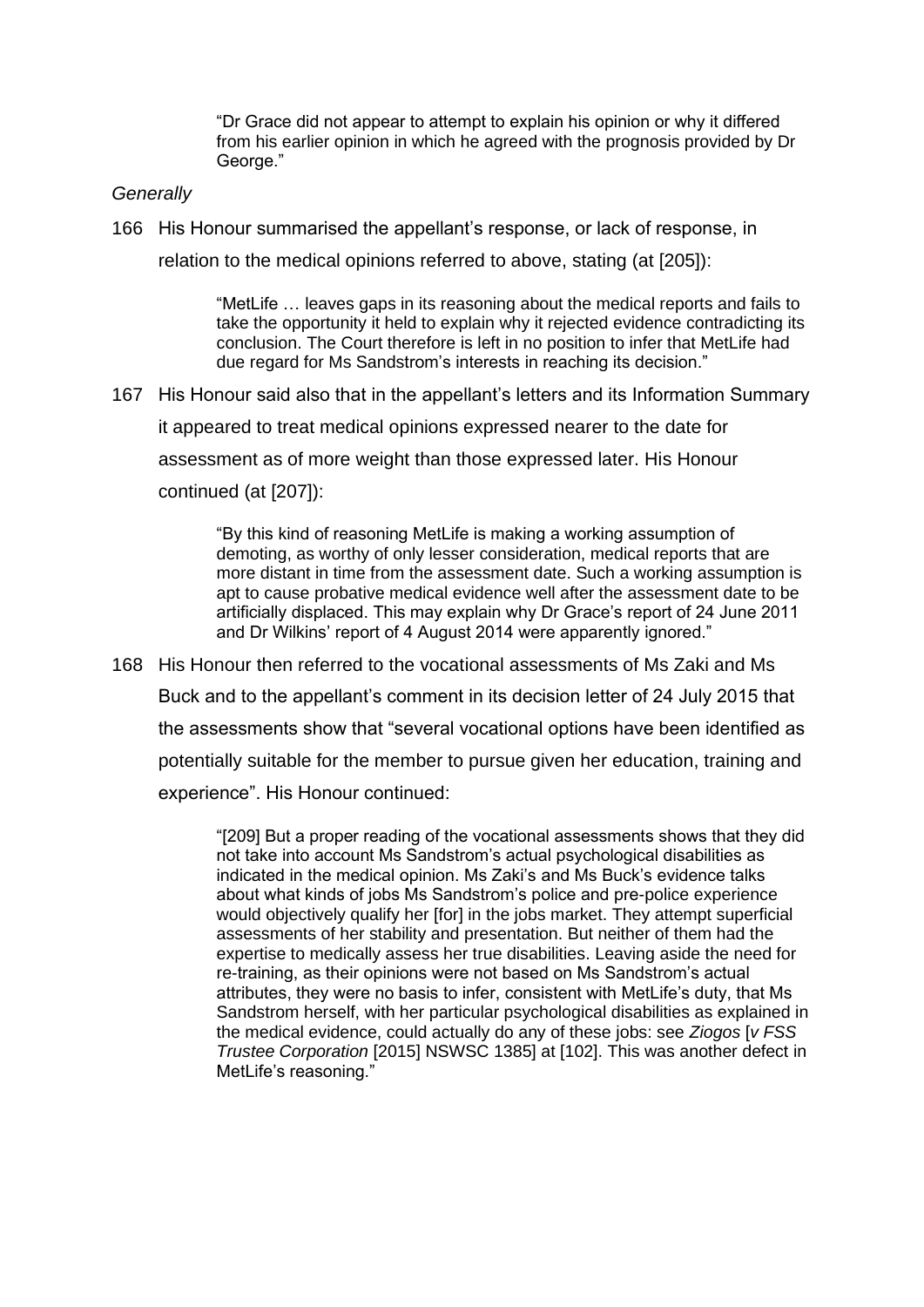> "Dr Grace did not appear to attempt to explain his opinion or why it differed from his earlier opinion in which he agreed with the prognosis provided by Dr George."

*Generally*

166 His Honour summarised the appellant's response, or lack of response, in relation to the medical opinions referred to above, stating (at [205]):

> "MetLife … leaves gaps in its reasoning about the medical reports and fails to take the opportunity it held to explain why it rejected evidence contradicting its conclusion. The Court therefore is left in no position to infer that MetLife had due regard for Ms Sandstrom's interests in reaching its decision."

167 His Honour said also that in the appellant's letters and its Information Summary it appeared to treat medical opinions expressed nearer to the date for assessment as of more weight than those expressed later. His Honour continued (at [207]):

> "By this kind of reasoning MetLife is making a working assumption of demoting, as worthy of only lesser consideration, medical reports that are more distant in time from the assessment date. Such a working assumption is apt to cause probative medical evidence well after the assessment date to be artificially displaced. This may explain why Dr Grace's report of 24 June 2011 and Dr Wilkins' report of 4 August 2014 were apparently ignored."

168 His Honour then referred to the vocational assessments of Ms Zaki and Ms Buck and to the appellant's comment in its decision letter of 24 July 2015 that the assessments show that "several vocational options have been identified as potentially suitable for the member to pursue given her education, training and experience". His Honour continued:

> "[209] But a proper reading of the vocational assessments shows that they did not take into account Ms Sandstrom's actual psychological disabilities as indicated in the medical opinion. Ms Zaki's and Ms Buck's evidence talks about what kinds of jobs Ms Sandstrom's police and pre-police experience would objectively qualify her [for] in the jobs market. They attempt superficial assessments of her stability and presentation. But neither of them had the expertise to medically assess her true disabilities. Leaving aside the need for re-training, as their opinions were not based on Ms Sandstrom's actual attributes, they were no basis to infer, consistent with MetLife's duty, that Ms Sandstrom herself, with her particular psychological disabilities as explained in the medical evidence, could actually do any of these jobs: see *Ziogos* [*v FSS Trustee Corporation* [2015] NSWSC 1385] at [102]. This was another defect in MetLife's reasoning."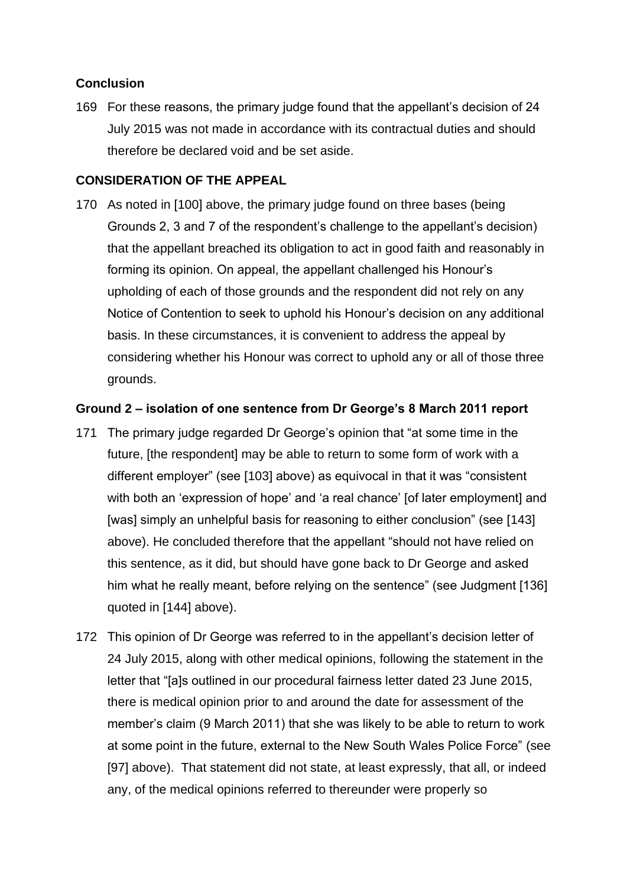## Conclusion

169 For these reasons, the primary judge found that the appellant's decision of 24 July 2015 was not made in accordance with its contractual duties and should therefore be declared void and be set aside.

## CONSIDERATION OF THE APPEAL

170 As noted in [100] above, the primary judge found on three bases (being Grounds 2, 3 and 7 of the respondent's challenge to the appellant's decision) that the appellant breached its obligation to act in good faith and reasonably in forming its opinion. On appeal, the appellant challenged his Honour's upholding of each of those grounds and the respondent did not rely on any Notice of Contention to seek to uphold his Honour's decision on any additional basis. In these circumstances, it is convenient to address the appeal by considering whether his Honour was correct to uphold any or all of those three grounds.

### Ground 2 – isolation of one sentence from Dr George's 8 March 2011 report

171 The primary judge regarded Dr George's opinion that "at some time in the future, [the respondent] may be able to return to some form of work with a different employer" (see [103] above) as equivocal in that it was "consistent with both an 'expression of hope' and 'a real chance' [of later employment] and [was] simply an unhelpful basis for reasoning to either conclusion" (see [143] above). He concluded therefore that the appellant "should not have relied on this sentence, as it did, but should have gone back to Dr George and asked him what he really meant, before relying on the sentence" (see Judgment [136] quoted in [144] above).

172 This opinion of Dr George was referred to in the appellant's decision letter of 24 July 2015, along with other medical opinions, following the statement in the letter that "[a]s outlined in our procedural fairness letter dated 23 June 2015, there is medical opinion prior to and around the date for assessment of the member's claim (9 March 2011) that she was likely to be able to return to work at some point in the future, external to the New South Wales Police Force" (see [97] above). That statement did not state, at least expressly, that all, or indeed any, of the medical opinions referred to thereunder were properly so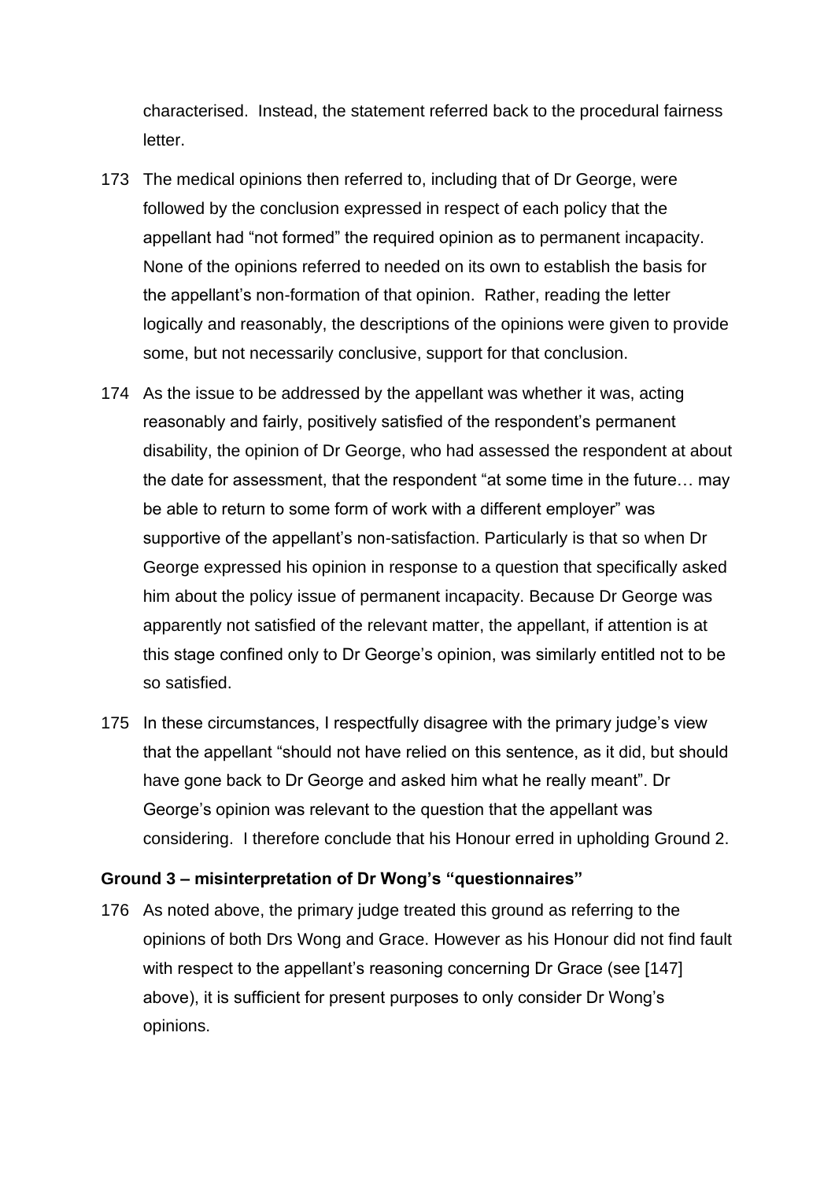characterised. Instead, the statement referred back to the procedural fairness letter.

173 The medical opinions then referred to, including that of Dr George, were followed by the conclusion expressed in respect of each policy that the appellant had "not formed" the required opinion as to permanent incapacity. None of the opinions referred to needed on its own to establish the basis for the appellant's non-formation of that opinion. Rather, reading the letter logically and reasonably, the descriptions of the opinions were given to provide some, but not necessarily conclusive, support for that conclusion.

174 As the issue to be addressed by the appellant was whether it was, acting reasonably and fairly, positively satisfied of the respondent's permanent disability, the opinion of Dr George, who had assessed the respondent at about the date for assessment, that the respondent "at some time in the future… may be able to return to some form of work with a different employer" was supportive of the appellant's non-satisfaction. Particularly is that so when Dr George expressed his opinion in response to a question that specifically asked him about the policy issue of permanent incapacity. Because Dr George was apparently not satisfied of the relevant matter, the appellant, if attention is at this stage confined only to Dr George's opinion, was similarly entitled not to be so satisfied.

175 In these circumstances, I respectfully disagree with the primary judge's view that the appellant "should not have relied on this sentence, as it did, but should have gone back to Dr George and asked him what he really meant". Dr George's opinion was relevant to the question that the appellant was considering. I therefore conclude that his Honour erred in upholding Ground 2.

**Ground 3 – misinterpretation of Dr Wong's "questionnaires"**

176 As noted above, the primary judge treated this ground as referring to the opinions of both Drs Wong and Grace. However as his Honour did not find fault with respect to the appellant's reasoning concerning Dr Grace (see [147] above), it is sufficient for present purposes to only consider Dr Wong's opinions.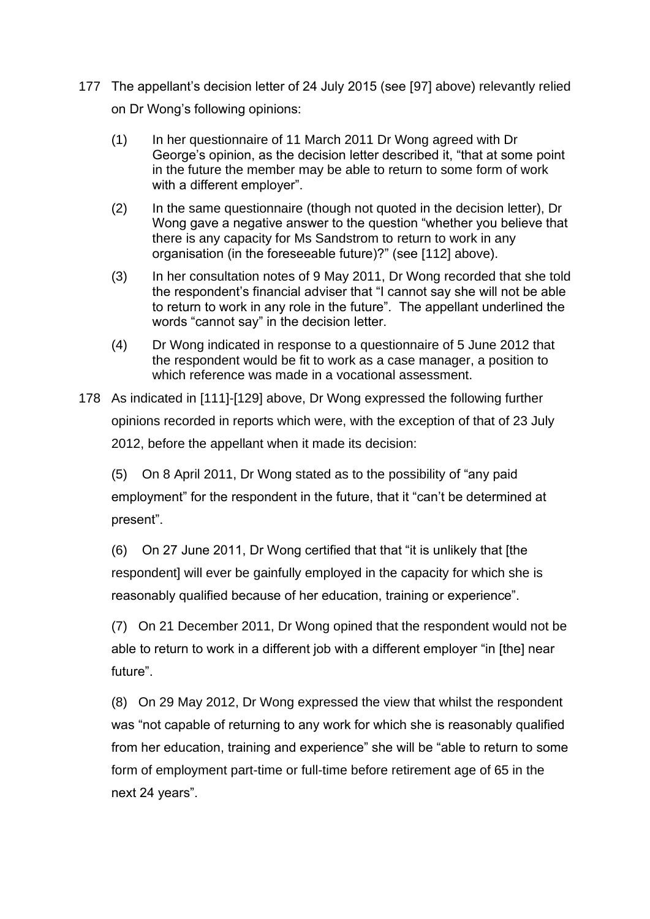177 The appellant's decision letter of 24 July 2015 (see [97] above) relevantly relied on Dr Wong's following opinions:

(1) In her questionnaire of 11 March 2011 Dr Wong agreed with Dr George's opinion, as the decision letter described it, "that at some point in the future the member may be able to return to some form of work with a different employer".

(2) In the same questionnaire (though not quoted in the decision letter), Dr Wong gave a negative answer to the question "whether you believe that there is any capacity for Ms Sandstrom to return to work in any organisation (in the foreseeable future)?" (see [112] above).

(3) In her consultation notes of 9 May 2011, Dr Wong recorded that she told the respondent's financial adviser that "I cannot say she will not be able to return to work in any role in the future". The appellant underlined the words "cannot say" in the decision letter.

(4) Dr Wong indicated in response to a questionnaire of 5 June 2012 that the respondent would be fit to work as a case manager, a position to which reference was made in a vocational assessment.

178 As indicated in [111]-[129] above, Dr Wong expressed the following further opinions recorded in reports which were, with the exception of that of 23 July 2012, before the appellant when it made its decision:

(5) On 8 April 2011, Dr Wong stated as to the possibility of "any paid employment" for the respondent in the future, that it "can't be determined at present".

(6) On 27 June 2011, Dr Wong certified that that "it is unlikely that [the respondent] will ever be gainfully employed in the capacity for which she is reasonably qualified because of her education, training or experience".

(7) On 21 December 2011, Dr Wong opined that the respondent would not be able to return to work in a different job with a different employer "in [the] near future".

(8) On 29 May 2012, Dr Wong expressed the view that whilst the respondent was "not capable of returning to any work for which she is reasonably qualified from her education, training and experience" she will be "able to return to some form of employment part-time or full-time before retirement age of 65 in the next 24 years".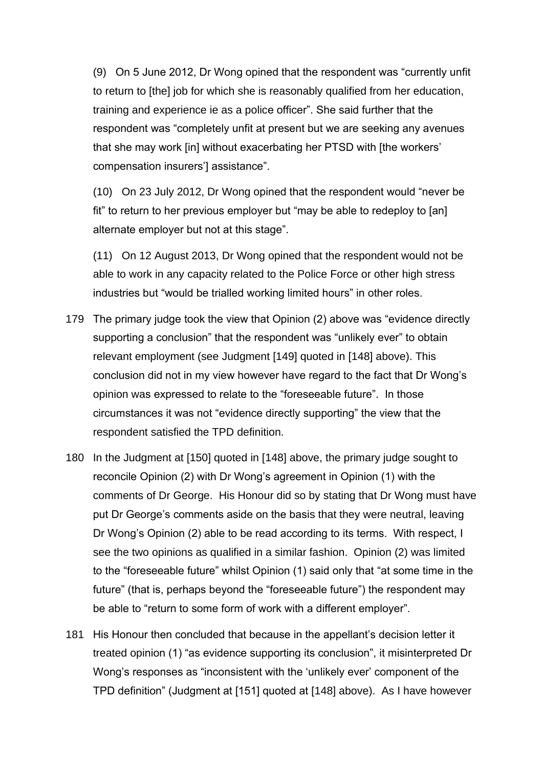(9) On 5 June 2012, Dr Wong opined that the respondent was "currently unfit to return to [the] job for which she is reasonably qualified from her education, training and experience ie as a police officer". She said further that the respondent was "completely unfit at present but we are seeking any avenues that she may work [in] without exacerbating her PTSD with [the workers' compensation insurers'] assistance".

(10) On 23 July 2012, Dr Wong opined that the respondent would "never be fit" to return to her previous employer but "may be able to redeploy to [an] alternate employer but not at this stage".

(11) On 12 August 2013, Dr Wong opined that the respondent would not be able to work in any capacity related to the Police Force or other high stress industries but "would be trialled working limited hours" in other roles.

179 The primary judge took the view that Opinion (2) above was "evidence directly supporting a conclusion" that the respondent was "unlikely ever" to obtain relevant employment (see Judgment [149] quoted in [148] above). This conclusion did not in my view however have regard to the fact that Dr Wong's opinion was expressed to relate to the "foreseeable future". In those circumstances it was not "evidence directly supporting" the view that the respondent satisfied the TPD definition.

180 In the Judgment at [150] quoted in [148] above, the primary judge sought to reconcile Opinion (2) with Dr Wong's agreement in Opinion (1) with the comments of Dr George. His Honour did so by stating that Dr Wong must have put Dr George's comments aside on the basis that they were neutral, leaving Dr Wong's Opinion (2) able to be read according to its terms. With respect, I see the two opinions as qualified in a similar fashion. Opinion (2) was limited to the "foreseeable future" whilst Opinion (1) said only that "at some time in the future" (that is, perhaps beyond the "foreseeable future") the respondent may be able to "return to some form of work with a different employer".

181 His Honour then concluded that because in the appellant's decision letter it treated opinion (1) "as evidence supporting its conclusion", it misinterpreted Dr Wong's responses as "inconsistent with the 'unlikely ever' component of the TPD definition" (Judgment at [151] quoted at [148] above). As I have however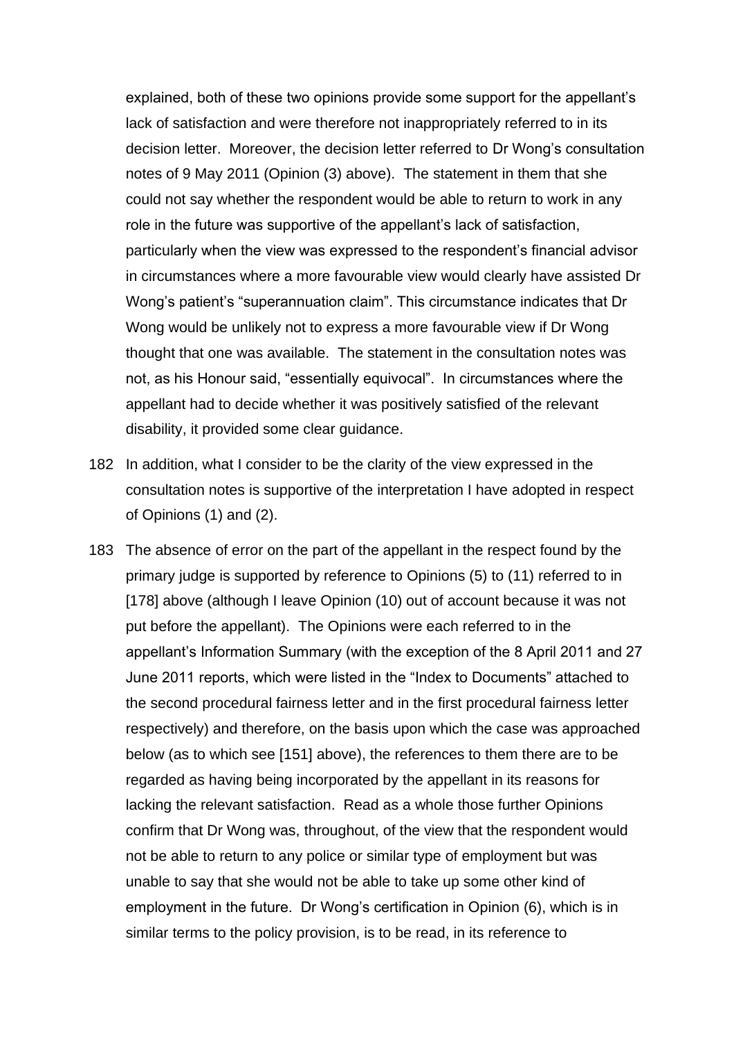explained, both of these two opinions provide some support for the appellant's lack of satisfaction and were therefore not inappropriately referred to in its decision letter. Moreover, the decision letter referred to Dr Wong's consultation notes of 9 May 2011 (Opinion (3) above). The statement in them that she could not say whether the respondent would be able to return to work in any role in the future was supportive of the appellant's lack of satisfaction, particularly when the view was expressed to the respondent's financial advisor in circumstances where a more favourable view would clearly have assisted Dr Wong's patient's "superannuation claim". This circumstance indicates that Dr Wong would be unlikely not to express a more favourable view if Dr Wong thought that one was available. The statement in the consultation notes was not, as his Honour said, "essentially equivocal". In circumstances where the appellant had to decide whether it was positively satisfied of the relevant disability, it provided some clear guidance.

182 In addition, what I consider to be the clarity of the view expressed in the consultation notes is supportive of the interpretation I have adopted in respect of Opinions (1) and (2).

183 The absence of error on the part of the appellant in the respect found by the primary judge is supported by reference to Opinions (5) to (11) referred to in [178] above (although I leave Opinion (10) out of account because it was not put before the appellant). The Opinions were each referred to in the appellant's Information Summary (with the exception of the 8 April 2011 and 27 June 2011 reports, which were listed in the "Index to Documents" attached to the second procedural fairness letter and in the first procedural fairness letter respectively) and therefore, on the basis upon which the case was approached below (as to which see [151] above), the references to them there are to be regarded as having being incorporated by the appellant in its reasons for lacking the relevant satisfaction. Read as a whole those further Opinions confirm that Dr Wong was, throughout, of the view that the respondent would not be able to return to any police or similar type of employment but was unable to say that she would not be able to take up some other kind of employment in the future. Dr Wong's certification in Opinion (6), which is in similar terms to the policy provision, is to be read, in its reference to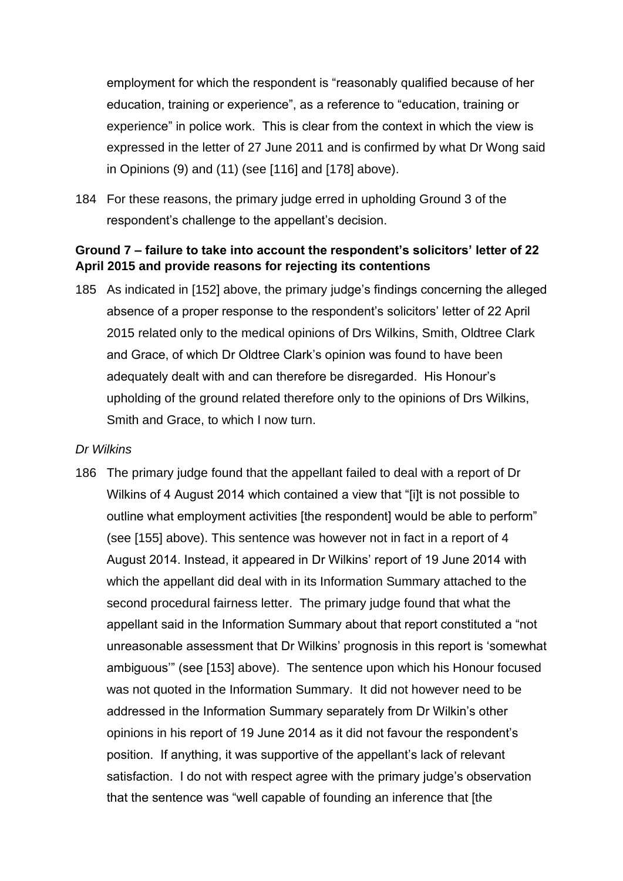employment for which the respondent is "reasonably qualified because of her education, training or experience", as a reference to "education, training or experience" in police work. This is clear from the context in which the view is expressed in the letter of 27 June 2011 and is confirmed by what Dr Wong said in Opinions (9) and (11) (see [116] and [178] above).

184 For these reasons, the primary judge erred in upholding Ground 3 of the respondent's challenge to the appellant's decision.

**Ground 7 – failure to take into account the respondent's solicitors' letter of 22 April 2015 and provide reasons for rejecting its contentions**

185 As indicated in [152] above, the primary judge's findings concerning the alleged absence of a proper response to the respondent's solicitors' letter of 22 April 2015 related only to the medical opinions of Drs Wilkins, Smith, Oldtree Clark and Grace, of which Dr Oldtree Clark's opinion was found to have been adequately dealt with and can therefore be disregarded. His Honour's upholding of the ground related therefore only to the opinions of Drs Wilkins, Smith and Grace, to which I now turn.

*Dr Wilkins*

186 The primary judge found that the appellant failed to deal with a report of Dr Wilkins of 4 August 2014 which contained a view that "[i]t is not possible to outline what employment activities [the respondent] would be able to perform" (see [155] above). This sentence was however not in fact in a report of 4 August 2014. Instead, it appeared in Dr Wilkins' report of 19 June 2014 with which the appellant did deal with in its Information Summary attached to the second procedural fairness letter. The primary judge found that what the appellant said in the Information Summary about that report constituted a "not unreasonable assessment that Dr Wilkins' prognosis in this report is 'somewhat ambiguous'" (see [153] above). The sentence upon which his Honour focused was not quoted in the Information Summary. It did not however need to be addressed in the Information Summary separately from Dr Wilkin's other opinions in his report of 19 June 2014 as it did not favour the respondent's position. If anything, it was supportive of the appellant's lack of relevant satisfaction. I do not with respect agree with the primary judge's observation that the sentence was "well capable of founding an inference that [the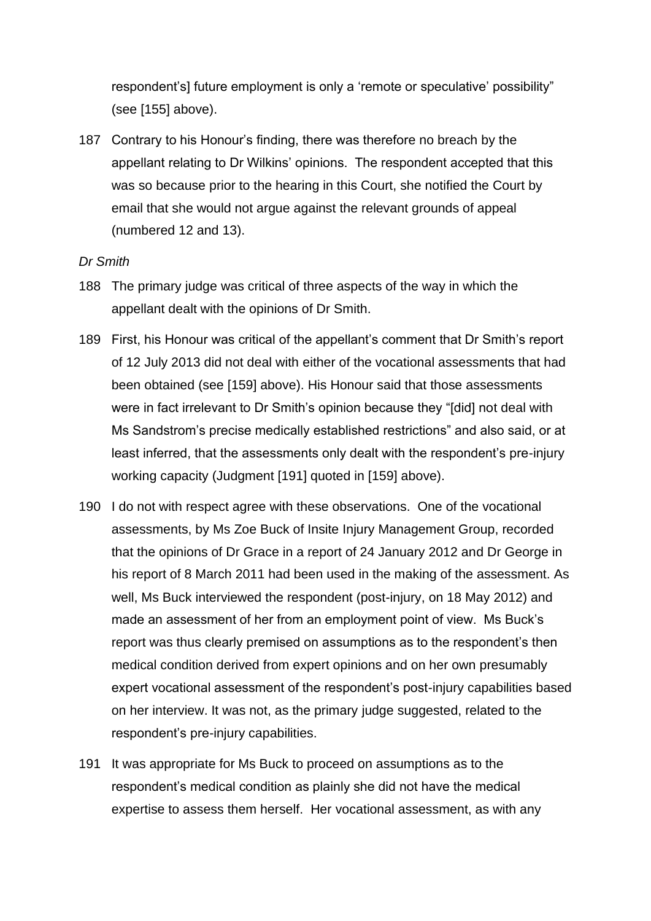respondent's] future employment is only a 'remote or speculative' possibility" (see [155] above).

187 Contrary to his Honour's finding, there was therefore no breach by the appellant relating to Dr Wilkins' opinions. The respondent accepted that this was so because prior to the hearing in this Court, she notified the Court by email that she would not argue against the relevant grounds of appeal (numbered 12 and 13).

*Dr Smith*

188 The primary judge was critical of three aspects of the way in which the appellant dealt with the opinions of Dr Smith.

189 First, his Honour was critical of the appellant's comment that Dr Smith's report of 12 July 2013 did not deal with either of the vocational assessments that had been obtained (see [159] above). His Honour said that those assessments were in fact irrelevant to Dr Smith's opinion because they "[did] not deal with Ms Sandstrom's precise medically established restrictions" and also said, or at least inferred, that the assessments only dealt with the respondent's pre-injury working capacity (Judgment [191] quoted in [159] above).

190 I do not with respect agree with these observations. One of the vocational assessments, by Ms Zoe Buck of Insite Injury Management Group, recorded that the opinions of Dr Grace in a report of 24 January 2012 and Dr George in his report of 8 March 2011 had been used in the making of the assessment. As well, Ms Buck interviewed the respondent (post-injury, on 18 May 2012) and made an assessment of her from an employment point of view. Ms Buck's report was thus clearly premised on assumptions as to the respondent's then medical condition derived from expert opinions and on her own presumably expert vocational assessment of the respondent's post-injury capabilities based on her interview. It was not, as the primary judge suggested, related to the respondent's pre-injury capabilities.

191 It was appropriate for Ms Buck to proceed on assumptions as to the respondent's medical condition as plainly she did not have the medical expertise to assess them herself. Her vocational assessment, as with any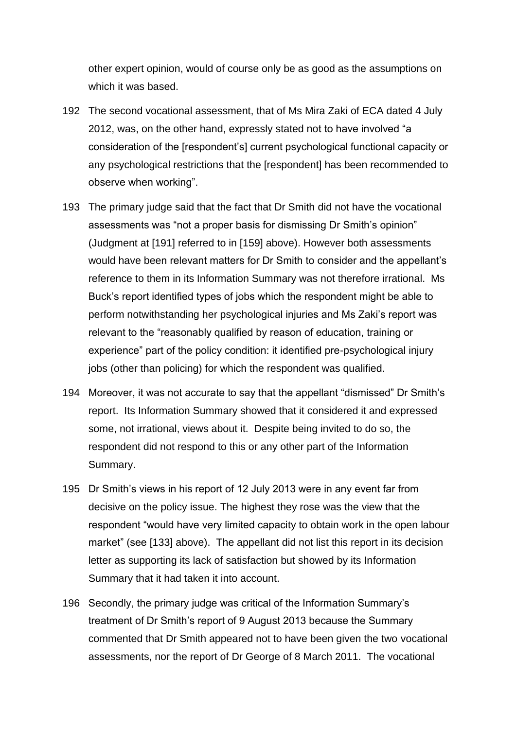other expert opinion, would of course only be as good as the assumptions on which it was based.

192 The second vocational assessment, that of Ms Mira Zaki of ECA dated 4 July 2012, was, on the other hand, expressly stated not to have involved "a consideration of the [respondent's] current psychological functional capacity or any psychological restrictions that the [respondent] has been recommended to observe when working".

193 The primary judge said that the fact that Dr Smith did not have the vocational assessments was "not a proper basis for dismissing Dr Smith's opinion" (Judgment at [191] referred to in [159] above). However both assessments would have been relevant matters for Dr Smith to consider and the appellant's reference to them in its Information Summary was not therefore irrational. Ms Buck's report identified types of jobs which the respondent might be able to perform notwithstanding her psychological injuries and Ms Zaki's report was relevant to the "reasonably qualified by reason of education, training or experience" part of the policy condition: it identified pre-psychological injury jobs (other than policing) for which the respondent was qualified.

194 Moreover, it was not accurate to say that the appellant "dismissed" Dr Smith's report. Its Information Summary showed that it considered it and expressed some, not irrational, views about it. Despite being invited to do so, the respondent did not respond to this or any other part of the Information Summary.

195 Dr Smith's views in his report of 12 July 2013 were in any event far from decisive on the policy issue. The highest they rose was the view that the respondent "would have very limited capacity to obtain work in the open labour market" (see [133] above). The appellant did not list this report in its decision letter as supporting its lack of satisfaction but showed by its Information Summary that it had taken it into account.

196 Secondly, the primary judge was critical of the Information Summary's treatment of Dr Smith's report of 9 August 2013 because the Summary commented that Dr Smith appeared not to have been given the two vocational assessments, nor the report of Dr George of 8 March 2011. The vocational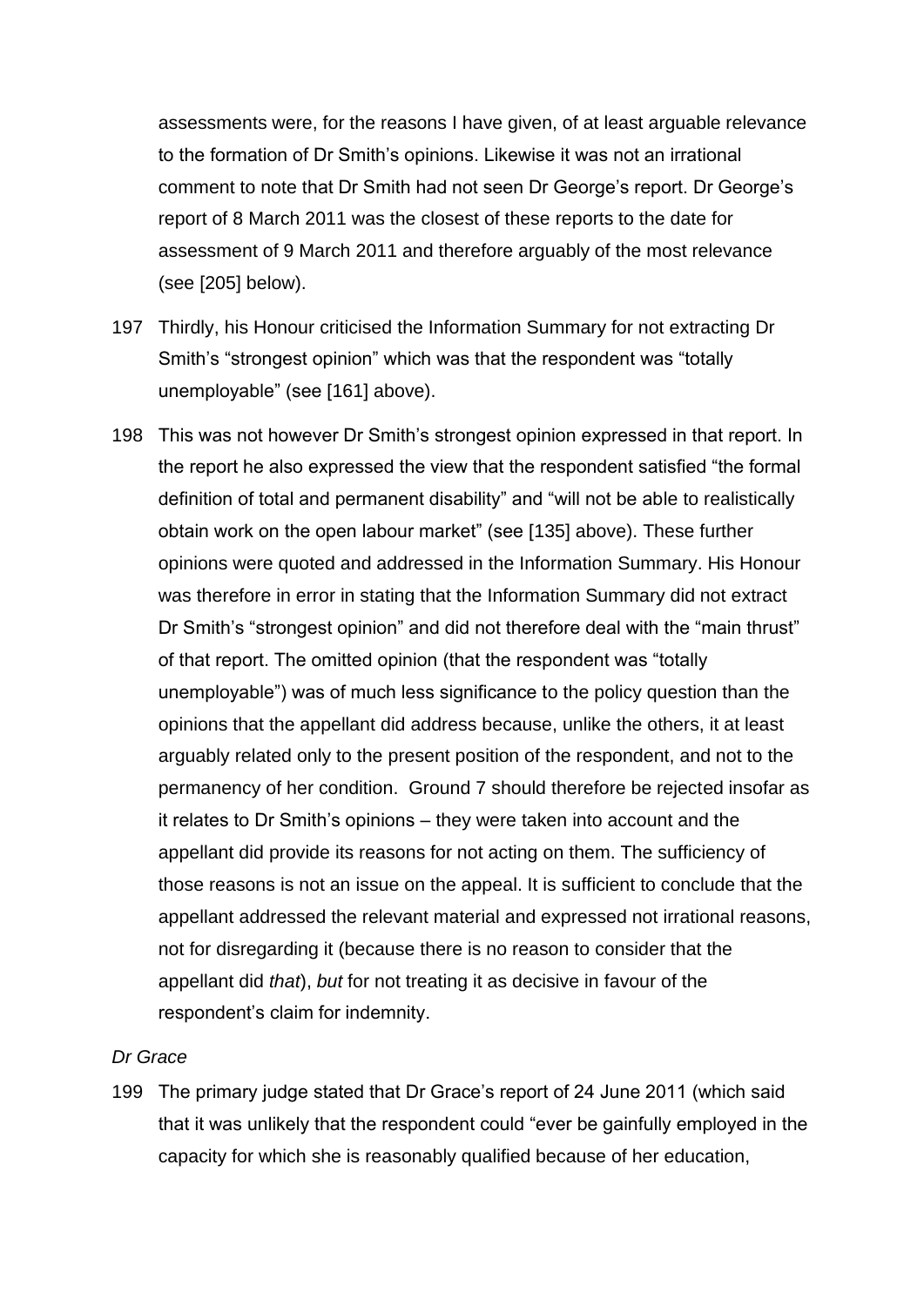assessments were, for the reasons I have given, of at least arguable relevance to the formation of Dr Smith's opinions. Likewise it was not an irrational comment to note that Dr Smith had not seen Dr George's report. Dr George's report of 8 March 2011 was the closest of these reports to the date for assessment of 9 March 2011 and therefore arguably of the most relevance (see [205] below).

197 Thirdly, his Honour criticised the Information Summary for not extracting Dr Smith's "strongest opinion" which was that the respondent was "totally unemployable" (see [161] above).

198 This was not however Dr Smith's strongest opinion expressed in that report. In the report he also expressed the view that the respondent satisfied "the formal definition of total and permanent disability" and "will not be able to realistically obtain work on the open labour market" (see [135] above). These further opinions were quoted and addressed in the Information Summary. His Honour was therefore in error in stating that the Information Summary did not extract Dr Smith's "strongest opinion" and did not therefore deal with the "main thrust" of that report. The omitted opinion (that the respondent was "totally unemployable") was of much less significance to the policy question than the opinions that the appellant did address because, unlike the others, it at least arguably related only to the present position of the respondent, and not to the permanency of her condition. Ground 7 should therefore be rejected insofar as it relates to Dr Smith's opinions – they were taken into account and the appellant did provide its reasons for not acting on them. The sufficiency of those reasons is not an issue on the appeal. It is sufficient to conclude that the appellant addressed the relevant material and expressed not irrational reasons, not for disregarding it (because there is no reason to consider that the appellant did *that*), *but* for not treating it as decisive in favour of the respondent's claim for indemnity.

*Dr Grace*

199 The primary judge stated that Dr Grace's report of 24 June 2011 (which said that it was unlikely that the respondent could "ever be gainfully employed in the capacity for which she is reasonably qualified because of her education,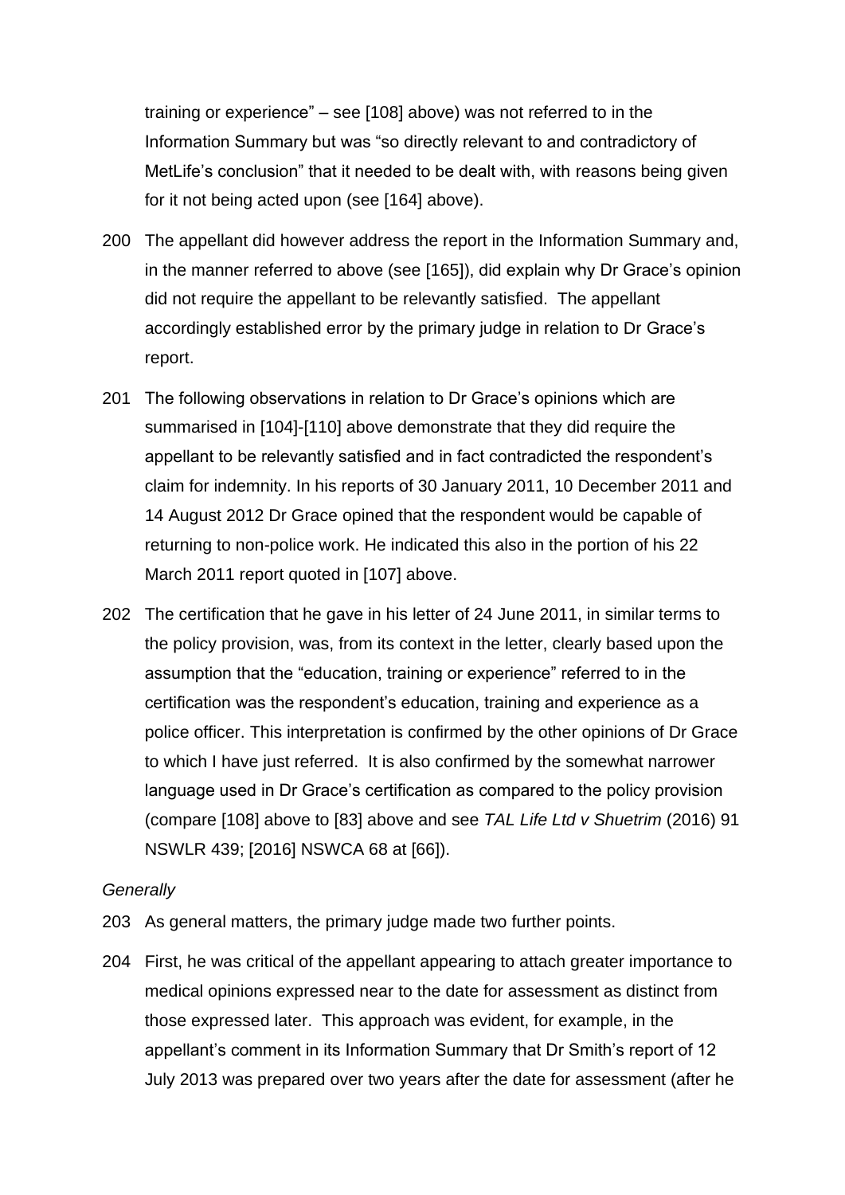training or experience" – see [108] above) was not referred to in the Information Summary but was "so directly relevant to and contradictory of MetLife's conclusion" that it needed to be dealt with, with reasons being given for it not being acted upon (see [164] above).

200 The appellant did however address the report in the Information Summary and, in the manner referred to above (see [165]), did explain why Dr Grace's opinion did not require the appellant to be relevantly satisfied. The appellant accordingly established error by the primary judge in relation to Dr Grace's report.

201 The following observations in relation to Dr Grace's opinions which are summarised in [104]-[110] above demonstrate that they did require the appellant to be relevantly satisfied and in fact contradicted the respondent's claim for indemnity. In his reports of 30 January 2011, 10 December 2011 and 14 August 2012 Dr Grace opined that the respondent would be capable of returning to non-police work. He indicated this also in the portion of his 22 March 2011 report quoted in [107] above.

202 The certification that he gave in his letter of 24 June 2011, in similar terms to the policy provision, was, from its context in the letter, clearly based upon the assumption that the "education, training or experience" referred to in the certification was the respondent's education, training and experience as a police officer. This interpretation is confirmed by the other opinions of Dr Grace to which I have just referred. It is also confirmed by the somewhat narrower language used in Dr Grace's certification as compared to the policy provision (compare [108] above to [83] above and see *TAL Life Ltd v Shuetrim* (2016) 91 NSWLR 439; [2016] NSWCA 68 at [66]).

*Generally*

203 As general matters, the primary judge made two further points.

204 First, he was critical of the appellant appearing to attach greater importance to medical opinions expressed near to the date for assessment as distinct from those expressed later. This approach was evident, for example, in the appellant's comment in its Information Summary that Dr Smith's report of 12 July 2013 was prepared over two years after the date for assessment (after he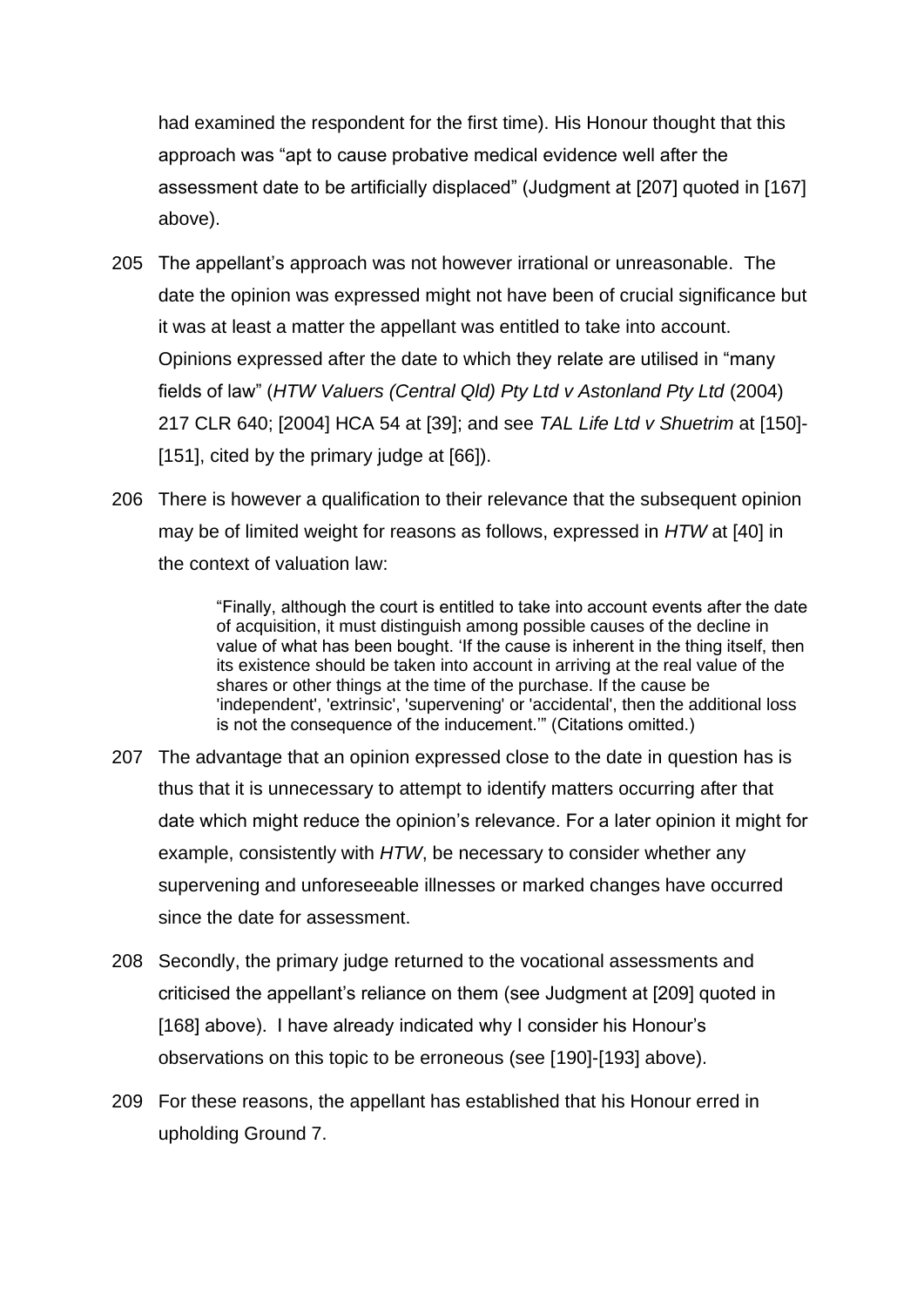had examined the respondent for the first time). His Honour thought that this approach was "apt to cause probative medical evidence well after the assessment date to be artificially displaced" (Judgment at [207] quoted in [167] above).

205 The appellant's approach was not however irrational or unreasonable. The date the opinion was expressed might not have been of crucial significance but it was at least a matter the appellant was entitled to take into account. Opinions expressed after the date to which they relate are utilised in "many fields of law" (*HTW Valuers (Central Qld) Pty Ltd v Astonland Pty Ltd* (2004) 217 CLR 640; [2004] HCA 54 at [39]; and see *TAL Life Ltd v Shuetrim* at [150]-[151], cited by the primary judge at [66]).

206 There is however a qualification to their relevance that the subsequent opinion may be of limited weight for reasons as follows, expressed in *HTW* at [40] in the context of valuation law:

> "Finally, although the court is entitled to take into account events after the date of acquisition, it must distinguish among possible causes of the decline in value of what has been bought. 'If the cause is inherent in the thing itself, then its existence should be taken into account in arriving at the real value of the shares or other things at the time of the purchase. If the cause be 'independent', 'extrinsic', 'supervening' or 'accidental', then the additional loss is not the consequence of the inducement.'" (Citations omitted.)

207 The advantage that an opinion expressed close to the date in question has is thus that it is unnecessary to attempt to identify matters occurring after that date which might reduce the opinion's relevance. For a later opinion it might for example, consistently with *HTW*, be necessary to consider whether any supervening and unforeseeable illnesses or marked changes have occurred since the date for assessment.

208 Secondly, the primary judge returned to the vocational assessments and criticised the appellant's reliance on them (see Judgment at [209] quoted in [168] above). I have already indicated why I consider his Honour's observations on this topic to be erroneous (see [190]-[193] above).

209 For these reasons, the appellant has established that his Honour erred in upholding Ground 7.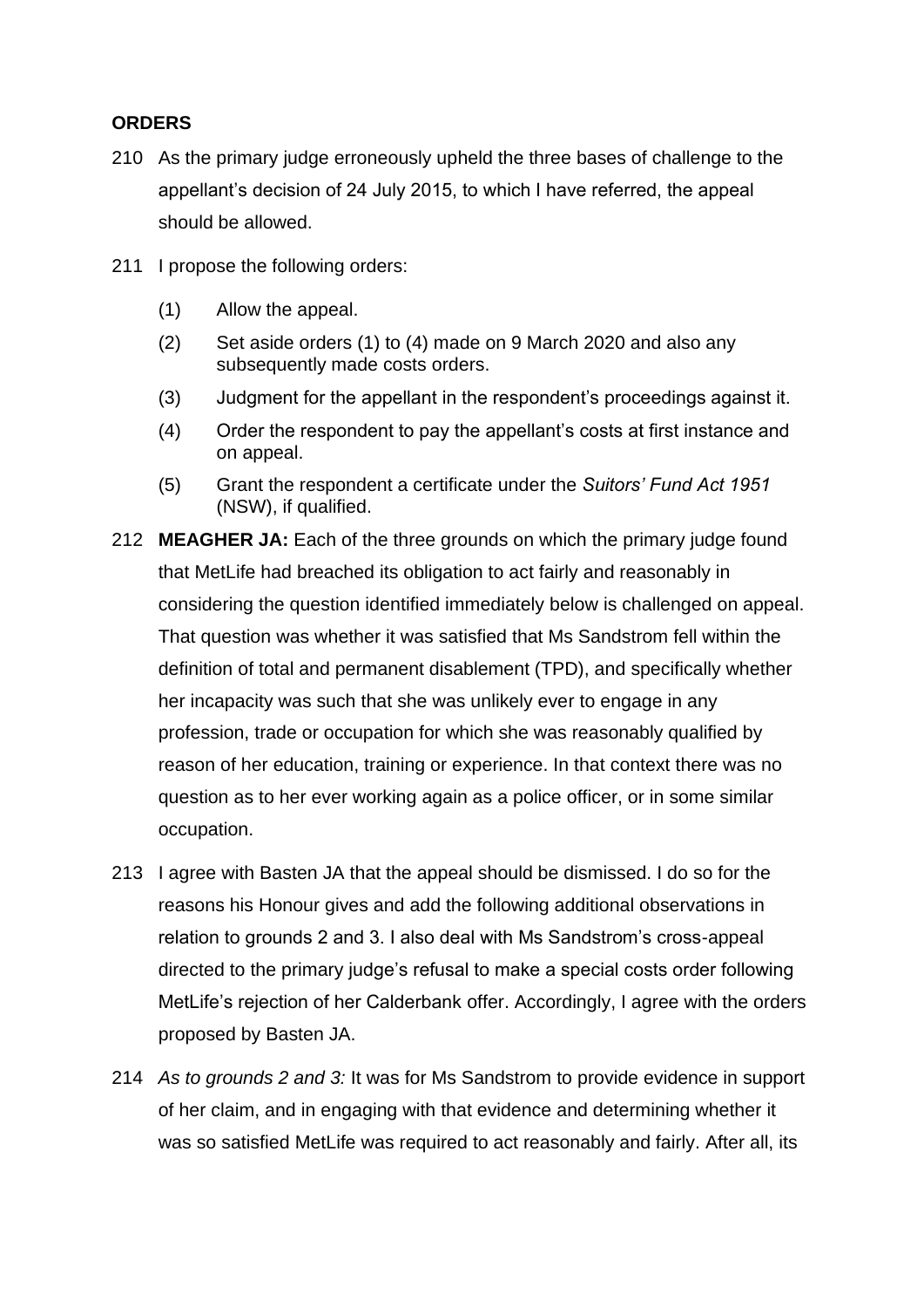## ORDERS

210 As the primary judge erroneously upheld the three bases of challenge to the appellant's decision of 24 July 2015, to which I have referred, the appeal should be allowed.

211 I propose the following orders:

(1) Allow the appeal.

(2) Set aside orders (1) to (4) made on 9 March 2020 and also any subsequently made costs orders.

(3) Judgment for the appellant in the respondent's proceedings against it.

(4) Order the respondent to pay the appellant's costs at first instance and on appeal.

(5) Grant the respondent a certificate under the *Suitors' Fund Act 1951* (NSW), if qualified.

212 **MEAGHER JA:** Each of the three grounds on which the primary judge found that MetLife had breached its obligation to act fairly and reasonably in considering the question identified immediately below is challenged on appeal. That question was whether it was satisfied that Ms Sandstrom fell within the definition of total and permanent disablement (TPD), and specifically whether her incapacity was such that she was unlikely ever to engage in any profession, trade or occupation for which she was reasonably qualified by reason of her education, training or experience. In that context there was no question as to her ever working again as a police officer, or in some similar occupation.

213 I agree with Basten JA that the appeal should be dismissed. I do so for the reasons his Honour gives and add the following additional observations in relation to grounds 2 and 3. I also deal with Ms Sandstrom's cross-appeal directed to the primary judge's refusal to make a special costs order following MetLife's rejection of her Calderbank offer. Accordingly, I agree with the orders proposed by Basten JA.

214 *As to grounds 2 and 3:* It was for Ms Sandstrom to provide evidence in support of her claim, and in engaging with that evidence and determining whether it was so satisfied MetLife was required to act reasonably and fairly. After all, its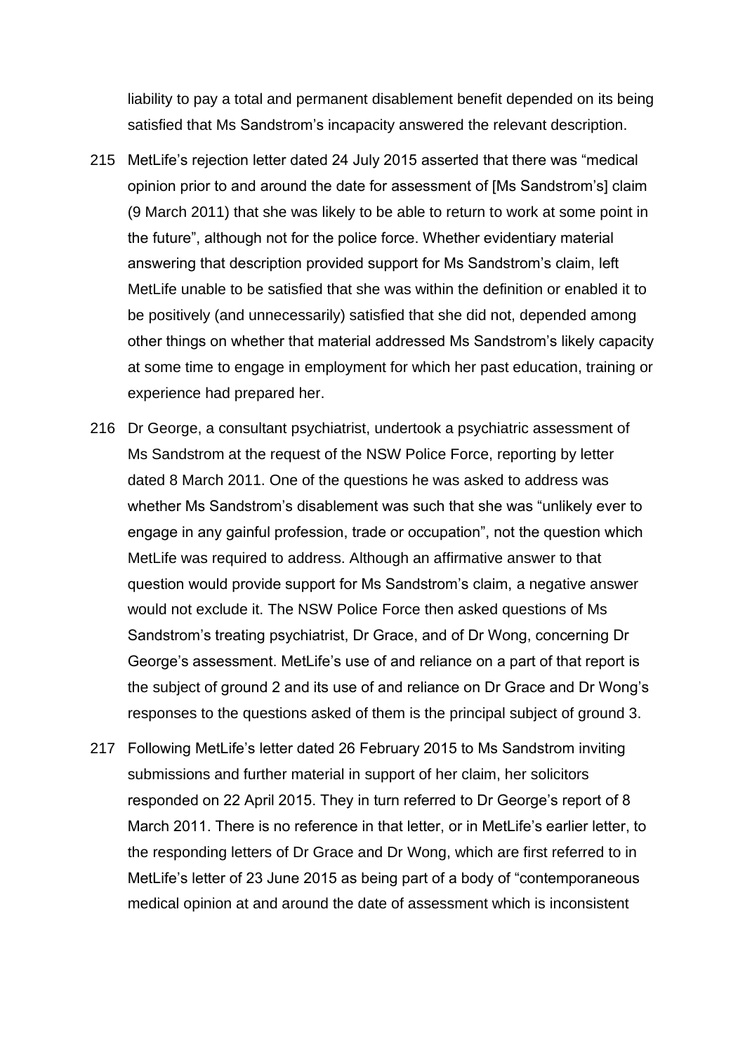liability to pay a total and permanent disablement benefit depended on its being satisfied that Ms Sandstrom's incapacity answered the relevant description.

215 MetLife's rejection letter dated 24 July 2015 asserted that there was "medical opinion prior to and around the date for assessment of [Ms Sandstrom's] claim (9 March 2011) that she was likely to be able to return to work at some point in the future", although not for the police force. Whether evidentiary material answering that description provided support for Ms Sandstrom's claim, left MetLife unable to be satisfied that she was within the definition or enabled it to be positively (and unnecessarily) satisfied that she did not, depended among other things on whether that material addressed Ms Sandstrom's likely capacity at some time to engage in employment for which her past education, training or experience had prepared her.

216 Dr George, a consultant psychiatrist, undertook a psychiatric assessment of Ms Sandstrom at the request of the NSW Police Force, reporting by letter dated 8 March 2011. One of the questions he was asked to address was whether Ms Sandstrom's disablement was such that she was "unlikely ever to engage in any gainful profession, trade or occupation", not the question which MetLife was required to address. Although an affirmative answer to that question would provide support for Ms Sandstrom's claim, a negative answer would not exclude it. The NSW Police Force then asked questions of Ms Sandstrom's treating psychiatrist, Dr Grace, and of Dr Wong, concerning Dr George's assessment. MetLife's use of and reliance on a part of that report is the subject of ground 2 and its use of and reliance on Dr Grace and Dr Wong's responses to the questions asked of them is the principal subject of ground 3.

217 Following MetLife's letter dated 26 February 2015 to Ms Sandstrom inviting submissions and further material in support of her claim, her solicitors responded on 22 April 2015. They in turn referred to Dr George's report of 8 March 2011. There is no reference in that letter, or in MetLife's earlier letter, to the responding letters of Dr Grace and Dr Wong, which are first referred to in MetLife's letter of 23 June 2015 as being part of a body of "contemporaneous medical opinion at and around the date of assessment which is inconsistent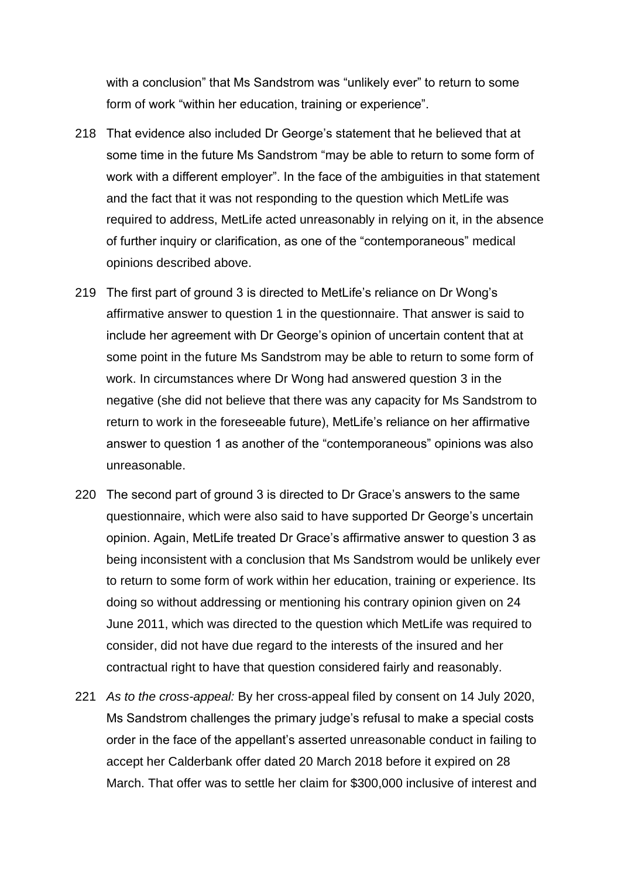with a conclusion" that Ms Sandstrom was "unlikely ever" to return to some form of work "within her education, training or experience".

218 That evidence also included Dr George's statement that he believed that at some time in the future Ms Sandstrom "may be able to return to some form of work with a different employer". In the face of the ambiguities in that statement and the fact that it was not responding to the question which MetLife was required to address, MetLife acted unreasonably in relying on it, in the absence of further inquiry or clarification, as one of the "contemporaneous" medical opinions described above.

219 The first part of ground 3 is directed to MetLife's reliance on Dr Wong's affirmative answer to question 1 in the questionnaire. That answer is said to include her agreement with Dr George's opinion of uncertain content that at some point in the future Ms Sandstrom may be able to return to some form of work. In circumstances where Dr Wong had answered question 3 in the negative (she did not believe that there was any capacity for Ms Sandstrom to return to work in the foreseeable future), MetLife's reliance on her affirmative answer to question 1 as another of the "contemporaneous" opinions was also unreasonable.

220 The second part of ground 3 is directed to Dr Grace's answers to the same questionnaire, which were also said to have supported Dr George's uncertain opinion. Again, MetLife treated Dr Grace's affirmative answer to question 3 as being inconsistent with a conclusion that Ms Sandstrom would be unlikely ever to return to some form of work within her education, training or experience. Its doing so without addressing or mentioning his contrary opinion given on 24 June 2011, which was directed to the question which MetLife was required to consider, did not have due regard to the interests of the insured and her contractual right to have that question considered fairly and reasonably.

221 *As to the cross-appeal:* By her cross-appeal filed by consent on 14 July 2020, Ms Sandstrom challenges the primary judge's refusal to make a special costs order in the face of the appellant's asserted unreasonable conduct in failing to accept her Calderbank offer dated 20 March 2018 before it expired on 28 March. That offer was to settle her claim for $300,000 inclusive of interest and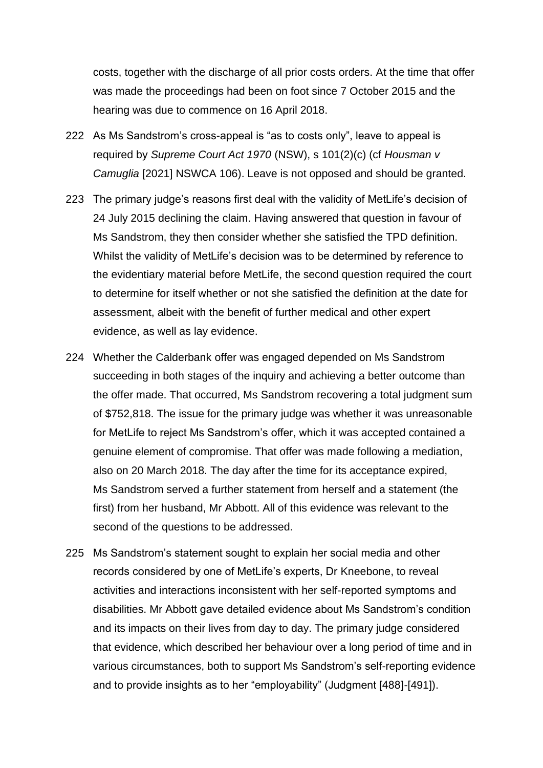costs, together with the discharge of all prior costs orders. At the time that offer was made the proceedings had been on foot since 7 October 2015 and the hearing was due to commence on 16 April 2018.

222 As Ms Sandstrom's cross-appeal is "as to costs only", leave to appeal is required by *Supreme Court Act 1970* (NSW), s 101(2)(c) (cf *Housman v Camuglia* [2021] NSWCA 106). Leave is not opposed and should be granted.

223 The primary judge's reasons first deal with the validity of MetLife's decision of 24 July 2015 declining the claim. Having answered that question in favour of Ms Sandstrom, they then consider whether she satisfied the TPD definition. Whilst the validity of MetLife's decision was to be determined by reference to the evidentiary material before MetLife, the second question required the court to determine for itself whether or not she satisfied the definition at the date for assessment, albeit with the benefit of further medical and other expert evidence, as well as lay evidence.

224 Whether the Calderbank offer was engaged depended on Ms Sandstrom succeeding in both stages of the inquiry and achieving a better outcome than the offer made. That occurred, Ms Sandstrom recovering a total judgment sum of $752,818. The issue for the primary judge was whether it was unreasonable for MetLife to reject Ms Sandstrom's offer, which it was accepted contained a genuine element of compromise. That offer was made following a mediation, also on 20 March 2018. The day after the time for its acceptance expired, Ms Sandstrom served a further statement from herself and a statement (the first) from her husband, Mr Abbott. All of this evidence was relevant to the second of the questions to be addressed.

225 Ms Sandstrom's statement sought to explain her social media and other records considered by one of MetLife's experts, Dr Kneebone, to reveal activities and interactions inconsistent with her self-reported symptoms and disabilities. Mr Abbott gave detailed evidence about Ms Sandstrom's condition and its impacts on their lives from day to day. The primary judge considered that evidence, which described her behaviour over a long period of time and in various circumstances, both to support Ms Sandstrom's self-reporting evidence and to provide insights as to her "employability" (Judgment [488]-[491]).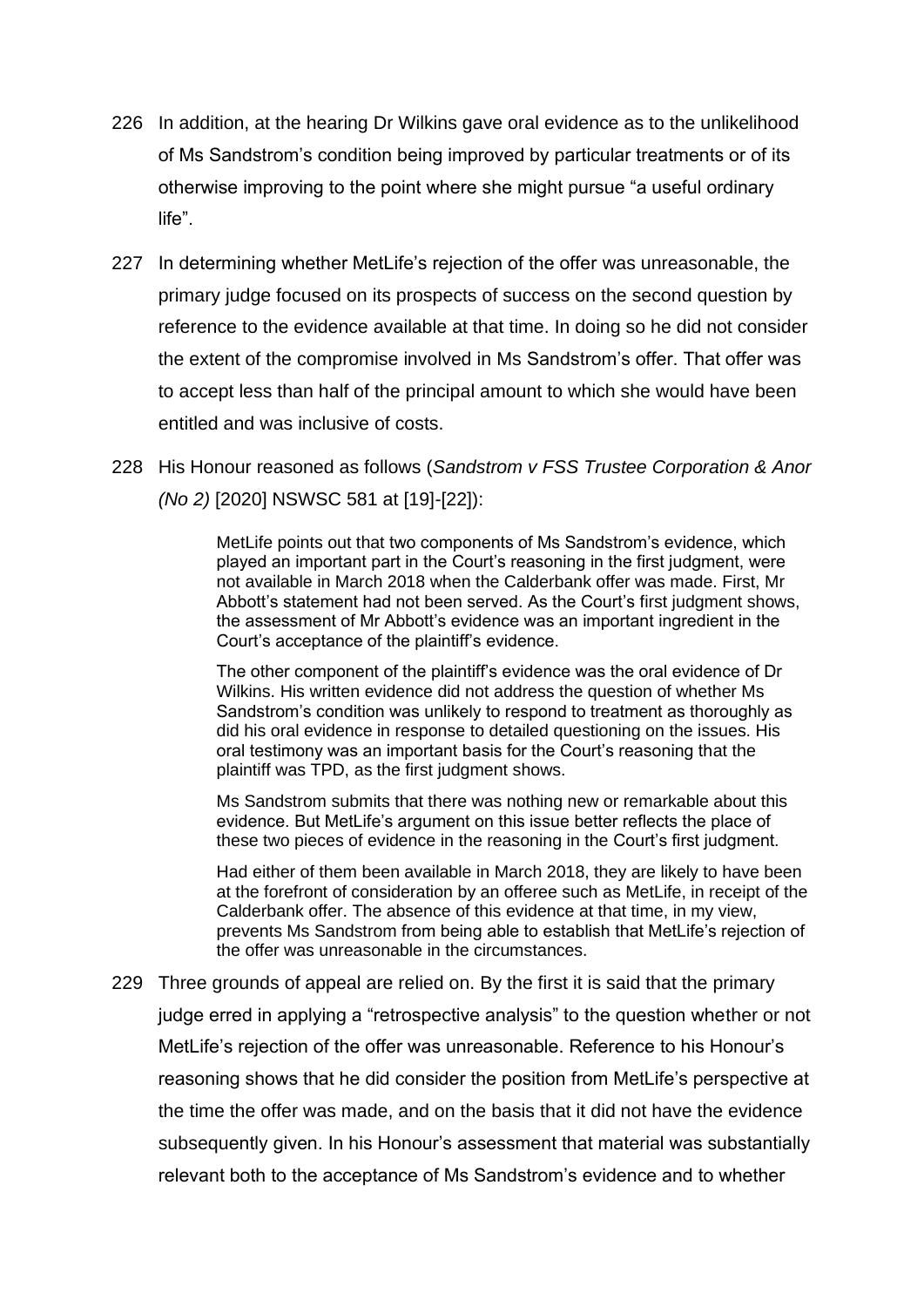226 In addition, at the hearing Dr Wilkins gave oral evidence as to the unlikelihood of Ms Sandstrom's condition being improved by particular treatments or of its otherwise improving to the point where she might pursue "a useful ordinary life".

227 In determining whether MetLife's rejection of the offer was unreasonable, the primary judge focused on its prospects of success on the second question by reference to the evidence available at that time. In doing so he did not consider the extent of the compromise involved in Ms Sandstrom's offer. That offer was to accept less than half of the principal amount to which she would have been entitled and was inclusive of costs.

228 His Honour reasoned as follows (*Sandstrom v FSS Trustee Corporation & Anor (No 2)* [2020] NSWSC 581 at [19]-[22]):

> MetLife points out that two components of Ms Sandstrom's evidence, which played an important part in the Court's reasoning in the first judgment, were not available in March 2018 when the Calderbank offer was made. First, Mr Abbott's statement had not been served. As the Court's first judgment shows, the assessment of Mr Abbott's evidence was an important ingredient in the Court's acceptance of the plaintiff's evidence.
>
> The other component of the plaintiff's evidence was the oral evidence of Dr Wilkins. His written evidence did not address the question of whether Ms Sandstrom's condition was unlikely to respond to treatment as thoroughly as did his oral evidence in response to detailed questioning on the issues. His oral testimony was an important basis for the Court's reasoning that the plaintiff was TPD, as the first judgment shows.
>
> Ms Sandstrom submits that there was nothing new or remarkable about this evidence. But MetLife's argument on this issue better reflects the place of these two pieces of evidence in the reasoning in the Court's first judgment.
>
> Had either of them been available in March 2018, they are likely to have been at the forefront of consideration by an offeree such as MetLife, in receipt of the Calderbank offer. The absence of this evidence at that time, in my view, prevents Ms Sandstrom from being able to establish that MetLife's rejection of the offer was unreasonable in the circumstances.

229 Three grounds of appeal are relied on. By the first it is said that the primary judge erred in applying a "retrospective analysis" to the question whether or not MetLife's rejection of the offer was unreasonable. Reference to his Honour's reasoning shows that he did consider the position from MetLife's perspective at the time the offer was made, and on the basis that it did not have the evidence subsequently given. In his Honour's assessment that material was substantially relevant both to the acceptance of Ms Sandstrom's evidence and to whether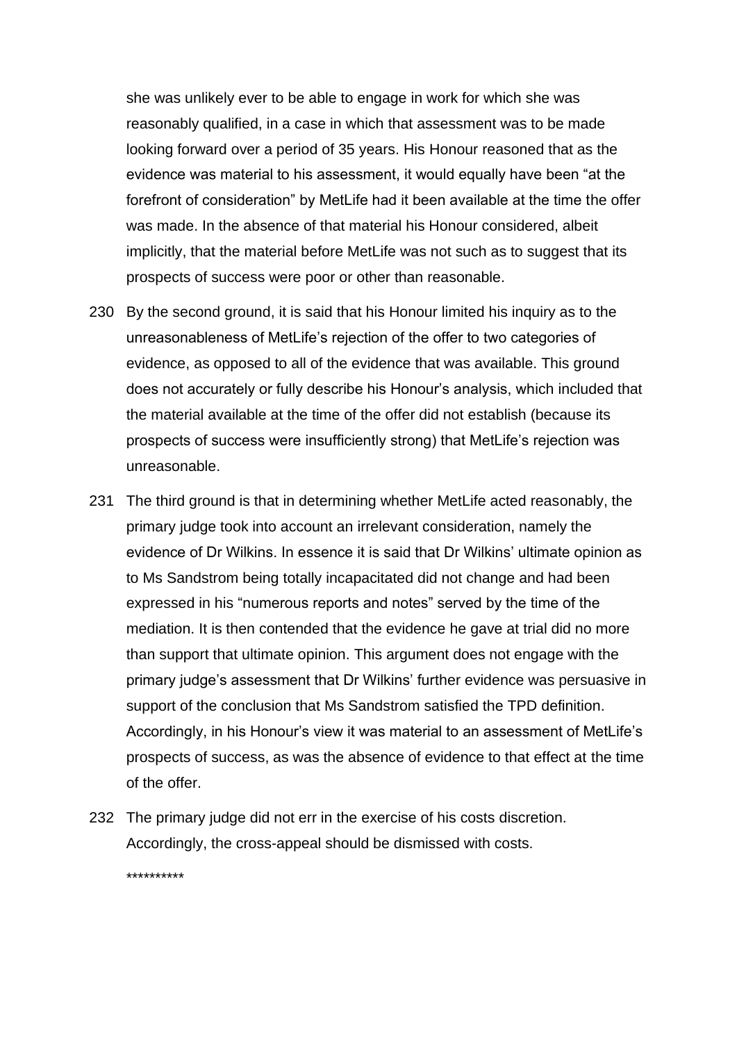she was unlikely ever to be able to engage in work for which she was reasonably qualified, in a case in which that assessment was to be made looking forward over a period of 35 years. His Honour reasoned that as the evidence was material to his assessment, it would equally have been "at the forefront of consideration" by MetLife had it been available at the time the offer was made. In the absence of that material his Honour considered, albeit implicitly, that the material before MetLife was not such as to suggest that its prospects of success were poor or other than reasonable.

230 By the second ground, it is said that his Honour limited his inquiry as to the unreasonableness of MetLife's rejection of the offer to two categories of evidence, as opposed to all of the evidence that was available. This ground does not accurately or fully describe his Honour's analysis, which included that the material available at the time of the offer did not establish (because its prospects of success were insufficiently strong) that MetLife's rejection was unreasonable.

231 The third ground is that in determining whether MetLife acted reasonably, the primary judge took into account an irrelevant consideration, namely the evidence of Dr Wilkins. In essence it is said that Dr Wilkins' ultimate opinion as to Ms Sandstrom being totally incapacitated did not change and had been expressed in his "numerous reports and notes" served by the time of the mediation. It is then contended that the evidence he gave at trial did no more than support that ultimate opinion. This argument does not engage with the primary judge's assessment that Dr Wilkins' further evidence was persuasive in support of the conclusion that Ms Sandstrom satisfied the TPD definition. Accordingly, in his Honour's view it was material to an assessment of MetLife's prospects of success, as was the absence of evidence to that effect at the time of the offer.

232 The primary judge did not err in the exercise of his costs discretion. Accordingly, the cross-appeal should be dismissed with costs.

**********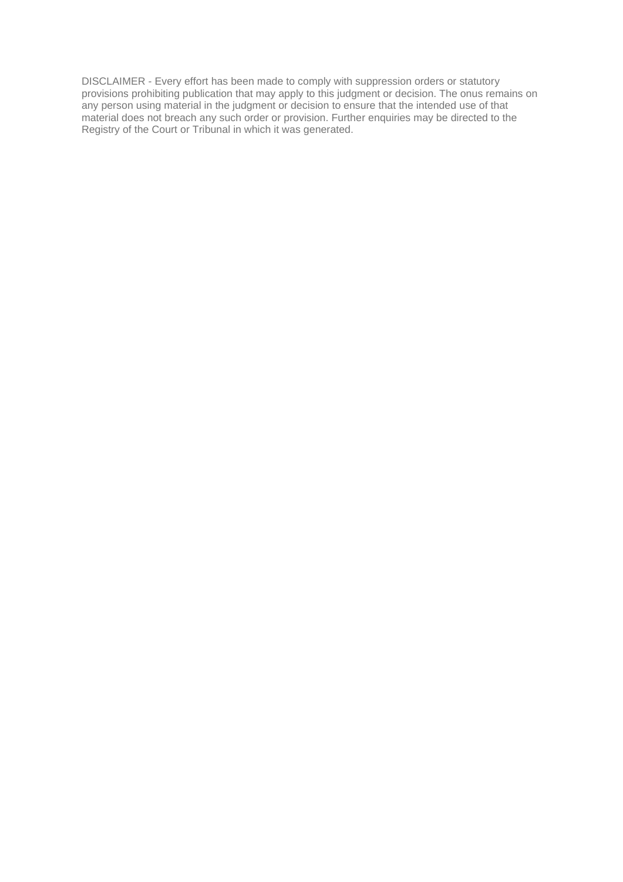DISCLAIMER - Every effort has been made to comply with suppression orders or statutory provisions prohibiting publication that may apply to this judgment or decision. The onus remains on any person using material in the judgment or decision to ensure that the intended use of that material does not breach any such order or provision. Further enquiries may be directed to the Registry of the Court or Tribunal in which it was generated.